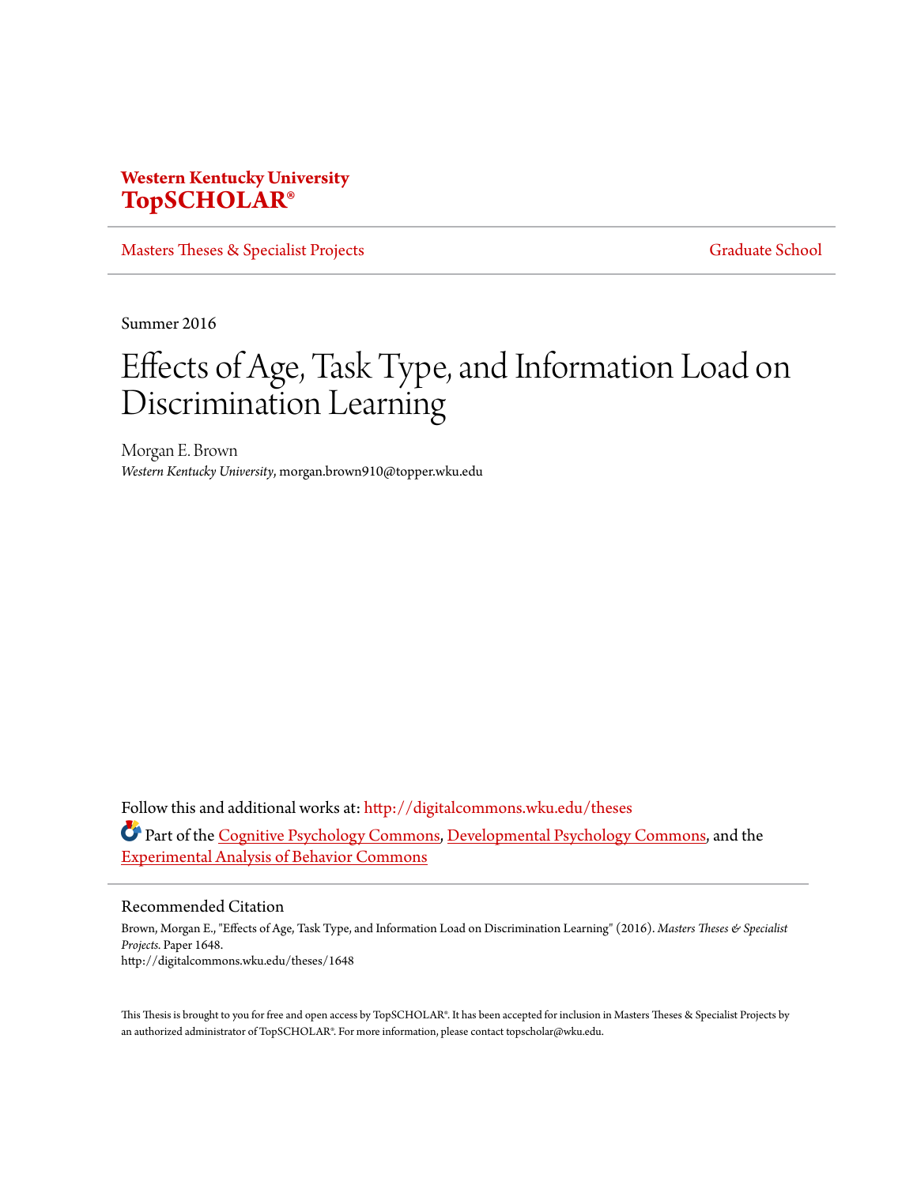**Western Kentucky University**
**TopSCHOLAR®**

Masters Theses & Specialist Projects | Graduate School

Summer 2016

# Effects of Age, Task Type, and Information Load on Discrimination Learning

Morgan E. Brown
*Western Kentucky University*, morgan.brown910@topper.wku.edu

Follow this and additional works at: http://digitalcommons.wku.edu/theses

Part of the Cognitive Psychology Commons, Developmental Psychology Commons, and the Experimental Analysis of Behavior Commons

## Recommended Citation

Brown, Morgan E., "Effects of Age, Task Type, and Information Load on Discrimination Learning" (2016). *Masters Theses & Specialist Projects.* Paper 1648.
http://digitalcommons.wku.edu/theses/1648

This Thesis is brought to you for free and open access by TopSCHOLAR®. It has been accepted for inclusion in Masters Theses & Specialist Projects by an authorized administrator of TopSCHOLAR®. For more information, please contact topscholar@wku.edu.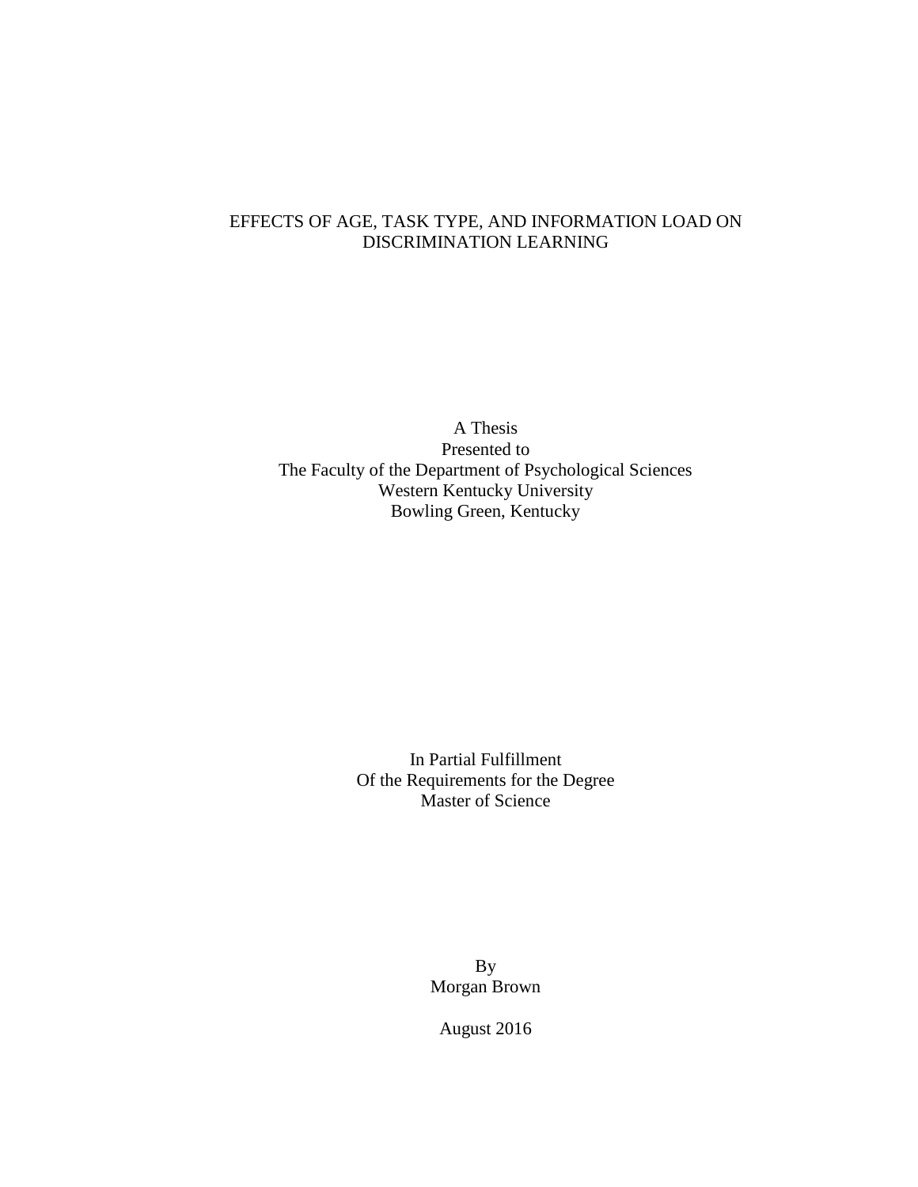# EFFECTS OF AGE, TASK TYPE, AND INFORMATION LOAD ON DISCRIMINATION LEARNING

A Thesis
Presented to
The Faculty of the Department of Psychological Sciences
Western Kentucky University
Bowling Green, Kentucky

In Partial Fulfillment
Of the Requirements for the Degree
Master of Science

By
Morgan Brown

August 2016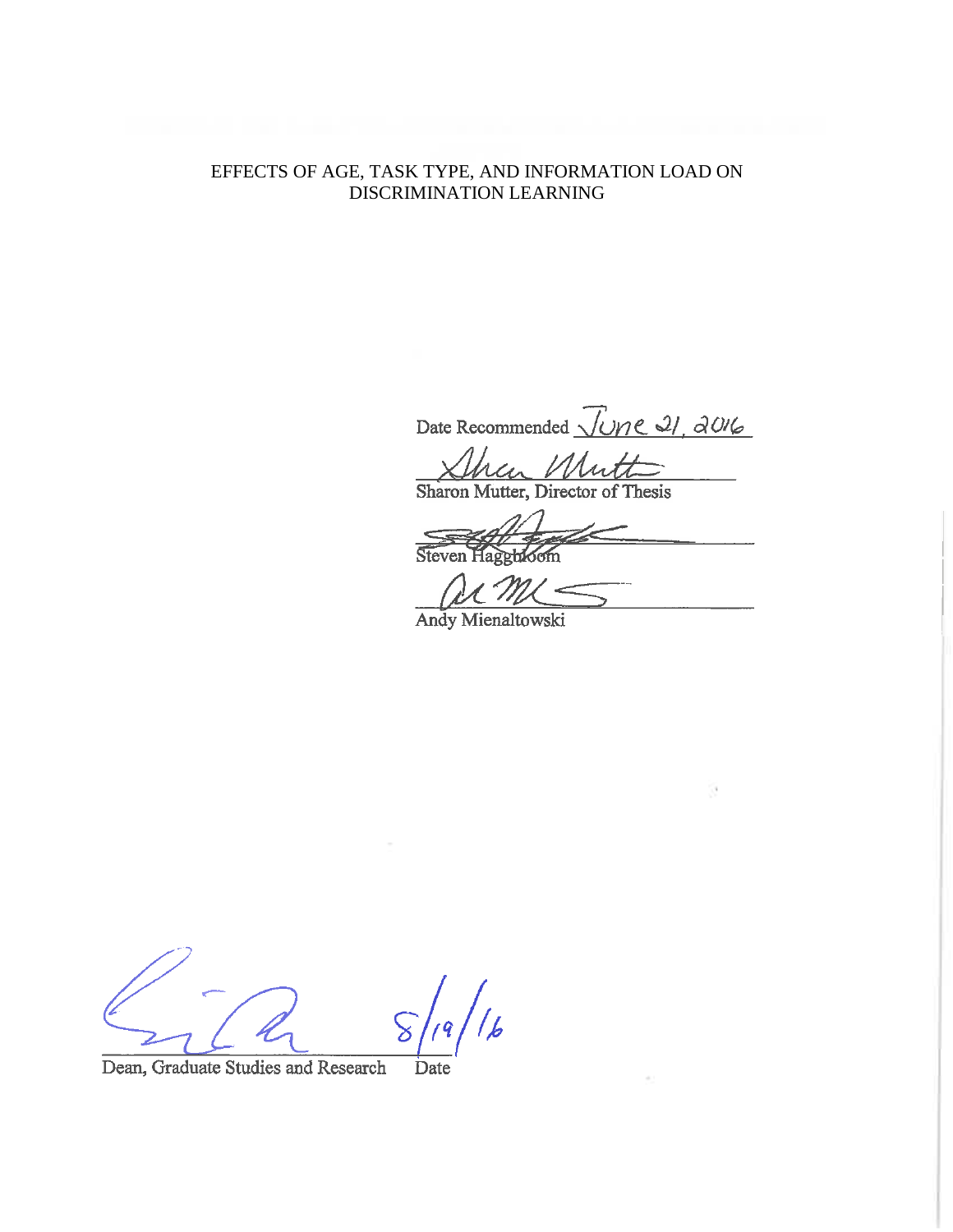EFFECTS OF AGE, TASK TYPE, AND INFORMATION LOAD ON DISCRIMINATION LEARNING

Date Recommended June 21, 2016

Sharon Mutter, Director of Thesis

Steven Haggbloom

Andy Mienaltowski

Dean, Graduate Studies and Research    Date 8/19/16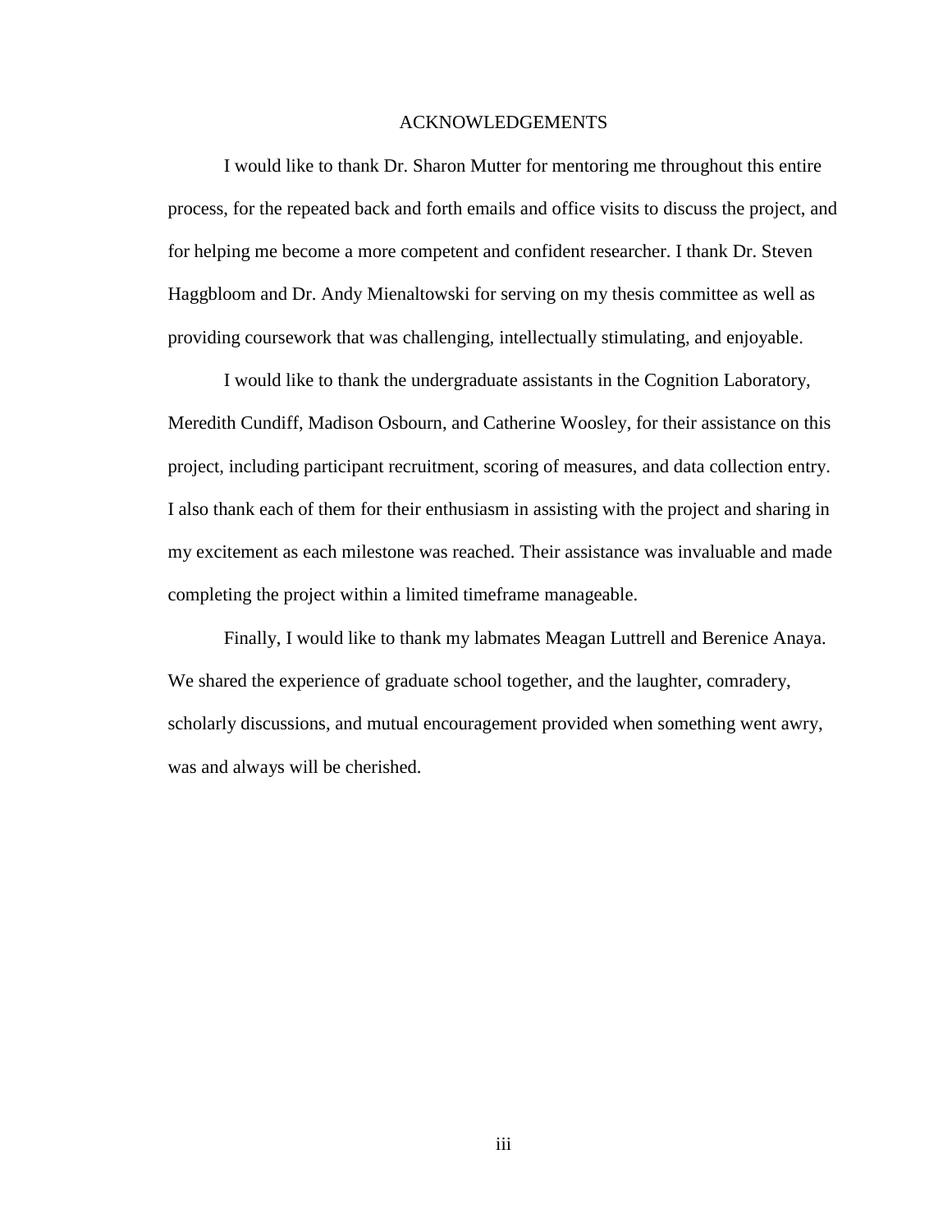# ACKNOWLEDGEMENTS

I would like to thank Dr. Sharon Mutter for mentoring me throughout this entire process, for the repeated back and forth emails and office visits to discuss the project, and for helping me become a more competent and confident researcher. I thank Dr. Steven Haggbloom and Dr. Andy Mienaltowski for serving on my thesis committee as well as providing coursework that was challenging, intellectually stimulating, and enjoyable.

I would like to thank the undergraduate assistants in the Cognition Laboratory, Meredith Cundiff, Madison Osbourn, and Catherine Woosley, for their assistance on this project, including participant recruitment, scoring of measures, and data collection entry. I also thank each of them for their enthusiasm in assisting with the project and sharing in my excitement as each milestone was reached. Their assistance was invaluable and made completing the project within a limited timeframe manageable.

Finally, I would like to thank my labmates Meagan Luttrell and Berenice Anaya. We shared the experience of graduate school together, and the laughter, comradery, scholarly discussions, and mutual encouragement provided when something went awry, was and always will be cherished.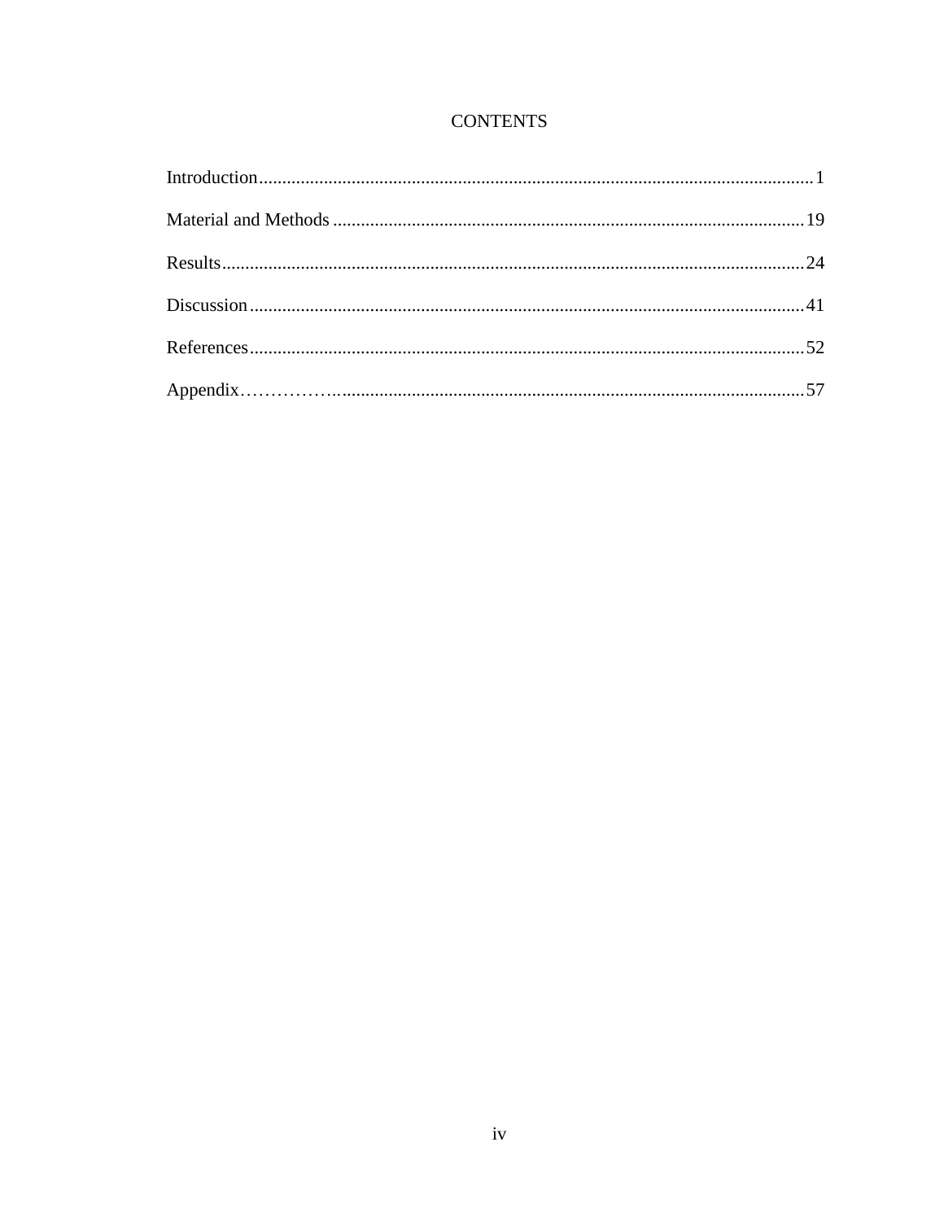# CONTENTS

Introduction........................................................................................................................1

Material and Methods ......................................................................................................19

Results..............................................................................................................................24

Discussion........................................................................................................................41

References........................................................................................................................52

Appendix………………...................................................................................................57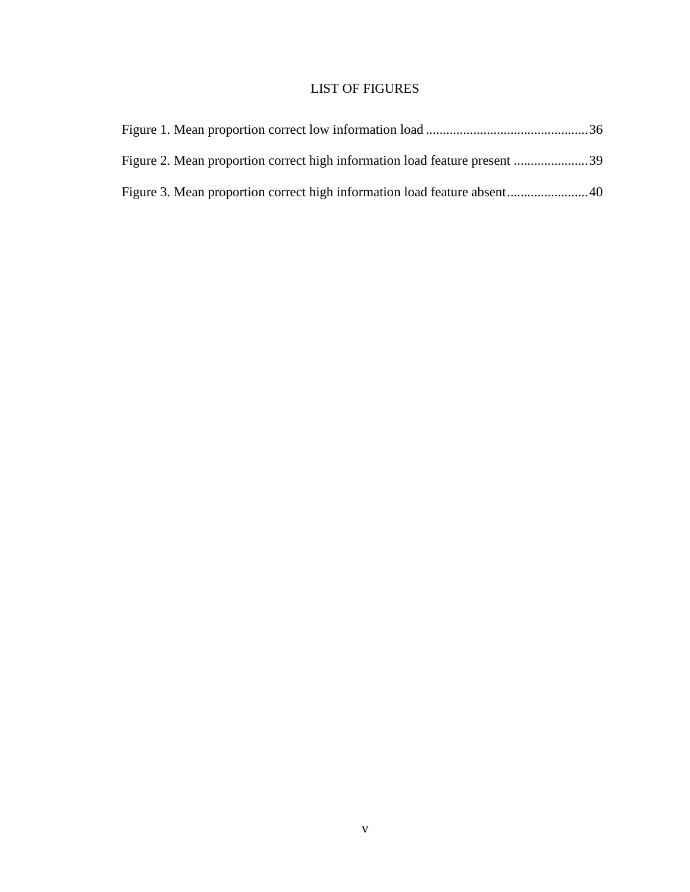# LIST OF FIGURES

Figure 1. Mean proportion correct low information load ................................................36

Figure 2. Mean proportion correct high information load feature present ......................39

Figure 3. Mean proportion correct high information load feature absent........................40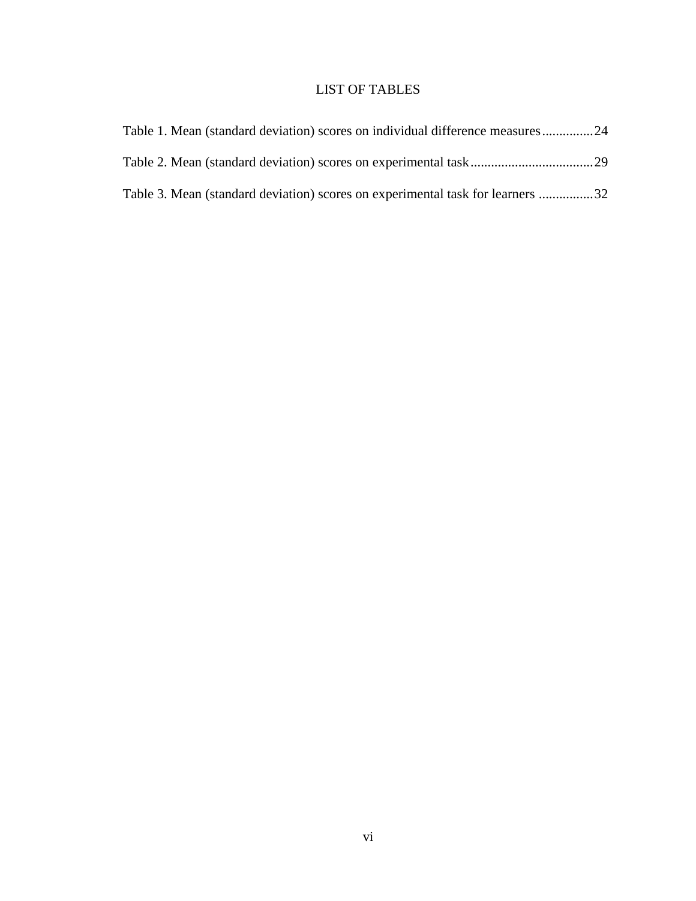# LIST OF TABLES

Table 1. Mean (standard deviation) scores on individual difference measures...............24

Table 2. Mean (standard deviation) scores on experimental task....................................29

Table 3. Mean (standard deviation) scores on experimental task for learners ................32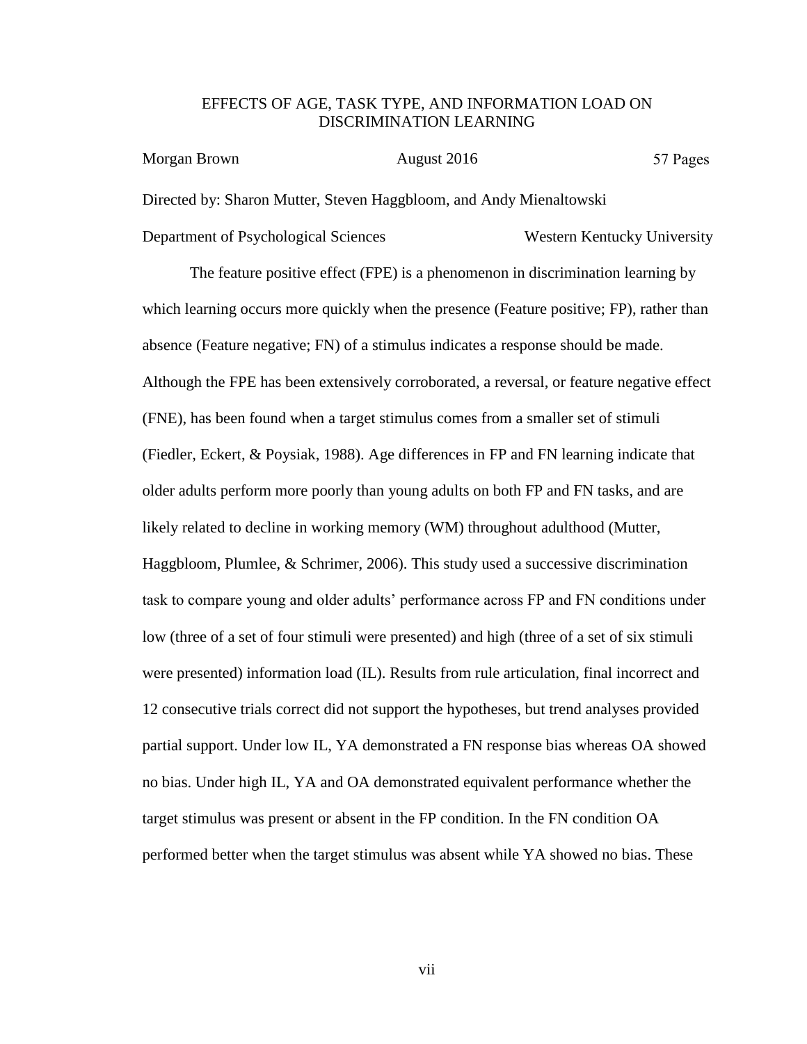EFFECTS OF AGE, TASK TYPE, AND INFORMATION LOAD ON DISCRIMINATION LEARNING

Morgan Brown　　　　August 2016　　　　57 Pages

Directed by: Sharon Mutter, Steven Haggbloom, and Andy Mienaltowski

Department of Psychological Sciences　　　　Western Kentucky University

The feature positive effect (FPE) is a phenomenon in discrimination learning by which learning occurs more quickly when the presence (Feature positive; FP), rather than absence (Feature negative; FN) of a stimulus indicates a response should be made. Although the FPE has been extensively corroborated, a reversal, or feature negative effect (FNE), has been found when a target stimulus comes from a smaller set of stimuli (Fiedler, Eckert, & Poysiak, 1988). Age differences in FP and FN learning indicate that older adults perform more poorly than young adults on both FP and FN tasks, and are likely related to decline in working memory (WM) throughout adulthood (Mutter, Haggbloom, Plumlee, & Schrimer, 2006). This study used a successive discrimination task to compare young and older adults' performance across FP and FN conditions under low (three of a set of four stimuli were presented) and high (three of a set of six stimuli were presented) information load (IL). Results from rule articulation, final incorrect and 12 consecutive trials correct did not support the hypotheses, but trend analyses provided partial support. Under low IL, YA demonstrated a FN response bias whereas OA showed no bias. Under high IL, YA and OA demonstrated equivalent performance whether the target stimulus was present or absent in the FP condition. In the FN condition OA performed better when the target stimulus was absent while YA showed no bias. These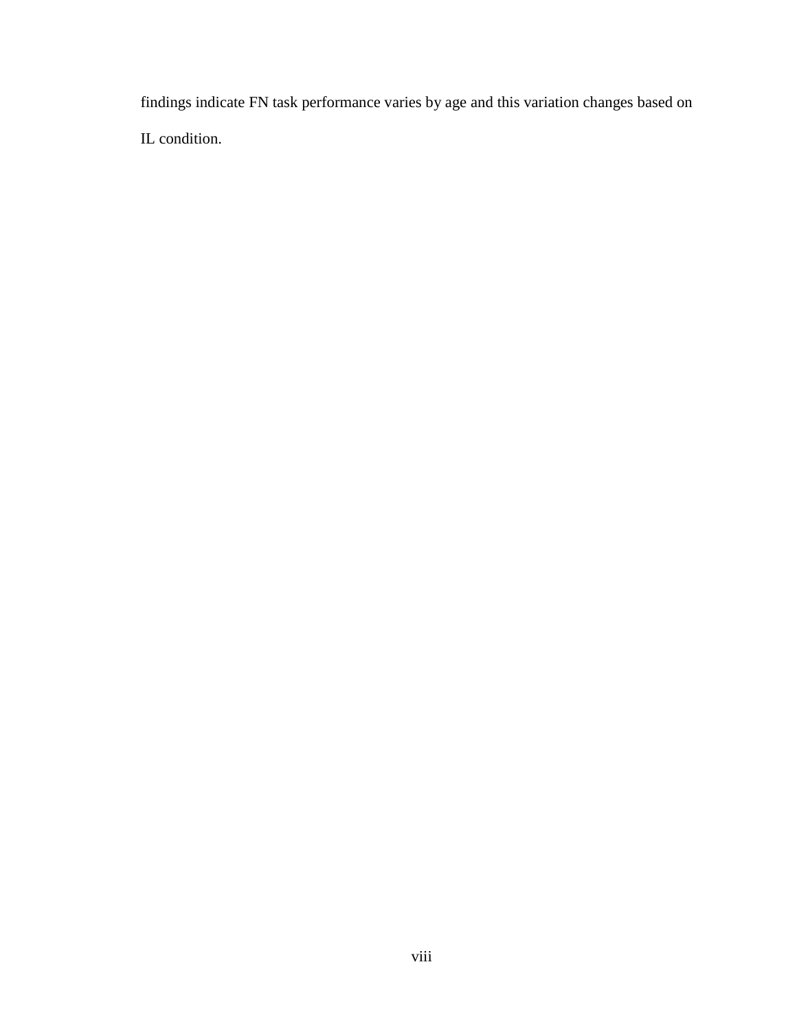findings indicate FN task performance varies by age and this variation changes based on IL condition.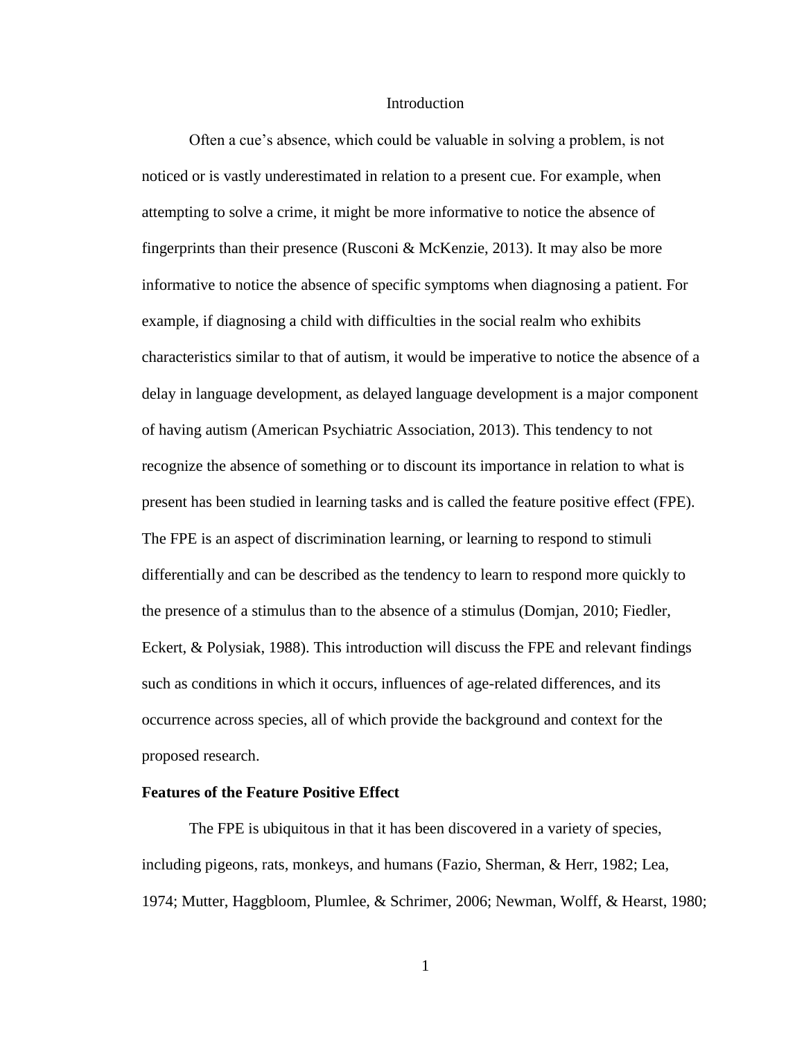# Introduction

Often a cue's absence, which could be valuable in solving a problem, is not noticed or is vastly underestimated in relation to a present cue. For example, when attempting to solve a crime, it might be more informative to notice the absence of fingerprints than their presence (Rusconi & McKenzie, 2013). It may also be more informative to notice the absence of specific symptoms when diagnosing a patient. For example, if diagnosing a child with difficulties in the social realm who exhibits characteristics similar to that of autism, it would be imperative to notice the absence of a delay in language development, as delayed language development is a major component of having autism (American Psychiatric Association, 2013). This tendency to not recognize the absence of something or to discount its importance in relation to what is present has been studied in learning tasks and is called the feature positive effect (FPE). The FPE is an aspect of discrimination learning, or learning to respond to stimuli differentially and can be described as the tendency to learn to respond more quickly to the presence of a stimulus than to the absence of a stimulus (Domjan, 2010; Fiedler, Eckert, & Polysiak, 1988). This introduction will discuss the FPE and relevant findings such as conditions in which it occurs, influences of age-related differences, and its occurrence across species, all of which provide the background and context for the proposed research.

## Features of the Feature Positive Effect

The FPE is ubiquitous in that it has been discovered in a variety of species, including pigeons, rats, monkeys, and humans (Fazio, Sherman, & Herr, 1982; Lea, 1974; Mutter, Haggbloom, Plumlee, & Schrimer, 2006; Newman, Wolff, & Hearst, 1980;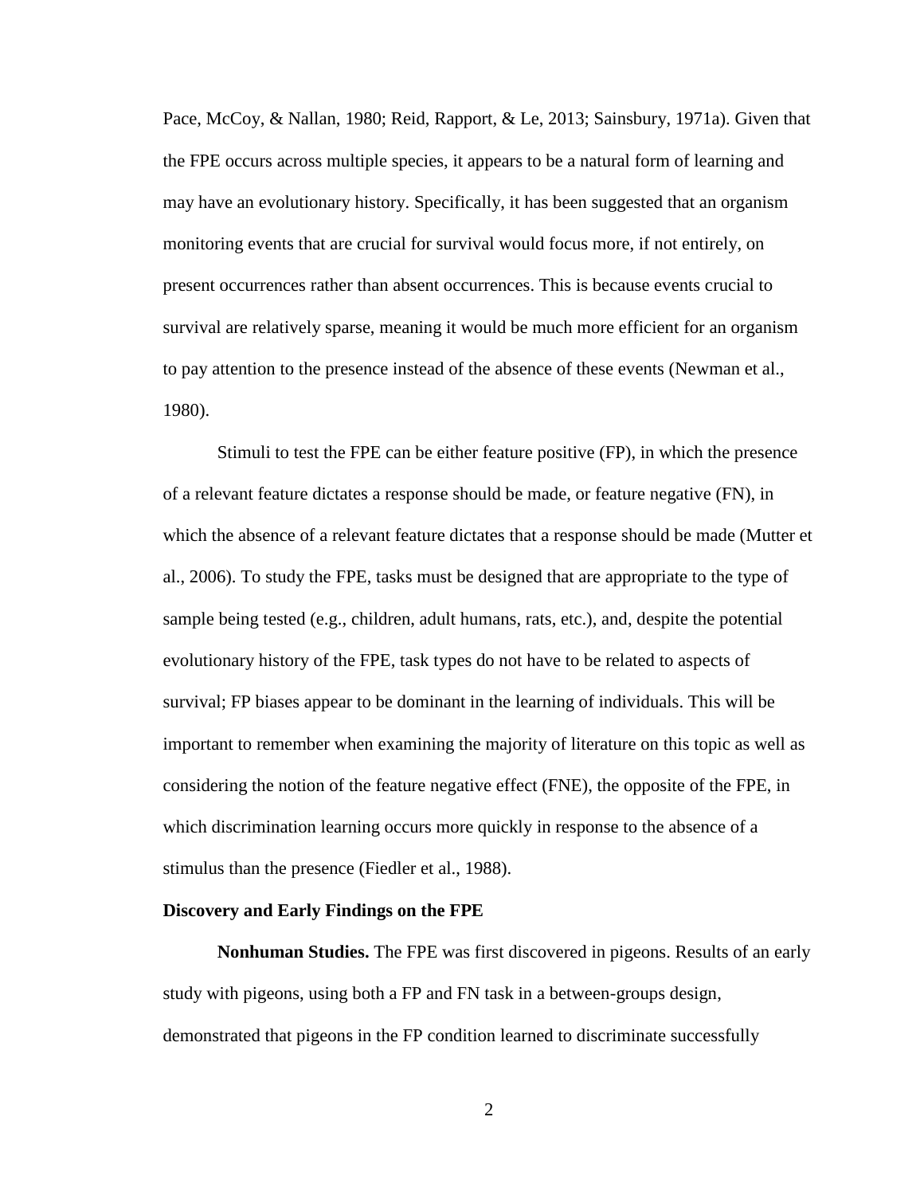Pace, McCoy, & Nallan, 1980; Reid, Rapport, & Le, 2013; Sainsbury, 1971a). Given that the FPE occurs across multiple species, it appears to be a natural form of learning and may have an evolutionary history. Specifically, it has been suggested that an organism monitoring events that are crucial for survival would focus more, if not entirely, on present occurrences rather than absent occurrences. This is because events crucial to survival are relatively sparse, meaning it would be much more efficient for an organism to pay attention to the presence instead of the absence of these events (Newman et al., 1980).

Stimuli to test the FPE can be either feature positive (FP), in which the presence of a relevant feature dictates a response should be made, or feature negative (FN), in which the absence of a relevant feature dictates that a response should be made (Mutter et al., 2006). To study the FPE, tasks must be designed that are appropriate to the type of sample being tested (e.g., children, adult humans, rats, etc.), and, despite the potential evolutionary history of the FPE, task types do not have to be related to aspects of survival; FP biases appear to be dominant in the learning of individuals. This will be important to remember when examining the majority of literature on this topic as well as considering the notion of the feature negative effect (FNE), the opposite of the FPE, in which discrimination learning occurs more quickly in response to the absence of a stimulus than the presence (Fiedler et al., 1988).

**Discovery and Early Findings on the FPE**

**Nonhuman Studies.** The FPE was first discovered in pigeons. Results of an early study with pigeons, using both a FP and FN task in a between-groups design, demonstrated that pigeons in the FP condition learned to discriminate successfully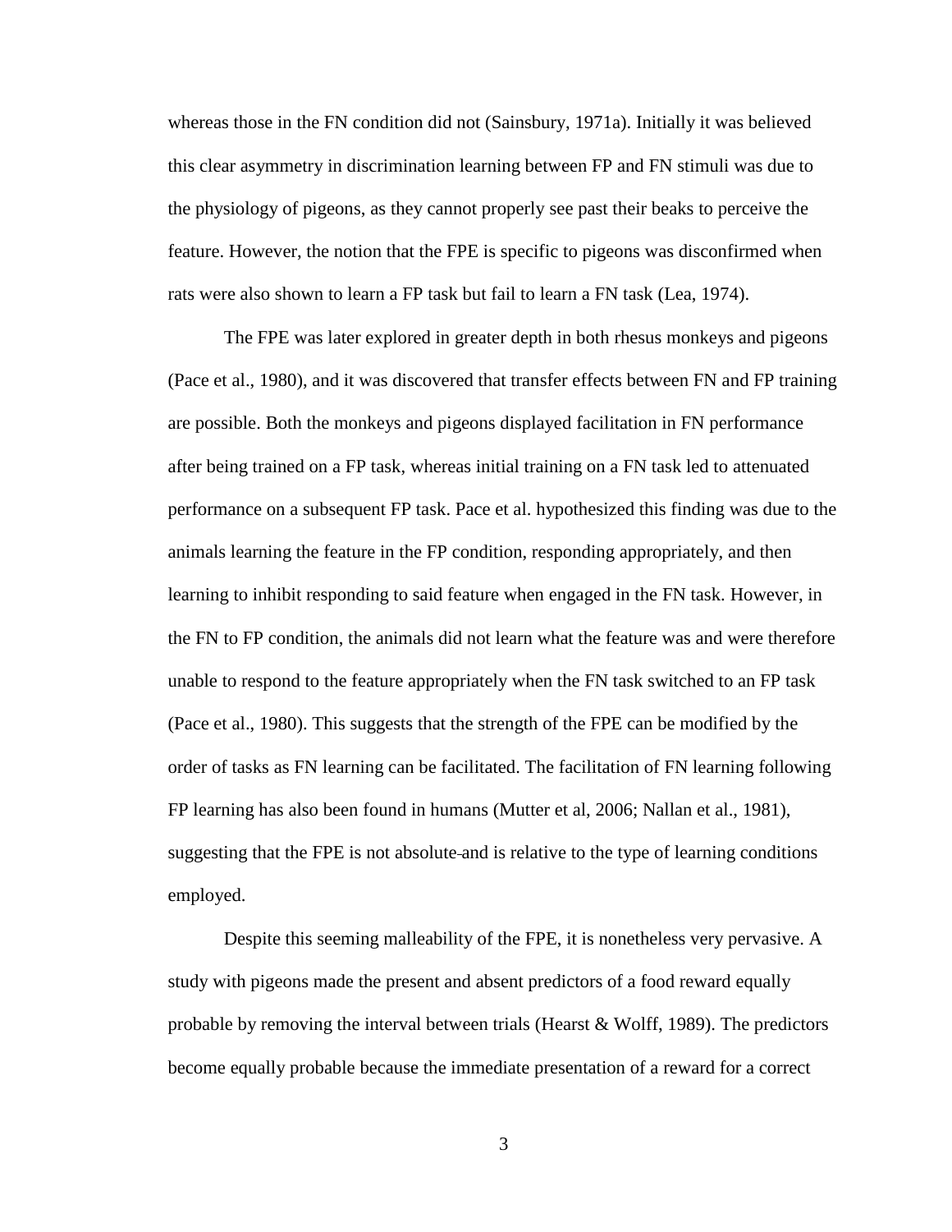whereas those in the FN condition did not (Sainsbury, 1971a). Initially it was believed this clear asymmetry in discrimination learning between FP and FN stimuli was due to the physiology of pigeons, as they cannot properly see past their beaks to perceive the feature. However, the notion that the FPE is specific to pigeons was disconfirmed when rats were also shown to learn a FP task but fail to learn a FN task (Lea, 1974).

The FPE was later explored in greater depth in both rhesus monkeys and pigeons (Pace et al., 1980), and it was discovered that transfer effects between FN and FP training are possible. Both the monkeys and pigeons displayed facilitation in FN performance after being trained on a FP task, whereas initial training on a FN task led to attenuated performance on a subsequent FP task. Pace et al. hypothesized this finding was due to the animals learning the feature in the FP condition, responding appropriately, and then learning to inhibit responding to said feature when engaged in the FN task. However, in the FN to FP condition, the animals did not learn what the feature was and were therefore unable to respond to the feature appropriately when the FN task switched to an FP task (Pace et al., 1980). This suggests that the strength of the FPE can be modified by the order of tasks as FN learning can be facilitated. The facilitation of FN learning following FP learning has also been found in humans (Mutter et al, 2006; Nallan et al., 1981), suggesting that the FPE is not absolute and is relative to the type of learning conditions employed.

Despite this seeming malleability of the FPE, it is nonetheless very pervasive. A study with pigeons made the present and absent predictors of a food reward equally probable by removing the interval between trials (Hearst & Wolff, 1989). The predictors become equally probable because the immediate presentation of a reward for a correct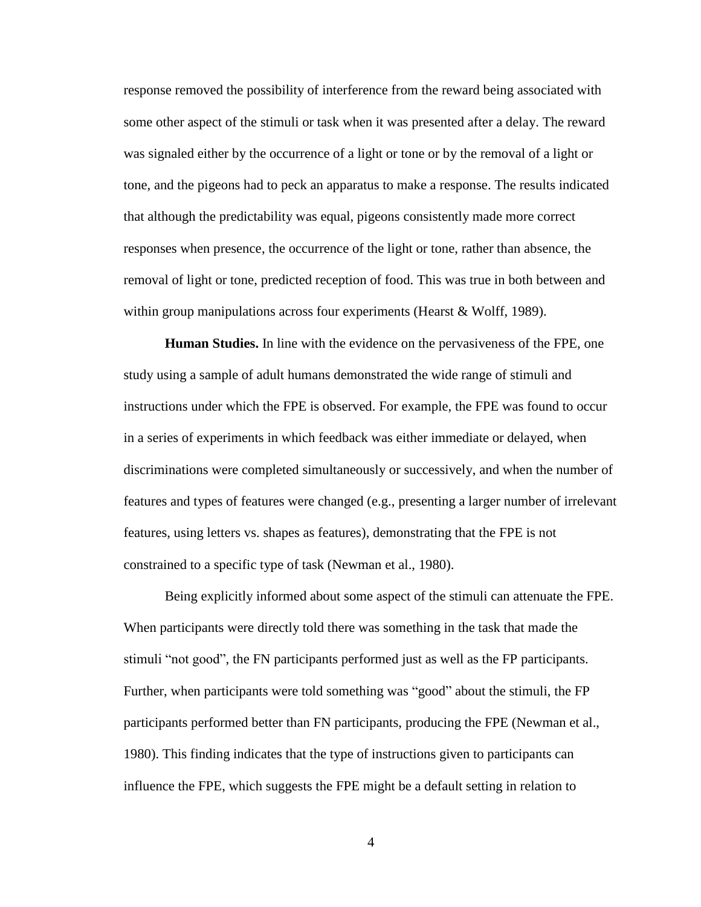response removed the possibility of interference from the reward being associated with some other aspect of the stimuli or task when it was presented after a delay. The reward was signaled either by the occurrence of a light or tone or by the removal of a light or tone, and the pigeons had to peck an apparatus to make a response. The results indicated that although the predictability was equal, pigeons consistently made more correct responses when presence, the occurrence of the light or tone, rather than absence, the removal of light or tone, predicted reception of food. This was true in both between and within group manipulations across four experiments (Hearst & Wolff, 1989).

**Human Studies.** In line with the evidence on the pervasiveness of the FPE, one study using a sample of adult humans demonstrated the wide range of stimuli and instructions under which the FPE is observed. For example, the FPE was found to occur in a series of experiments in which feedback was either immediate or delayed, when discriminations were completed simultaneously or successively, and when the number of features and types of features were changed (e.g., presenting a larger number of irrelevant features, using letters vs. shapes as features), demonstrating that the FPE is not constrained to a specific type of task (Newman et al., 1980).

Being explicitly informed about some aspect of the stimuli can attenuate the FPE. When participants were directly told there was something in the task that made the stimuli "not good", the FN participants performed just as well as the FP participants. Further, when participants were told something was "good" about the stimuli, the FP participants performed better than FN participants, producing the FPE (Newman et al., 1980). This finding indicates that the type of instructions given to participants can influence the FPE, which suggests the FPE might be a default setting in relation to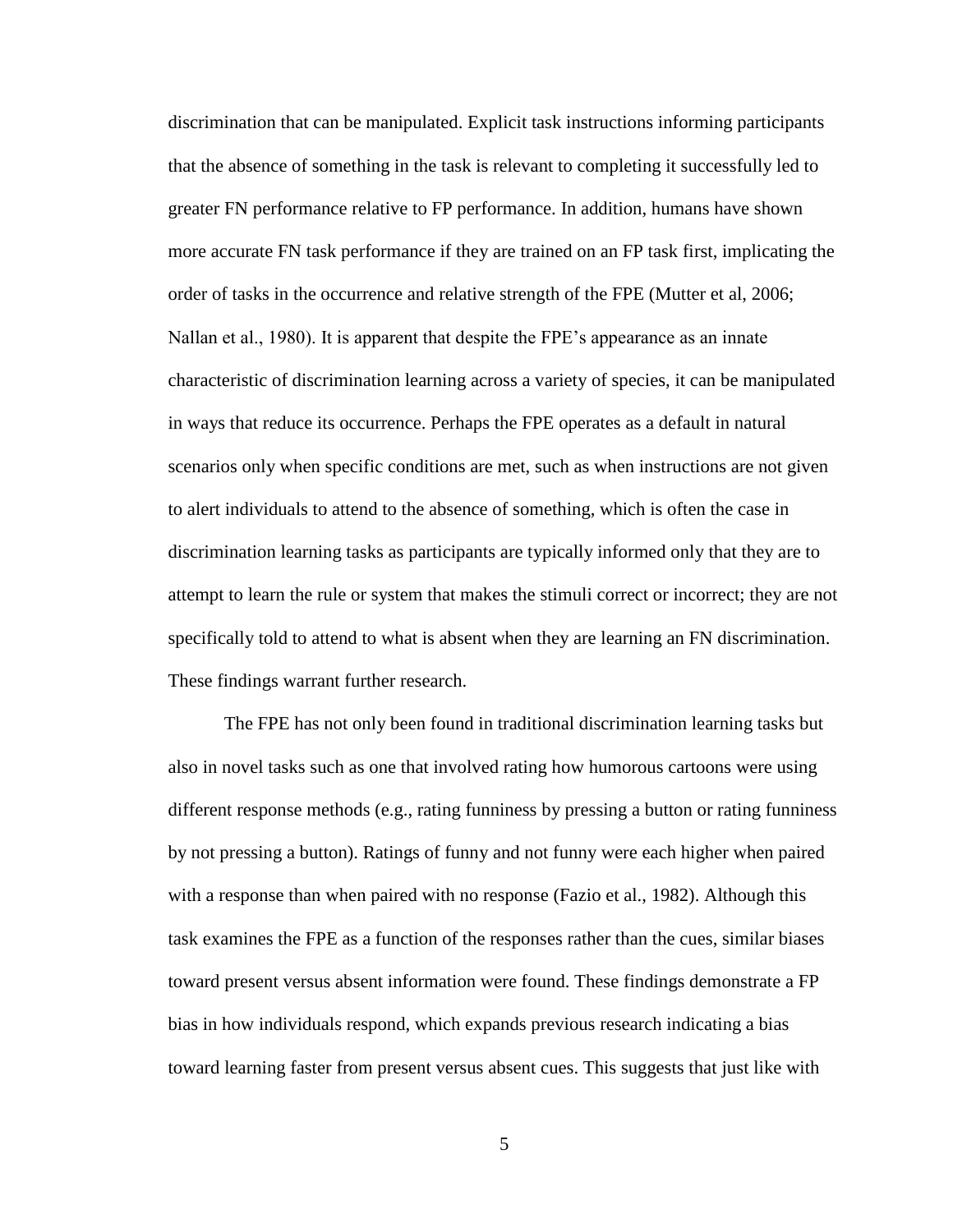discrimination that can be manipulated. Explicit task instructions informing participants that the absence of something in the task is relevant to completing it successfully led to greater FN performance relative to FP performance. In addition, humans have shown more accurate FN task performance if they are trained on an FP task first, implicating the order of tasks in the occurrence and relative strength of the FPE (Mutter et al, 2006; Nallan et al., 1980). It is apparent that despite the FPE's appearance as an innate characteristic of discrimination learning across a variety of species, it can be manipulated in ways that reduce its occurrence. Perhaps the FPE operates as a default in natural scenarios only when specific conditions are met, such as when instructions are not given to alert individuals to attend to the absence of something, which is often the case in discrimination learning tasks as participants are typically informed only that they are to attempt to learn the rule or system that makes the stimuli correct or incorrect; they are not specifically told to attend to what is absent when they are learning an FN discrimination. These findings warrant further research.

The FPE has not only been found in traditional discrimination learning tasks but also in novel tasks such as one that involved rating how humorous cartoons were using different response methods (e.g., rating funniness by pressing a button or rating funniness by not pressing a button). Ratings of funny and not funny were each higher when paired with a response than when paired with no response (Fazio et al., 1982). Although this task examines the FPE as a function of the responses rather than the cues, similar biases toward present versus absent information were found. These findings demonstrate a FP bias in how individuals respond, which expands previous research indicating a bias toward learning faster from present versus absent cues. This suggests that just like with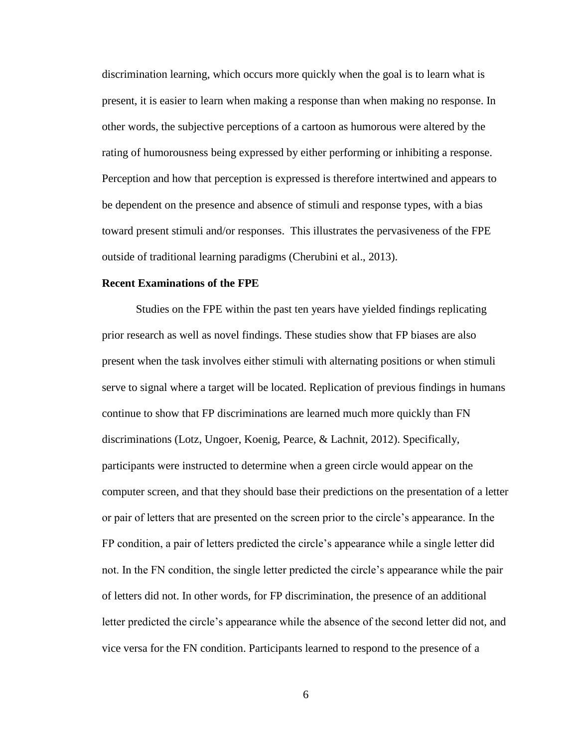discrimination learning, which occurs more quickly when the goal is to learn what is present, it is easier to learn when making a response than when making no response. In other words, the subjective perceptions of a cartoon as humorous were altered by the rating of humorousness being expressed by either performing or inhibiting a response. Perception and how that perception is expressed is therefore intertwined and appears to be dependent on the presence and absence of stimuli and response types, with a bias toward present stimuli and/or responses. This illustrates the pervasiveness of the FPE outside of traditional learning paradigms (Cherubini et al., 2013).

**Recent Examinations of the FPE**

Studies on the FPE within the past ten years have yielded findings replicating prior research as well as novel findings. These studies show that FP biases are also present when the task involves either stimuli with alternating positions or when stimuli serve to signal where a target will be located. Replication of previous findings in humans continue to show that FP discriminations are learned much more quickly than FN discriminations (Lotz, Ungoer, Koenig, Pearce, & Lachnit, 2012). Specifically, participants were instructed to determine when a green circle would appear on the computer screen, and that they should base their predictions on the presentation of a letter or pair of letters that are presented on the screen prior to the circle's appearance. In the FP condition, a pair of letters predicted the circle's appearance while a single letter did not. In the FN condition, the single letter predicted the circle's appearance while the pair of letters did not. In other words, for FP discrimination, the presence of an additional letter predicted the circle's appearance while the absence of the second letter did not, and vice versa for the FN condition. Participants learned to respond to the presence of a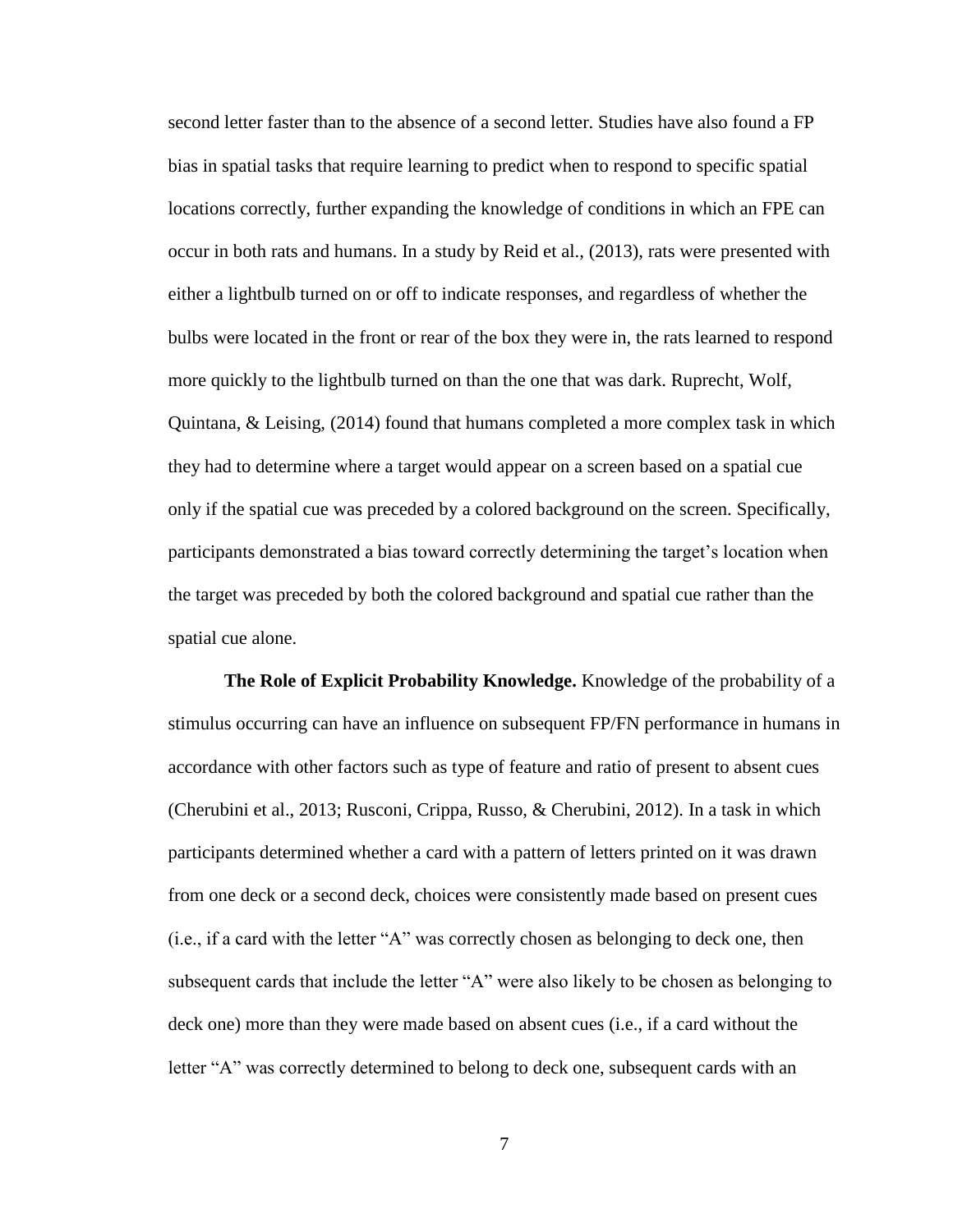second letter faster than to the absence of a second letter. Studies have also found a FP bias in spatial tasks that require learning to predict when to respond to specific spatial locations correctly, further expanding the knowledge of conditions in which an FPE can occur in both rats and humans. In a study by Reid et al., (2013), rats were presented with either a lightbulb turned on or off to indicate responses, and regardless of whether the bulbs were located in the front or rear of the box they were in, the rats learned to respond more quickly to the lightbulb turned on than the one that was dark. Ruprecht, Wolf, Quintana, & Leising, (2014) found that humans completed a more complex task in which they had to determine where a target would appear on a screen based on a spatial cue only if the spatial cue was preceded by a colored background on the screen. Specifically, participants demonstrated a bias toward correctly determining the target's location when the target was preceded by both the colored background and spatial cue rather than the spatial cue alone.

**The Role of Explicit Probability Knowledge.** Knowledge of the probability of a stimulus occurring can have an influence on subsequent FP/FN performance in humans in accordance with other factors such as type of feature and ratio of present to absent cues (Cherubini et al., 2013; Rusconi, Crippa, Russo, & Cherubini, 2012). In a task in which participants determined whether a card with a pattern of letters printed on it was drawn from one deck or a second deck, choices were consistently made based on present cues (i.e., if a card with the letter "A" was correctly chosen as belonging to deck one, then subsequent cards that include the letter "A" were also likely to be chosen as belonging to deck one) more than they were made based on absent cues (i.e., if a card without the letter "A" was correctly determined to belong to deck one, subsequent cards with an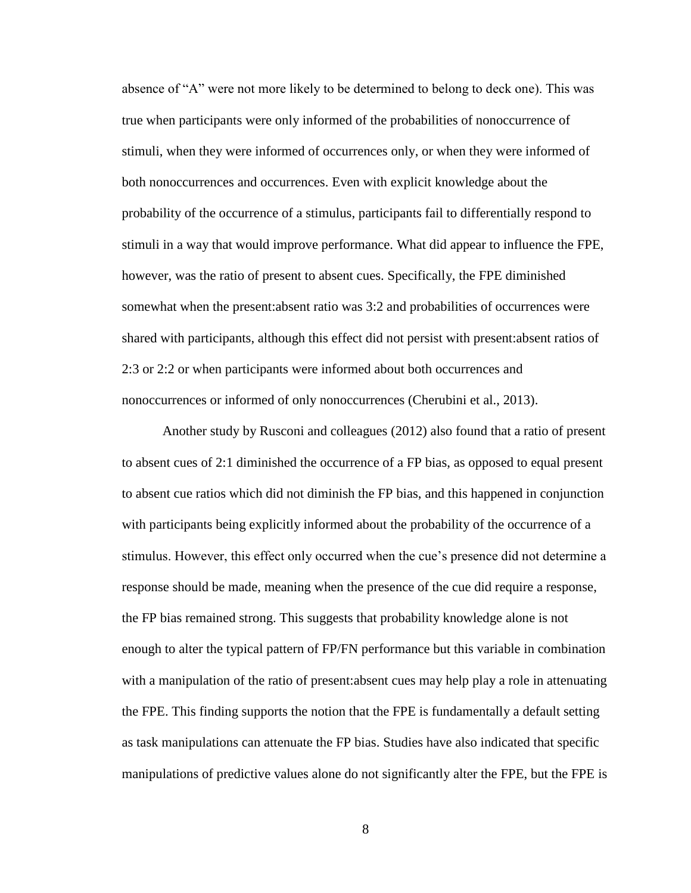absence of "A" were not more likely to be determined to belong to deck one). This was true when participants were only informed of the probabilities of nonoccurrence of stimuli, when they were informed of occurrences only, or when they were informed of both nonoccurrences and occurrences. Even with explicit knowledge about the probability of the occurrence of a stimulus, participants fail to differentially respond to stimuli in a way that would improve performance. What did appear to influence the FPE, however, was the ratio of present to absent cues. Specifically, the FPE diminished somewhat when the present:absent ratio was 3:2 and probabilities of occurrences were shared with participants, although this effect did not persist with present:absent ratios of 2:3 or 2:2 or when participants were informed about both occurrences and nonoccurrences or informed of only nonoccurrences (Cherubini et al., 2013).

Another study by Rusconi and colleagues (2012) also found that a ratio of present to absent cues of 2:1 diminished the occurrence of a FP bias, as opposed to equal present to absent cue ratios which did not diminish the FP bias, and this happened in conjunction with participants being explicitly informed about the probability of the occurrence of a stimulus. However, this effect only occurred when the cue's presence did not determine a response should be made, meaning when the presence of the cue did require a response, the FP bias remained strong. This suggests that probability knowledge alone is not enough to alter the typical pattern of FP/FN performance but this variable in combination with a manipulation of the ratio of present:absent cues may help play a role in attenuating the FPE. This finding supports the notion that the FPE is fundamentally a default setting as task manipulations can attenuate the FP bias. Studies have also indicated that specific manipulations of predictive values alone do not significantly alter the FPE, but the FPE is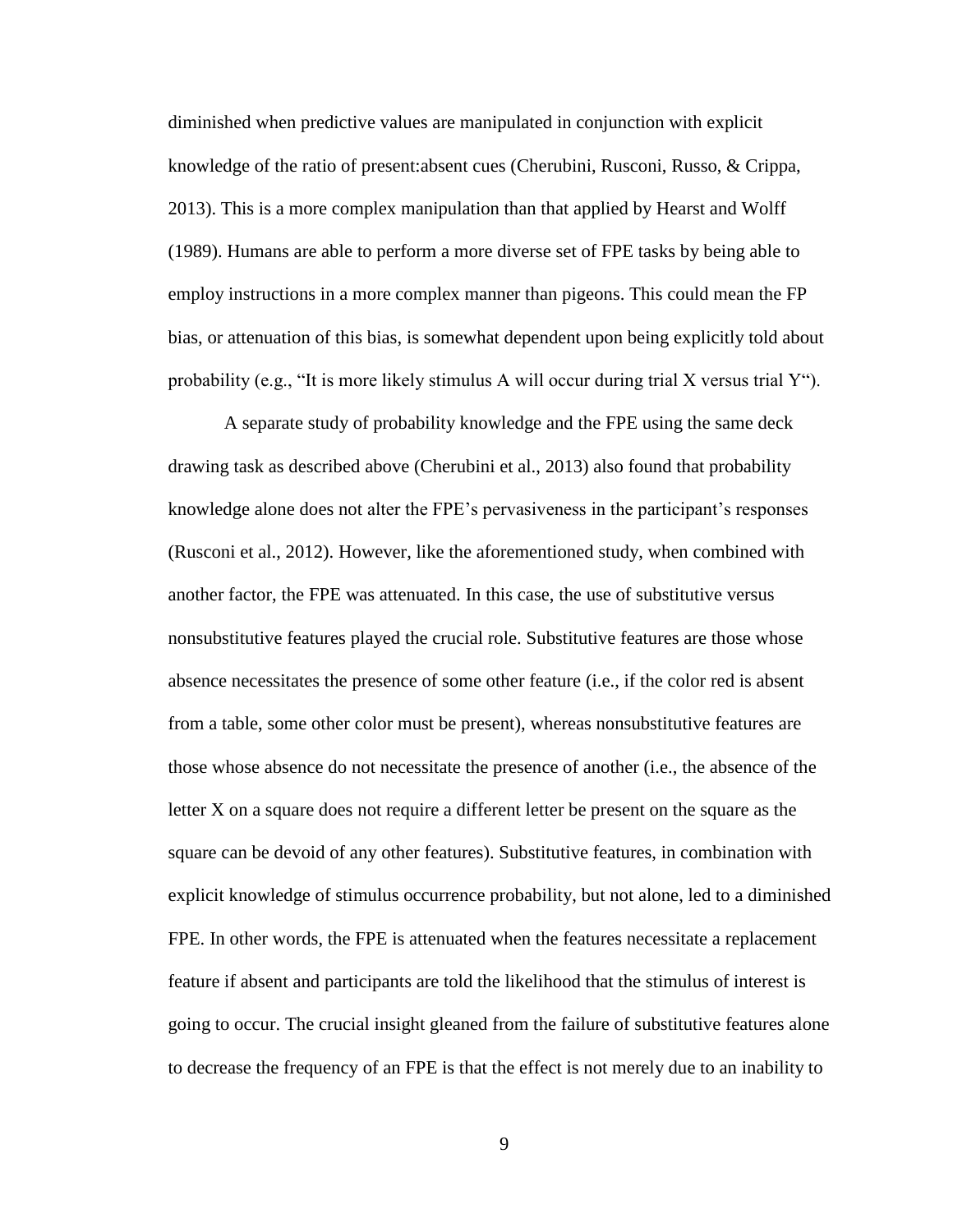diminished when predictive values are manipulated in conjunction with explicit knowledge of the ratio of present:absent cues (Cherubini, Rusconi, Russo, & Crippa, 2013). This is a more complex manipulation than that applied by Hearst and Wolff (1989). Humans are able to perform a more diverse set of FPE tasks by being able to employ instructions in a more complex manner than pigeons. This could mean the FP bias, or attenuation of this bias, is somewhat dependent upon being explicitly told about probability (e.g., "It is more likely stimulus A will occur during trial X versus trial Y").

A separate study of probability knowledge and the FPE using the same deck drawing task as described above (Cherubini et al., 2013) also found that probability knowledge alone does not alter the FPE's pervasiveness in the participant's responses (Rusconi et al., 2012). However, like the aforementioned study, when combined with another factor, the FPE was attenuated. In this case, the use of substitutive versus nonsubstitutive features played the crucial role. Substitutive features are those whose absence necessitates the presence of some other feature (i.e., if the color red is absent from a table, some other color must be present), whereas nonsubstitutive features are those whose absence do not necessitate the presence of another (i.e., the absence of the letter X on a square does not require a different letter be present on the square as the square can be devoid of any other features). Substitutive features, in combination with explicit knowledge of stimulus occurrence probability, but not alone, led to a diminished FPE. In other words, the FPE is attenuated when the features necessitate a replacement feature if absent and participants are told the likelihood that the stimulus of interest is going to occur. The crucial insight gleaned from the failure of substitutive features alone to decrease the frequency of an FPE is that the effect is not merely due to an inability to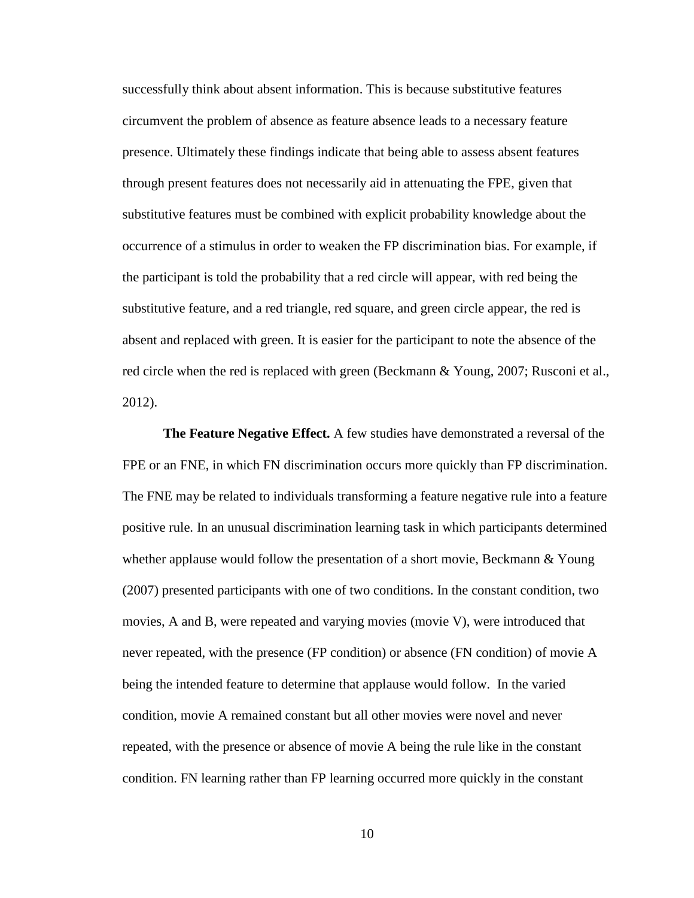successfully think about absent information. This is because substitutive features circumvent the problem of absence as feature absence leads to a necessary feature presence. Ultimately these findings indicate that being able to assess absent features through present features does not necessarily aid in attenuating the FPE, given that substitutive features must be combined with explicit probability knowledge about the occurrence of a stimulus in order to weaken the FP discrimination bias. For example, if the participant is told the probability that a red circle will appear, with red being the substitutive feature, and a red triangle, red square, and green circle appear, the red is absent and replaced with green. It is easier for the participant to note the absence of the red circle when the red is replaced with green (Beckmann & Young, 2007; Rusconi et al., 2012).

**The Feature Negative Effect.** A few studies have demonstrated a reversal of the FPE or an FNE, in which FN discrimination occurs more quickly than FP discrimination. The FNE may be related to individuals transforming a feature negative rule into a feature positive rule. In an unusual discrimination learning task in which participants determined whether applause would follow the presentation of a short movie, Beckmann & Young (2007) presented participants with one of two conditions. In the constant condition, two movies, A and B, were repeated and varying movies (movie V), were introduced that never repeated, with the presence (FP condition) or absence (FN condition) of movie A being the intended feature to determine that applause would follow. In the varied condition, movie A remained constant but all other movies were novel and never repeated, with the presence or absence of movie A being the rule like in the constant condition. FN learning rather than FP learning occurred more quickly in the constant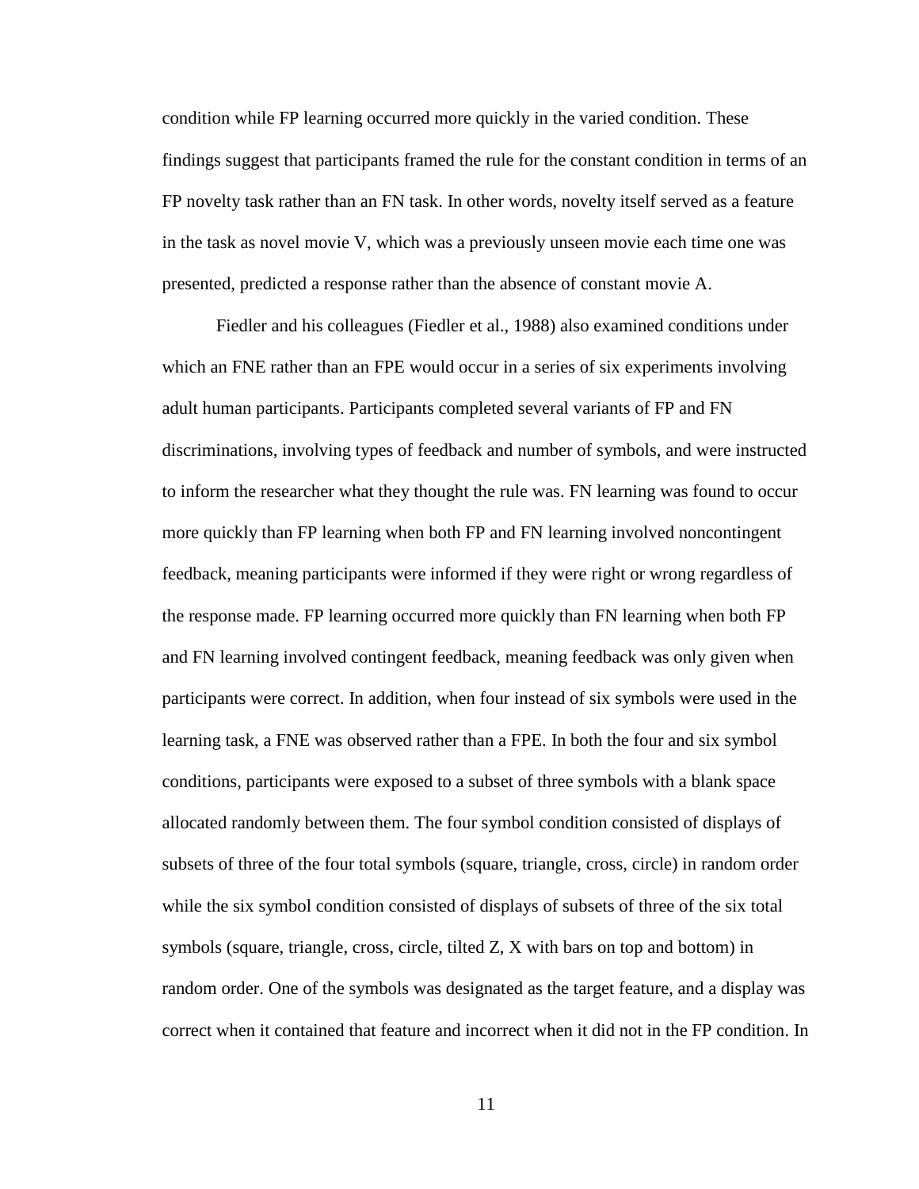condition while FP learning occurred more quickly in the varied condition. These findings suggest that participants framed the rule for the constant condition in terms of an FP novelty task rather than an FN task. In other words, novelty itself served as a feature in the task as novel movie V, which was a previously unseen movie each time one was presented, predicted a response rather than the absence of constant movie A.

Fiedler and his colleagues (Fiedler et al., 1988) also examined conditions under which an FNE rather than an FPE would occur in a series of six experiments involving adult human participants. Participants completed several variants of FP and FN discriminations, involving types of feedback and number of symbols, and were instructed to inform the researcher what they thought the rule was. FN learning was found to occur more quickly than FP learning when both FP and FN learning involved noncontingent feedback, meaning participants were informed if they were right or wrong regardless of the response made. FP learning occurred more quickly than FN learning when both FP and FN learning involved contingent feedback, meaning feedback was only given when participants were correct. In addition, when four instead of six symbols were used in the learning task, a FNE was observed rather than a FPE. In both the four and six symbol conditions, participants were exposed to a subset of three symbols with a blank space allocated randomly between them. The four symbol condition consisted of displays of subsets of three of the four total symbols (square, triangle, cross, circle) in random order while the six symbol condition consisted of displays of subsets of three of the six total symbols (square, triangle, cross, circle, tilted Z, X with bars on top and bottom) in random order. One of the symbols was designated as the target feature, and a display was correct when it contained that feature and incorrect when it did not in the FP condition. In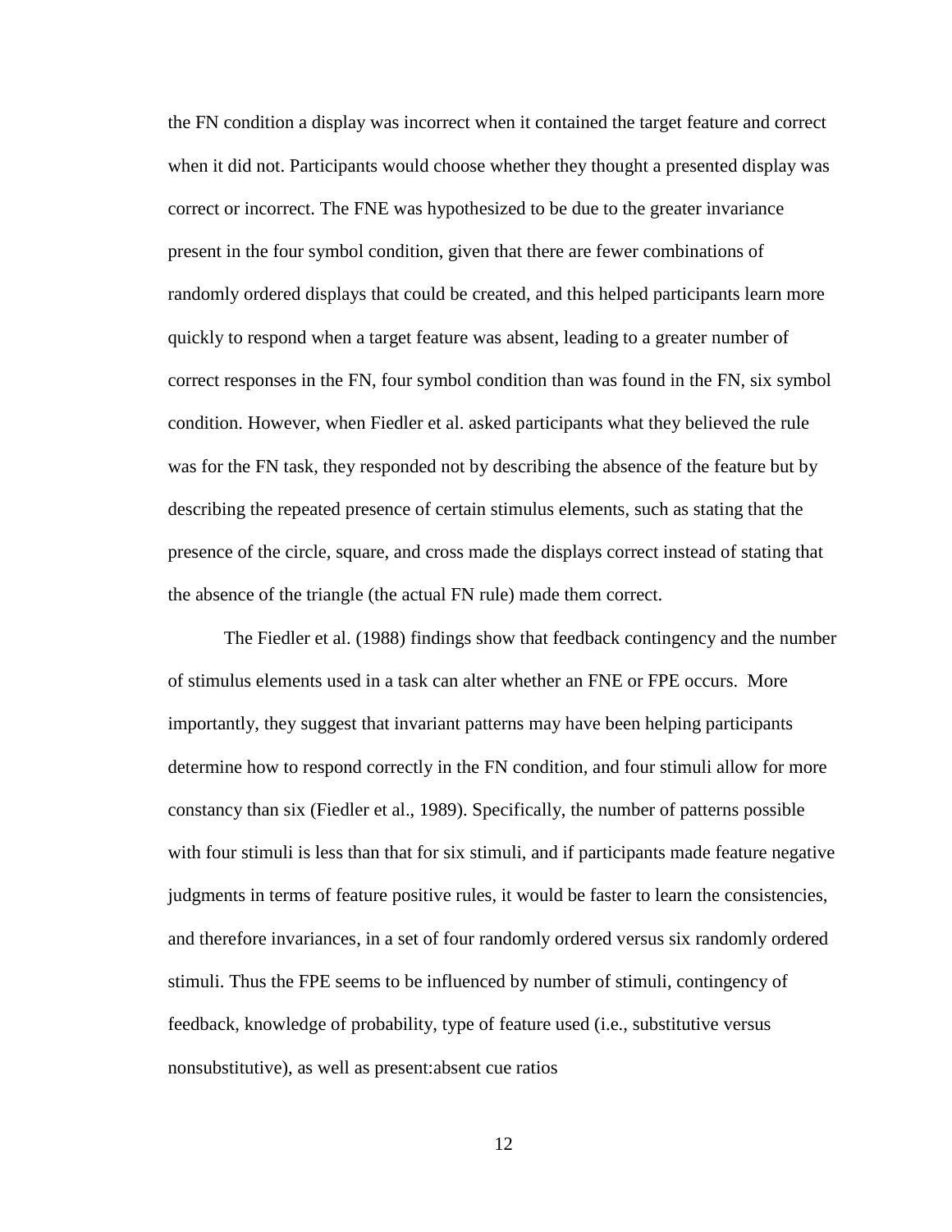the FN condition a display was incorrect when it contained the target feature and correct when it did not. Participants would choose whether they thought a presented display was correct or incorrect. The FNE was hypothesized to be due to the greater invariance present in the four symbol condition, given that there are fewer combinations of randomly ordered displays that could be created, and this helped participants learn more quickly to respond when a target feature was absent, leading to a greater number of correct responses in the FN, four symbol condition than was found in the FN, six symbol condition. However, when Fiedler et al. asked participants what they believed the rule was for the FN task, they responded not by describing the absence of the feature but by describing the repeated presence of certain stimulus elements, such as stating that the presence of the circle, square, and cross made the displays correct instead of stating that the absence of the triangle (the actual FN rule) made them correct.

The Fiedler et al. (1988) findings show that feedback contingency and the number of stimulus elements used in a task can alter whether an FNE or FPE occurs. More importantly, they suggest that invariant patterns may have been helping participants determine how to respond correctly in the FN condition, and four stimuli allow for more constancy than six (Fiedler et al., 1989). Specifically, the number of patterns possible with four stimuli is less than that for six stimuli, and if participants made feature negative judgments in terms of feature positive rules, it would be faster to learn the consistencies, and therefore invariances, in a set of four randomly ordered versus six randomly ordered stimuli. Thus the FPE seems to be influenced by number of stimuli, contingency of feedback, knowledge of probability, type of feature used (i.e., substitutive versus nonsubstitutive), as well as present:absent cue ratios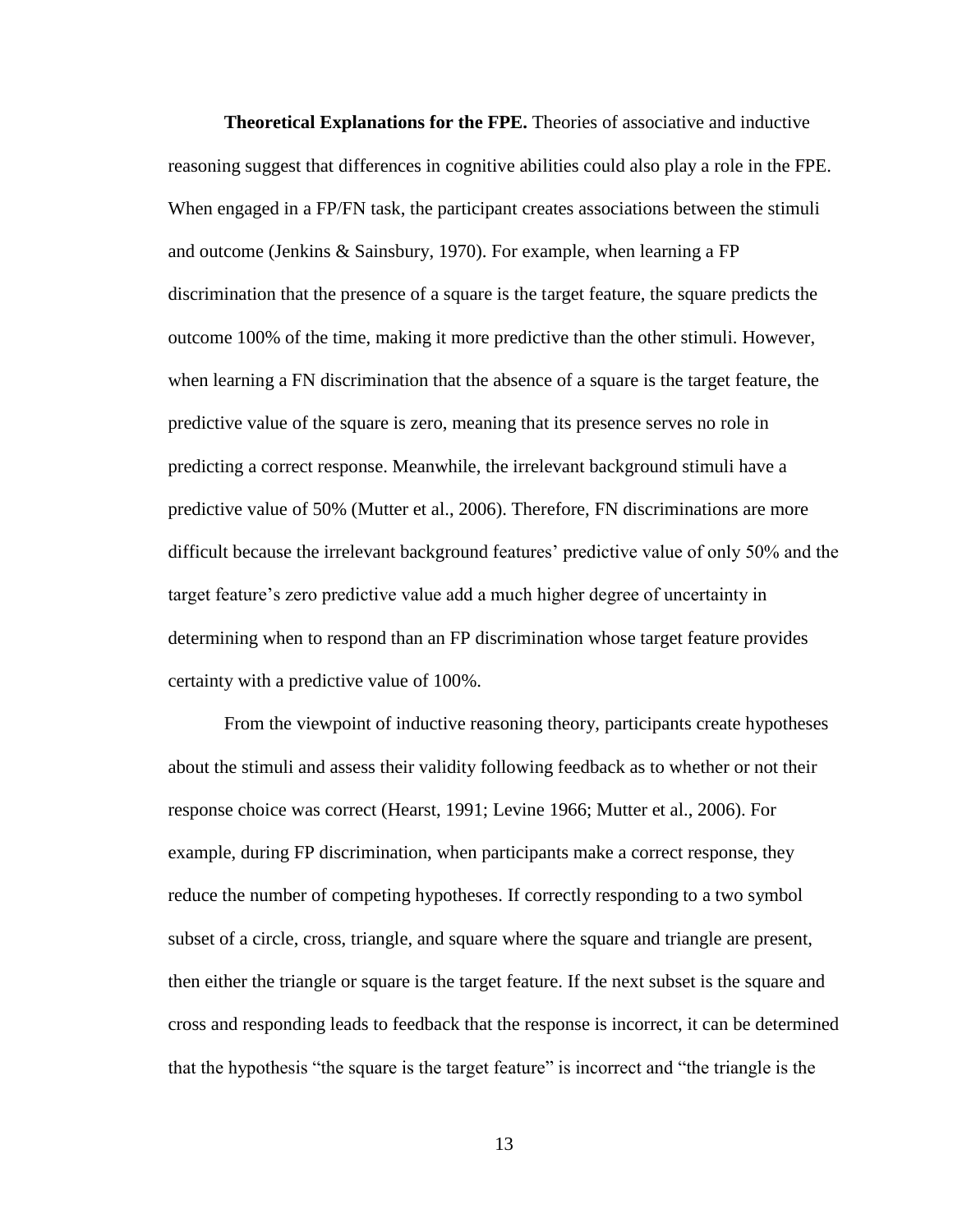**Theoretical Explanations for the FPE.** Theories of associative and inductive reasoning suggest that differences in cognitive abilities could also play a role in the FPE. When engaged in a FP/FN task, the participant creates associations between the stimuli and outcome (Jenkins & Sainsbury, 1970). For example, when learning a FP discrimination that the presence of a square is the target feature, the square predicts the outcome 100% of the time, making it more predictive than the other stimuli. However, when learning a FN discrimination that the absence of a square is the target feature, the predictive value of the square is zero, meaning that its presence serves no role in predicting a correct response. Meanwhile, the irrelevant background stimuli have a predictive value of 50% (Mutter et al., 2006). Therefore, FN discriminations are more difficult because the irrelevant background features' predictive value of only 50% and the target feature's zero predictive value add a much higher degree of uncertainty in determining when to respond than an FP discrimination whose target feature provides certainty with a predictive value of 100%.

From the viewpoint of inductive reasoning theory, participants create hypotheses about the stimuli and assess their validity following feedback as to whether or not their response choice was correct (Hearst, 1991; Levine 1966; Mutter et al., 2006). For example, during FP discrimination, when participants make a correct response, they reduce the number of competing hypotheses. If correctly responding to a two symbol subset of a circle, cross, triangle, and square where the square and triangle are present, then either the triangle or square is the target feature. If the next subset is the square and cross and responding leads to feedback that the response is incorrect, it can be determined that the hypothesis "the square is the target feature" is incorrect and "the triangle is the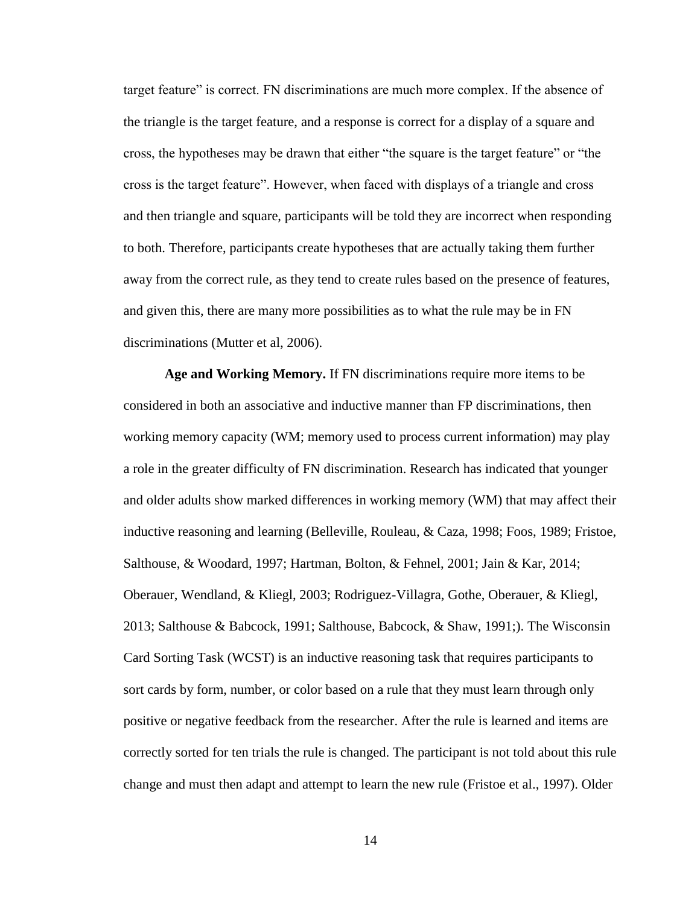target feature" is correct. FN discriminations are much more complex. If the absence of the triangle is the target feature, and a response is correct for a display of a square and cross, the hypotheses may be drawn that either "the square is the target feature" or "the cross is the target feature". However, when faced with displays of a triangle and cross and then triangle and square, participants will be told they are incorrect when responding to both. Therefore, participants create hypotheses that are actually taking them further away from the correct rule, as they tend to create rules based on the presence of features, and given this, there are many more possibilities as to what the rule may be in FN discriminations (Mutter et al, 2006).

**Age and Working Memory.** If FN discriminations require more items to be considered in both an associative and inductive manner than FP discriminations, then working memory capacity (WM; memory used to process current information) may play a role in the greater difficulty of FN discrimination. Research has indicated that younger and older adults show marked differences in working memory (WM) that may affect their inductive reasoning and learning (Belleville, Rouleau, & Caza, 1998; Foos, 1989; Fristoe, Salthouse, & Woodard, 1997; Hartman, Bolton, & Fehnel, 2001; Jain & Kar, 2014; Oberauer, Wendland, & Kliegl, 2003; Rodriguez-Villagra, Gothe, Oberauer, & Kliegl, 2013; Salthouse & Babcock, 1991; Salthouse, Babcock, & Shaw, 1991;). The Wisconsin Card Sorting Task (WCST) is an inductive reasoning task that requires participants to sort cards by form, number, or color based on a rule that they must learn through only positive or negative feedback from the researcher. After the rule is learned and items are correctly sorted for ten trials the rule is changed. The participant is not told about this rule change and must then adapt and attempt to learn the new rule (Fristoe et al., 1997). Older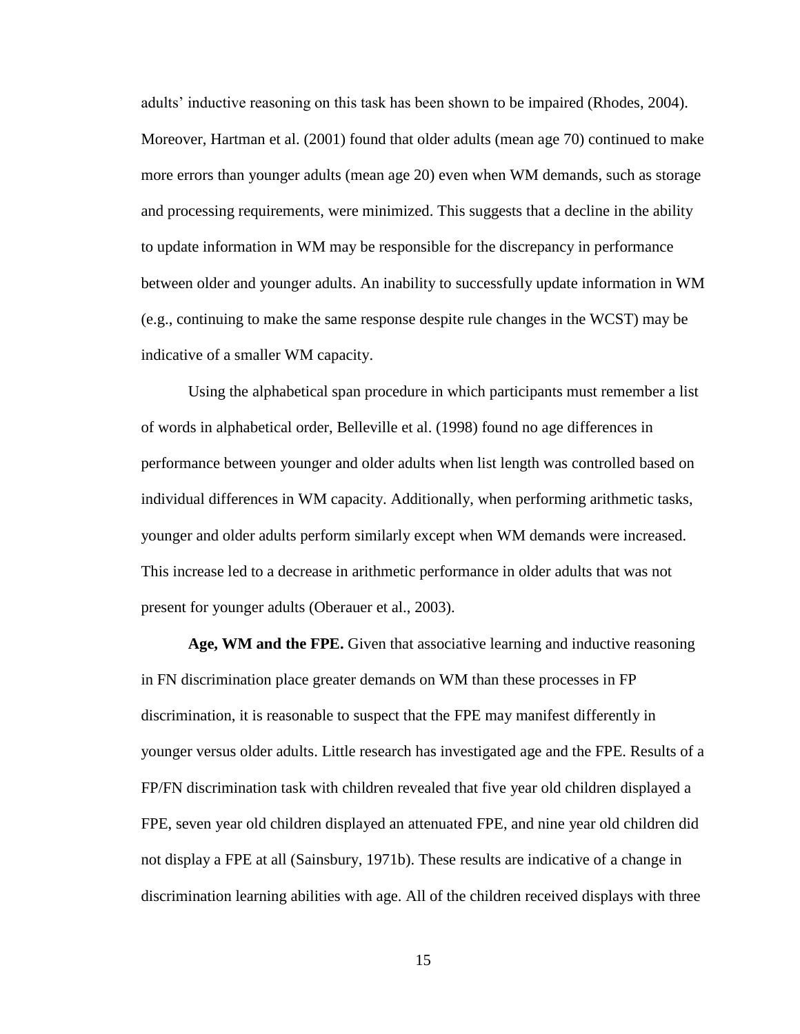adults' inductive reasoning on this task has been shown to be impaired (Rhodes, 2004). Moreover, Hartman et al. (2001) found that older adults (mean age 70) continued to make more errors than younger adults (mean age 20) even when WM demands, such as storage and processing requirements, were minimized. This suggests that a decline in the ability to update information in WM may be responsible for the discrepancy in performance between older and younger adults. An inability to successfully update information in WM (e.g., continuing to make the same response despite rule changes in the WCST) may be indicative of a smaller WM capacity.

Using the alphabetical span procedure in which participants must remember a list of words in alphabetical order, Belleville et al. (1998) found no age differences in performance between younger and older adults when list length was controlled based on individual differences in WM capacity. Additionally, when performing arithmetic tasks, younger and older adults perform similarly except when WM demands were increased. This increase led to a decrease in arithmetic performance in older adults that was not present for younger adults (Oberauer et al., 2003).

**Age, WM and the FPE.** Given that associative learning and inductive reasoning in FN discrimination place greater demands on WM than these processes in FP discrimination, it is reasonable to suspect that the FPE may manifest differently in younger versus older adults. Little research has investigated age and the FPE. Results of a FP/FN discrimination task with children revealed that five year old children displayed a FPE, seven year old children displayed an attenuated FPE, and nine year old children did not display a FPE at all (Sainsbury, 1971b). These results are indicative of a change in discrimination learning abilities with age. All of the children received displays with three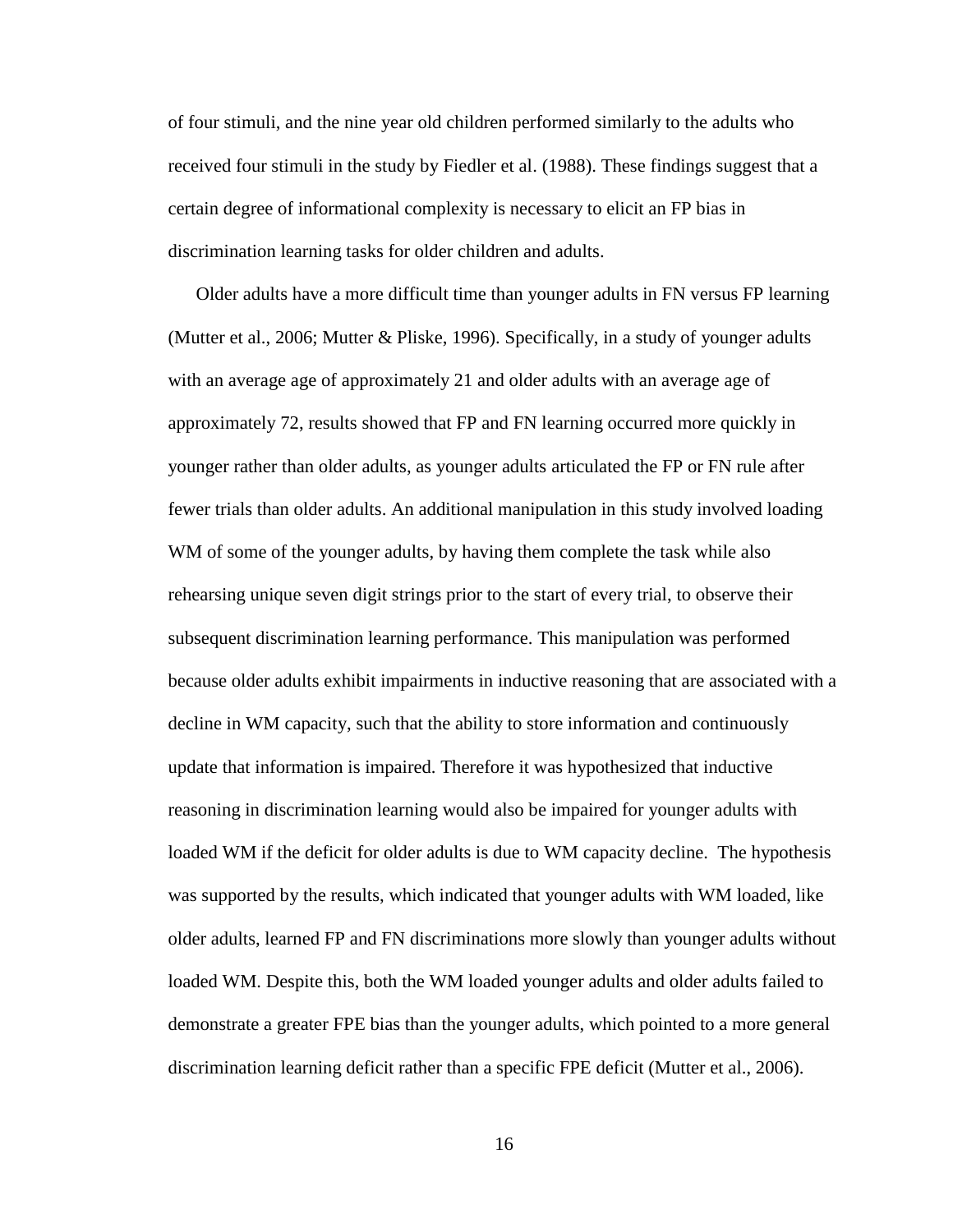of four stimuli, and the nine year old children performed similarly to the adults who received four stimuli in the study by Fiedler et al. (1988). These findings suggest that a certain degree of informational complexity is necessary to elicit an FP bias in discrimination learning tasks for older children and adults.

Older adults have a more difficult time than younger adults in FN versus FP learning (Mutter et al., 2006; Mutter & Pliske, 1996). Specifically, in a study of younger adults with an average age of approximately 21 and older adults with an average age of approximately 72, results showed that FP and FN learning occurred more quickly in younger rather than older adults, as younger adults articulated the FP or FN rule after fewer trials than older adults. An additional manipulation in this study involved loading WM of some of the younger adults, by having them complete the task while also rehearsing unique seven digit strings prior to the start of every trial, to observe their subsequent discrimination learning performance. This manipulation was performed because older adults exhibit impairments in inductive reasoning that are associated with a decline in WM capacity, such that the ability to store information and continuously update that information is impaired. Therefore it was hypothesized that inductive reasoning in discrimination learning would also be impaired for younger adults with loaded WM if the deficit for older adults is due to WM capacity decline. The hypothesis was supported by the results, which indicated that younger adults with WM loaded, like older adults, learned FP and FN discriminations more slowly than younger adults without loaded WM. Despite this, both the WM loaded younger adults and older adults failed to demonstrate a greater FPE bias than the younger adults, which pointed to a more general discrimination learning deficit rather than a specific FPE deficit (Mutter et al., 2006).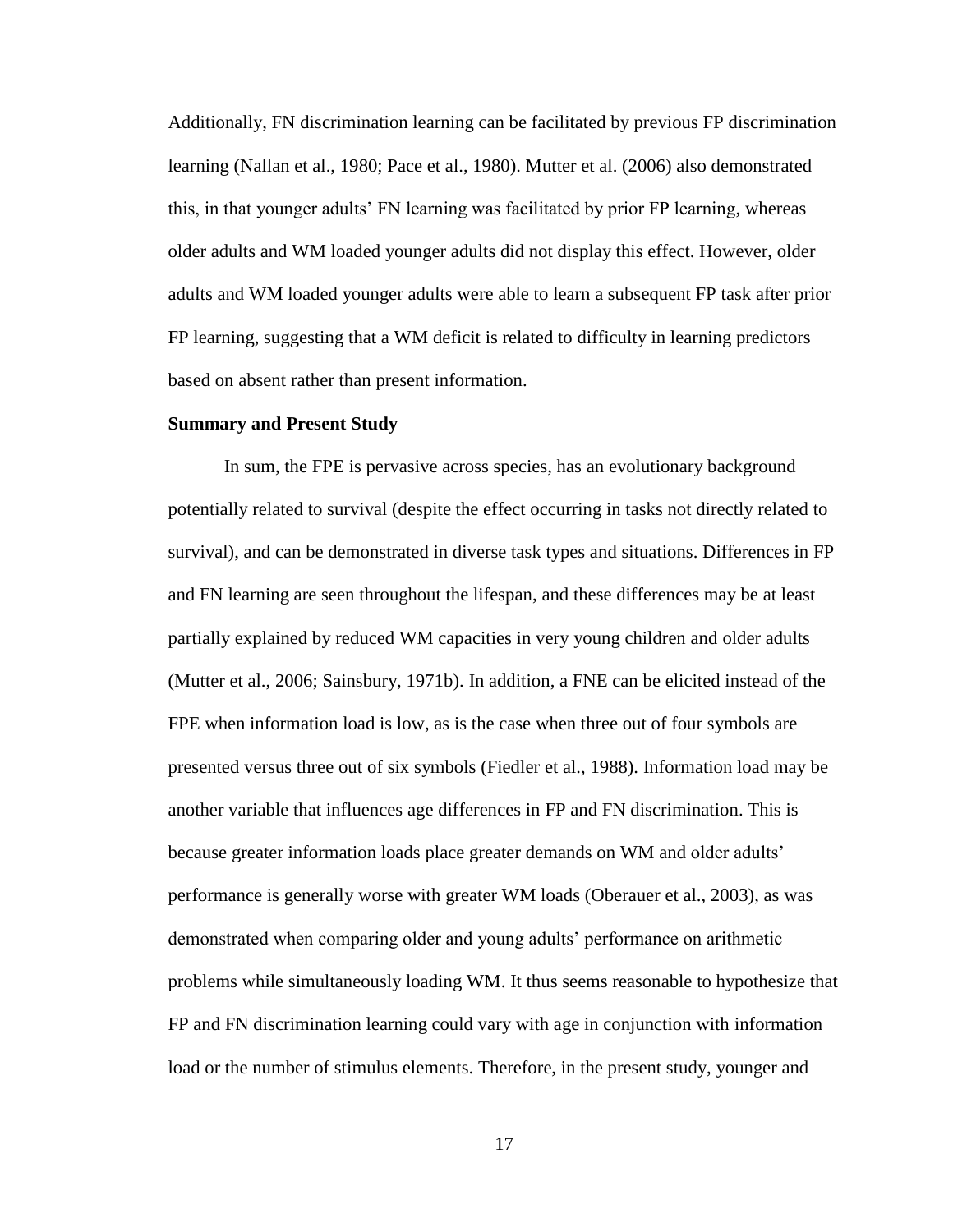Additionally, FN discrimination learning can be facilitated by previous FP discrimination learning (Nallan et al., 1980; Pace et al., 1980). Mutter et al. (2006) also demonstrated this, in that younger adults' FN learning was facilitated by prior FP learning, whereas older adults and WM loaded younger adults did not display this effect. However, older adults and WM loaded younger adults were able to learn a subsequent FP task after prior FP learning, suggesting that a WM deficit is related to difficulty in learning predictors based on absent rather than present information.

**Summary and Present Study**

In sum, the FPE is pervasive across species, has an evolutionary background potentially related to survival (despite the effect occurring in tasks not directly related to survival), and can be demonstrated in diverse task types and situations. Differences in FP and FN learning are seen throughout the lifespan, and these differences may be at least partially explained by reduced WM capacities in very young children and older adults (Mutter et al., 2006; Sainsbury, 1971b). In addition, a FNE can be elicited instead of the FPE when information load is low, as is the case when three out of four symbols are presented versus three out of six symbols (Fiedler et al., 1988). Information load may be another variable that influences age differences in FP and FN discrimination. This is because greater information loads place greater demands on WM and older adults' performance is generally worse with greater WM loads (Oberauer et al., 2003), as was demonstrated when comparing older and young adults' performance on arithmetic problems while simultaneously loading WM. It thus seems reasonable to hypothesize that FP and FN discrimination learning could vary with age in conjunction with information load or the number of stimulus elements. Therefore, in the present study, younger and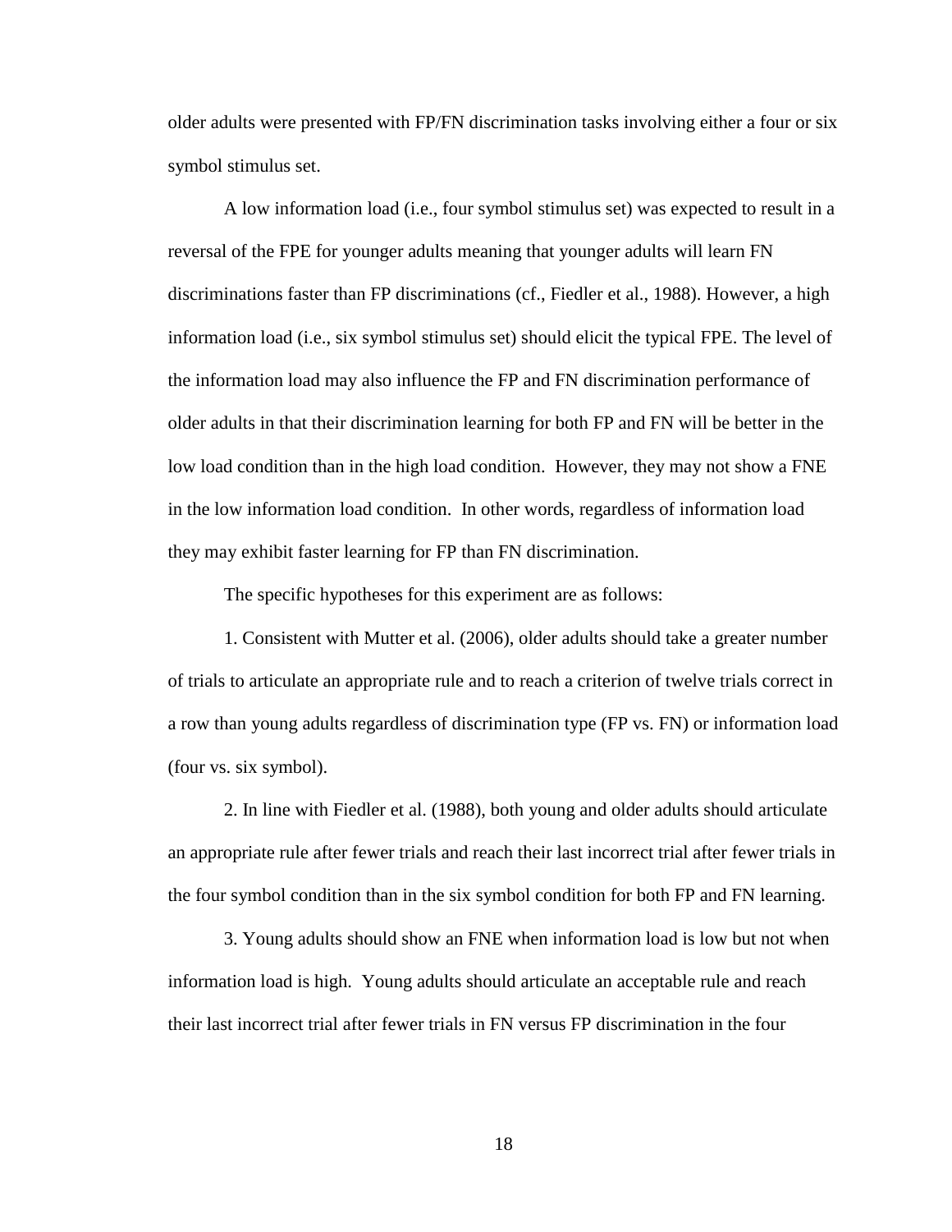older adults were presented with FP/FN discrimination tasks involving either a four or six symbol stimulus set.

A low information load (i.e., four symbol stimulus set) was expected to result in a reversal of the FPE for younger adults meaning that younger adults will learn FN discriminations faster than FP discriminations (cf., Fiedler et al., 1988). However, a high information load (i.e., six symbol stimulus set) should elicit the typical FPE. The level of the information load may also influence the FP and FN discrimination performance of older adults in that their discrimination learning for both FP and FN will be better in the low load condition than in the high load condition. However, they may not show a FNE in the low information load condition. In other words, regardless of information load they may exhibit faster learning for FP than FN discrimination.

The specific hypotheses for this experiment are as follows:

1. Consistent with Mutter et al. (2006), older adults should take a greater number of trials to articulate an appropriate rule and to reach a criterion of twelve trials correct in a row than young adults regardless of discrimination type (FP vs. FN) or information load (four vs. six symbol).

2. In line with Fiedler et al. (1988), both young and older adults should articulate an appropriate rule after fewer trials and reach their last incorrect trial after fewer trials in the four symbol condition than in the six symbol condition for both FP and FN learning.

3. Young adults should show an FNE when information load is low but not when information load is high. Young adults should articulate an acceptable rule and reach their last incorrect trial after fewer trials in FN versus FP discrimination in the four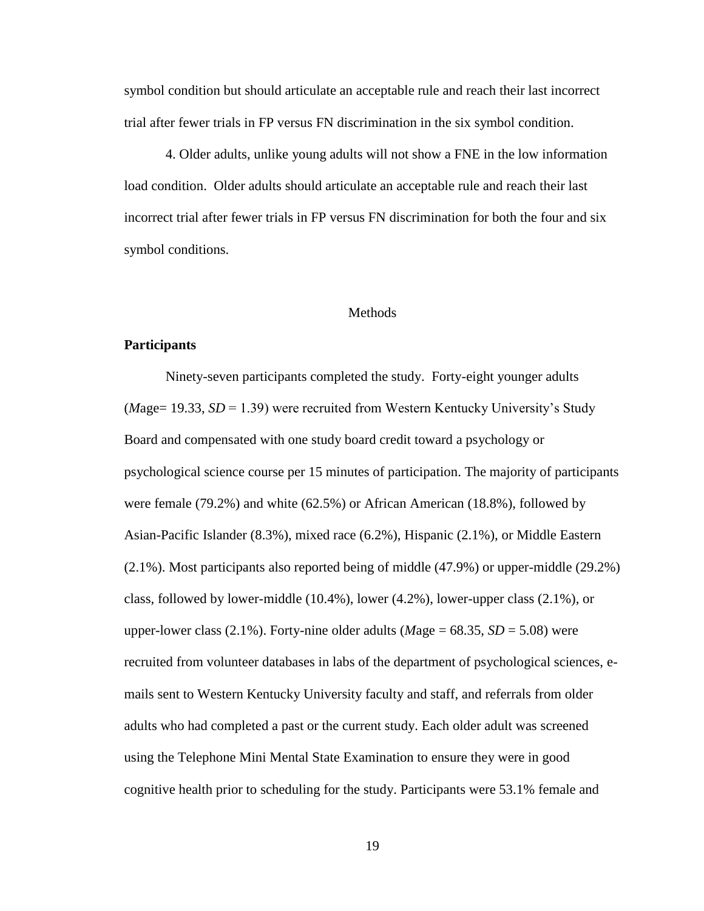symbol condition but should articulate an acceptable rule and reach their last incorrect trial after fewer trials in FP versus FN discrimination in the six symbol condition.

4. Older adults, unlike young adults will not show a FNE in the low information load condition. Older adults should articulate an acceptable rule and reach their last incorrect trial after fewer trials in FP versus FN discrimination for both the four and six symbol conditions.

# Methods

## Participants

Ninety-seven participants completed the study. Forty-eight younger adults (*M*age= 19.33, *SD* = 1.39) were recruited from Western Kentucky University's Study Board and compensated with one study board credit toward a psychology or psychological science course per 15 minutes of participation. The majority of participants were female (79.2%) and white (62.5%) or African American (18.8%), followed by Asian-Pacific Islander (8.3%), mixed race (6.2%), Hispanic (2.1%), or Middle Eastern (2.1%). Most participants also reported being of middle (47.9%) or upper-middle (29.2%) class, followed by lower-middle (10.4%), lower (4.2%), lower-upper class (2.1%), or upper-lower class (2.1%). Forty-nine older adults (*M*age = 68.35, *SD* = 5.08) were recruited from volunteer databases in labs of the department of psychological sciences, e-mails sent to Western Kentucky University faculty and staff, and referrals from older adults who had completed a past or the current study. Each older adult was screened using the Telephone Mini Mental State Examination to ensure they were in good cognitive health prior to scheduling for the study. Participants were 53.1% female and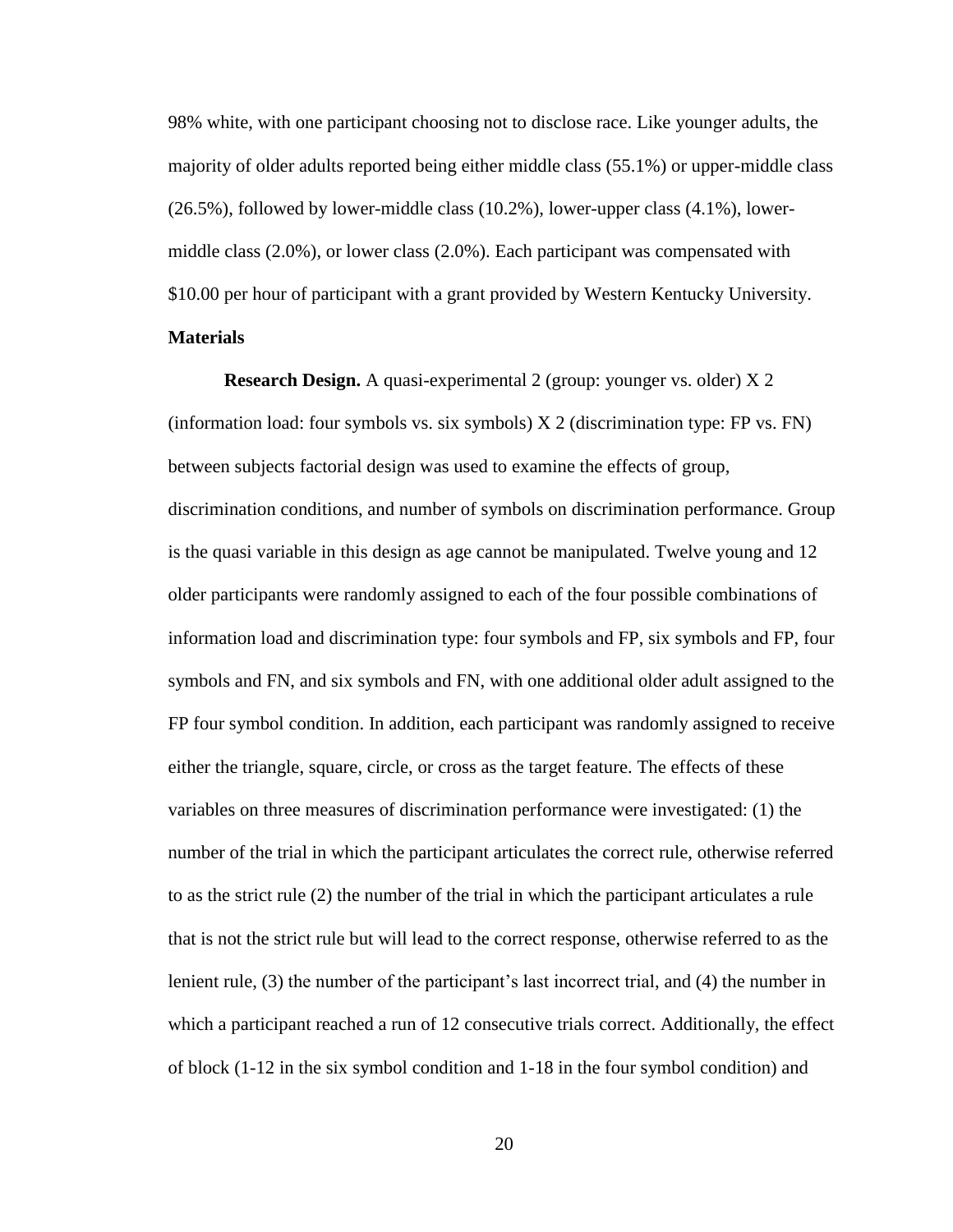98% white, with one participant choosing not to disclose race. Like younger adults, the majority of older adults reported being either middle class (55.1%) or upper-middle class (26.5%), followed by lower-middle class (10.2%), lower-upper class (4.1%), lower-middle class (2.0%), or lower class (2.0%). Each participant was compensated with $10.00 per hour of participant with a grant provided by Western Kentucky University.

## Materials

**Research Design.** A quasi-experimental 2 (group: younger vs. older) X 2 (information load: four symbols vs. six symbols) X 2 (discrimination type: FP vs. FN) between subjects factorial design was used to examine the effects of group, discrimination conditions, and number of symbols on discrimination performance. Group is the quasi variable in this design as age cannot be manipulated. Twelve young and 12 older participants were randomly assigned to each of the four possible combinations of information load and discrimination type: four symbols and FP, six symbols and FP, four symbols and FN, and six symbols and FN, with one additional older adult assigned to the FP four symbol condition. In addition, each participant was randomly assigned to receive either the triangle, square, circle, or cross as the target feature. The effects of these variables on three measures of discrimination performance were investigated: (1) the number of the trial in which the participant articulates the correct rule, otherwise referred to as the strict rule (2) the number of the trial in which the participant articulates a rule that is not the strict rule but will lead to the correct response, otherwise referred to as the lenient rule, (3) the number of the participant's last incorrect trial, and (4) the number in which a participant reached a run of 12 consecutive trials correct. Additionally, the effect of block (1-12 in the six symbol condition and 1-18 in the four symbol condition) and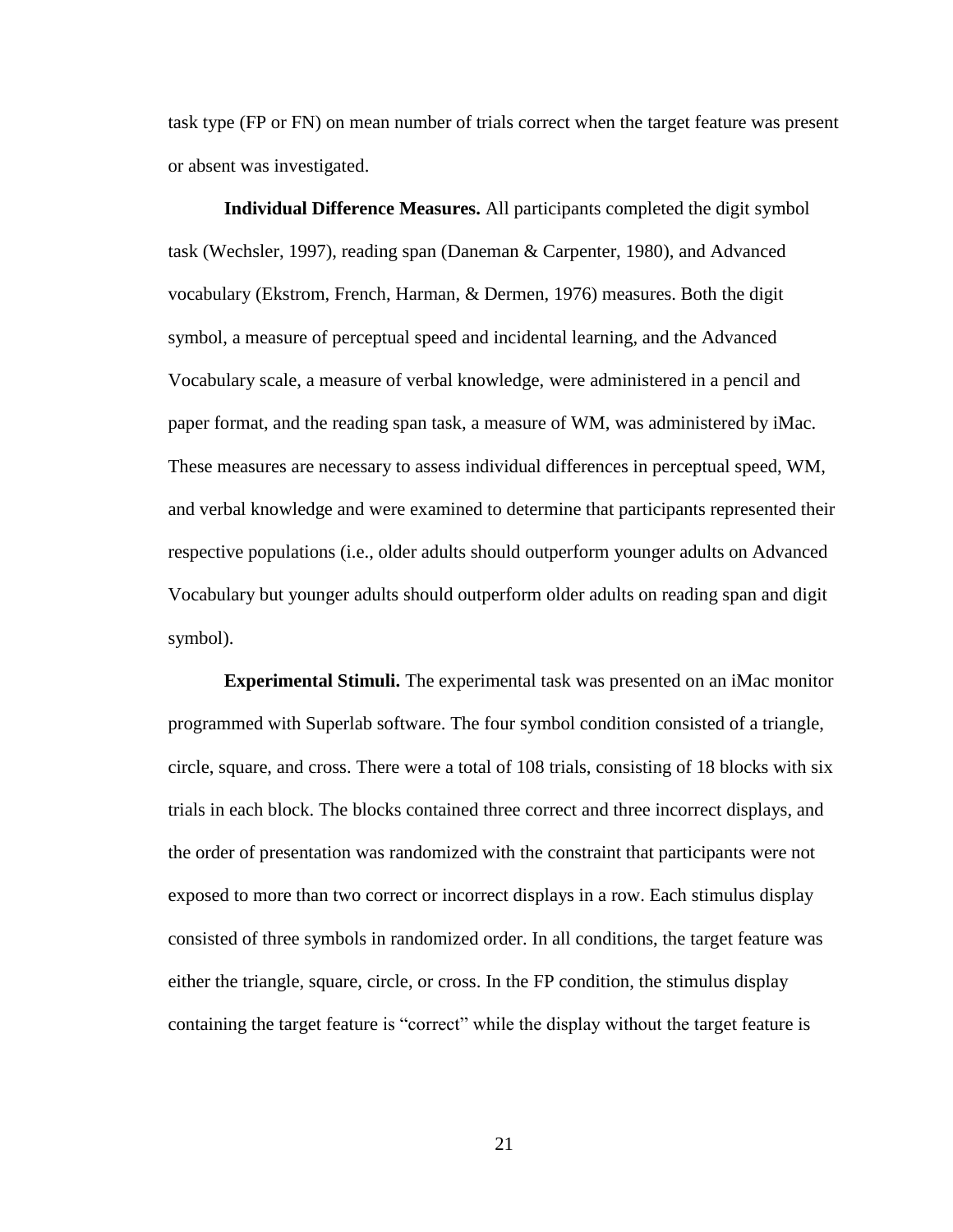task type (FP or FN) on mean number of trials correct when the target feature was present or absent was investigated.

**Individual Difference Measures.** All participants completed the digit symbol task (Wechsler, 1997), reading span (Daneman & Carpenter, 1980), and Advanced vocabulary (Ekstrom, French, Harman, & Dermen, 1976) measures. Both the digit symbol, a measure of perceptual speed and incidental learning, and the Advanced Vocabulary scale, a measure of verbal knowledge, were administered in a pencil and paper format, and the reading span task, a measure of WM, was administered by iMac. These measures are necessary to assess individual differences in perceptual speed, WM, and verbal knowledge and were examined to determine that participants represented their respective populations (i.e., older adults should outperform younger adults on Advanced Vocabulary but younger adults should outperform older adults on reading span and digit symbol).

**Experimental Stimuli.** The experimental task was presented on an iMac monitor programmed with Superlab software. The four symbol condition consisted of a triangle, circle, square, and cross. There were a total of 108 trials, consisting of 18 blocks with six trials in each block. The blocks contained three correct and three incorrect displays, and the order of presentation was randomized with the constraint that participants were not exposed to more than two correct or incorrect displays in a row. Each stimulus display consisted of three symbols in randomized order. In all conditions, the target feature was either the triangle, square, circle, or cross. In the FP condition, the stimulus display containing the target feature is "correct" while the display without the target feature is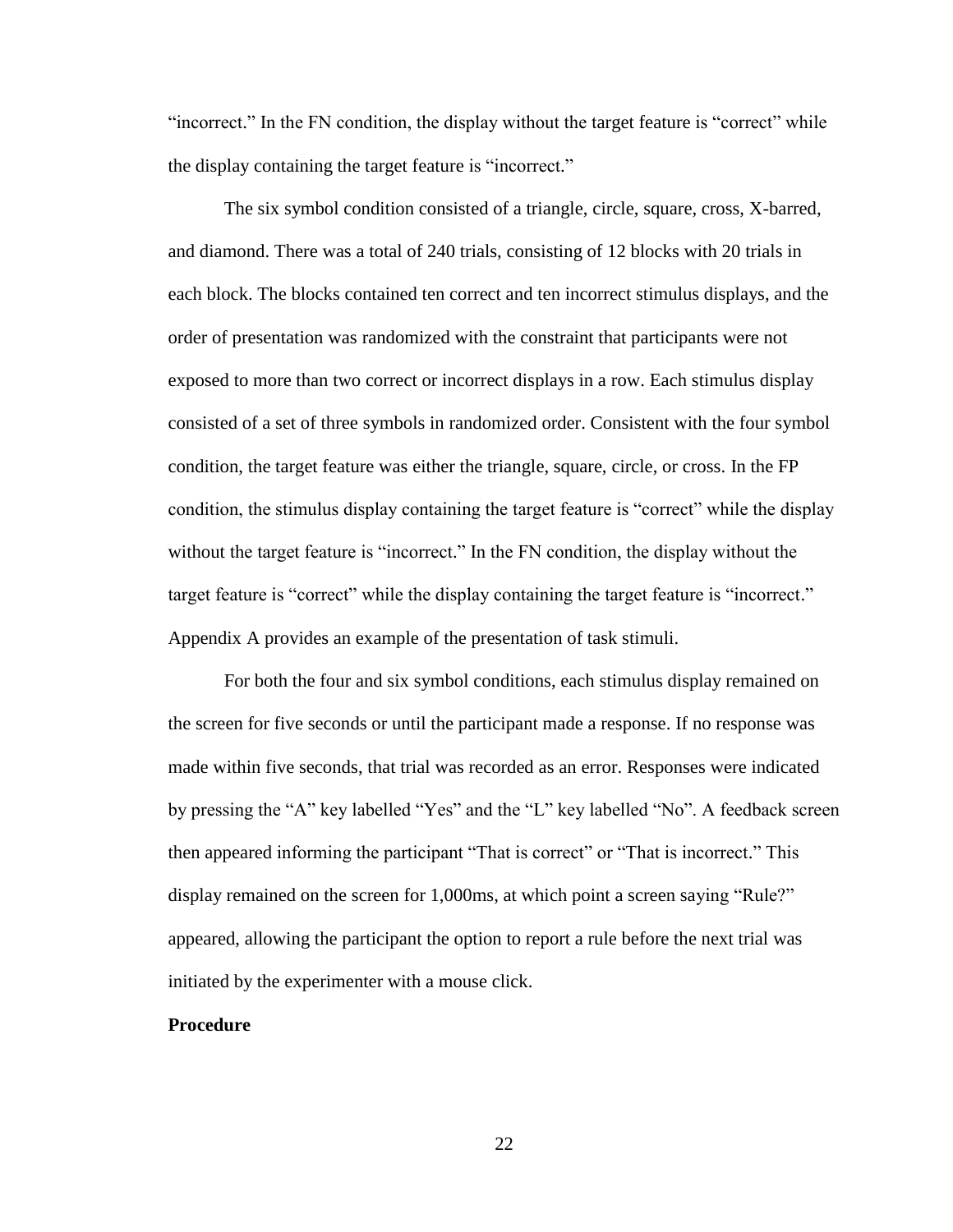"incorrect." In the FN condition, the display without the target feature is "correct" while the display containing the target feature is "incorrect."

The six symbol condition consisted of a triangle, circle, square, cross, X-barred, and diamond. There was a total of 240 trials, consisting of 12 blocks with 20 trials in each block. The blocks contained ten correct and ten incorrect stimulus displays, and the order of presentation was randomized with the constraint that participants were not exposed to more than two correct or incorrect displays in a row. Each stimulus display consisted of a set of three symbols in randomized order. Consistent with the four symbol condition, the target feature was either the triangle, square, circle, or cross. In the FP condition, the stimulus display containing the target feature is "correct" while the display without the target feature is "incorrect." In the FN condition, the display without the target feature is "correct" while the display containing the target feature is "incorrect." Appendix A provides an example of the presentation of task stimuli.

For both the four and six symbol conditions, each stimulus display remained on the screen for five seconds or until the participant made a response. If no response was made within five seconds, that trial was recorded as an error. Responses were indicated by pressing the "A" key labelled "Yes" and the "L" key labelled "No". A feedback screen then appeared informing the participant "That is correct" or "That is incorrect." This display remained on the screen for 1,000ms, at which point a screen saying "Rule?" appeared, allowing the participant the option to report a rule before the next trial was initiated by the experimenter with a mouse click.

**Procedure**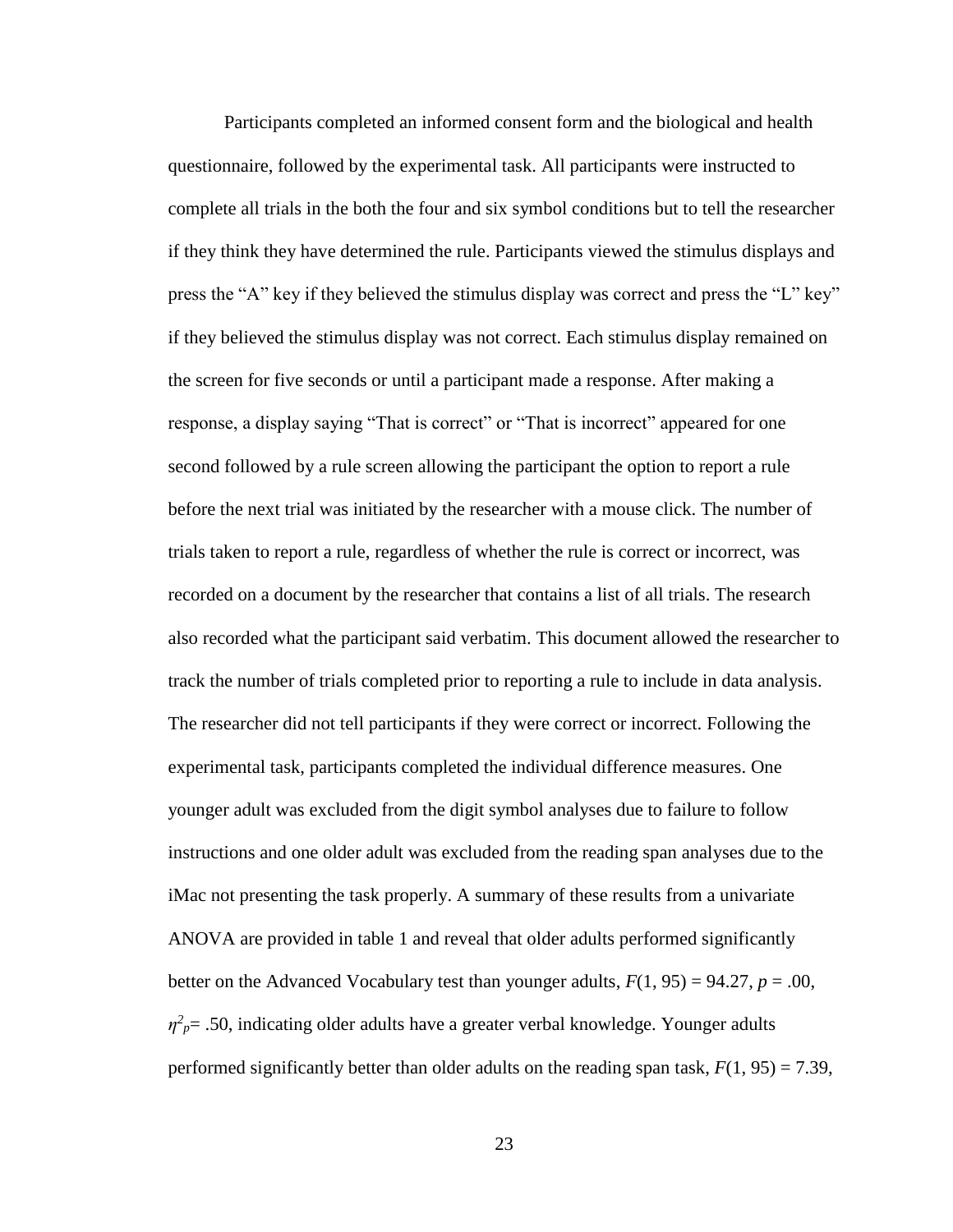Participants completed an informed consent form and the biological and health questionnaire, followed by the experimental task. All participants were instructed to complete all trials in the both the four and six symbol conditions but to tell the researcher if they think they have determined the rule. Participants viewed the stimulus displays and press the "A" key if they believed the stimulus display was correct and press the "L" key" if they believed the stimulus display was not correct. Each stimulus display remained on the screen for five seconds or until a participant made a response. After making a response, a display saying "That is correct" or "That is incorrect" appeared for one second followed by a rule screen allowing the participant the option to report a rule before the next trial was initiated by the researcher with a mouse click. The number of trials taken to report a rule, regardless of whether the rule is correct or incorrect, was recorded on a document by the researcher that contains a list of all trials. The research also recorded what the participant said verbatim. This document allowed the researcher to track the number of trials completed prior to reporting a rule to include in data analysis. The researcher did not tell participants if they were correct or incorrect. Following the experimental task, participants completed the individual difference measures. One younger adult was excluded from the digit symbol analyses due to failure to follow instructions and one older adult was excluded from the reading span analyses due to the iMac not presenting the task properly. A summary of these results from a univariate ANOVA are provided in table 1 and reveal that older adults performed significantly better on the Advanced Vocabulary test than younger adults, $F(1, 95) = 94.27$, $p = .00$, $\eta^2_p = .50$, indicating older adults have a greater verbal knowledge. Younger adults performed significantly better than older adults on the reading span task, $F(1, 95) = 7.39$,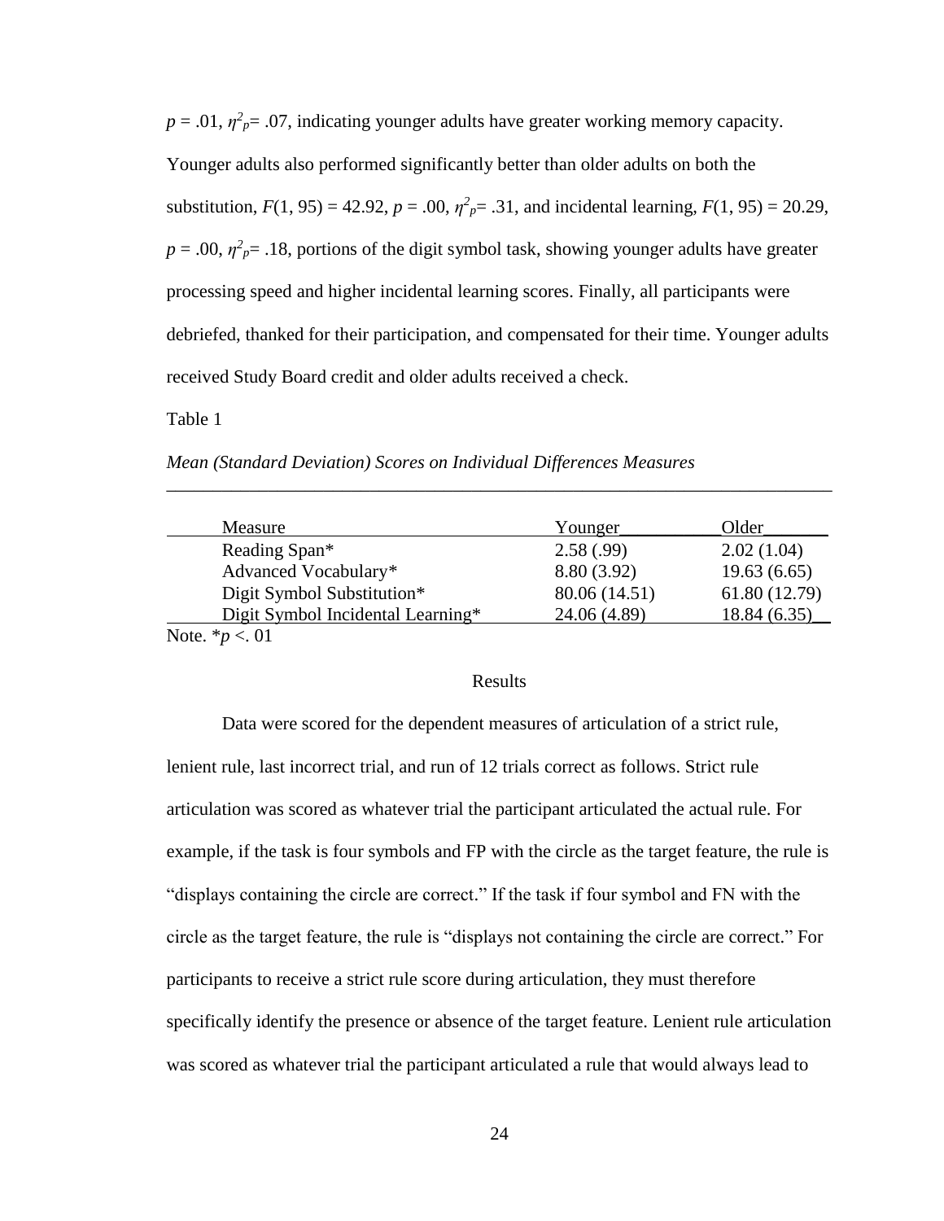$p = .01$, $\eta^2_p = .07$, indicating younger adults have greater working memory capacity. Younger adults also performed significantly better than older adults on both the substitution, $F(1, 95) = 42.92$, $p = .00$, $\eta^2_p = .31$, and incidental learning, $F(1, 95) = 20.29$, $p = .00$, $\eta^2_p = .18$, portions of the digit symbol task, showing younger adults have greater processing speed and higher incidental learning scores. Finally, all participants were debriefed, thanked for their participation, and compensated for their time. Younger adults received Study Board credit and older adults received a check.

Table 1

*Mean (Standard Deviation) Scores on Individual Differences Measures*

| Measure | Younger | Older |
|---|---|---|
| Reading Span* | 2.58 (.99) | 2.02 (1.04) |
| Advanced Vocabulary* | 8.80 (3.92) | 19.63 (6.65) |
| Digit Symbol Substitution* | 80.06 (14.51) | 61.80 (12.79) |
| Digit Symbol Incidental Learning* | 24.06 (4.89) | 18.84 (6.35) |

Note. *$p <. 01$

## Results

Data were scored for the dependent measures of articulation of a strict rule, lenient rule, last incorrect trial, and run of 12 trials correct as follows. Strict rule articulation was scored as whatever trial the participant articulated the actual rule. For example, if the task is four symbols and FP with the circle as the target feature, the rule is "displays containing the circle are correct." If the task if four symbol and FN with the circle as the target feature, the rule is "displays not containing the circle are correct." For participants to receive a strict rule score during articulation, they must therefore specifically identify the presence or absence of the target feature. Lenient rule articulation was scored as whatever trial the participant articulated a rule that would always lead to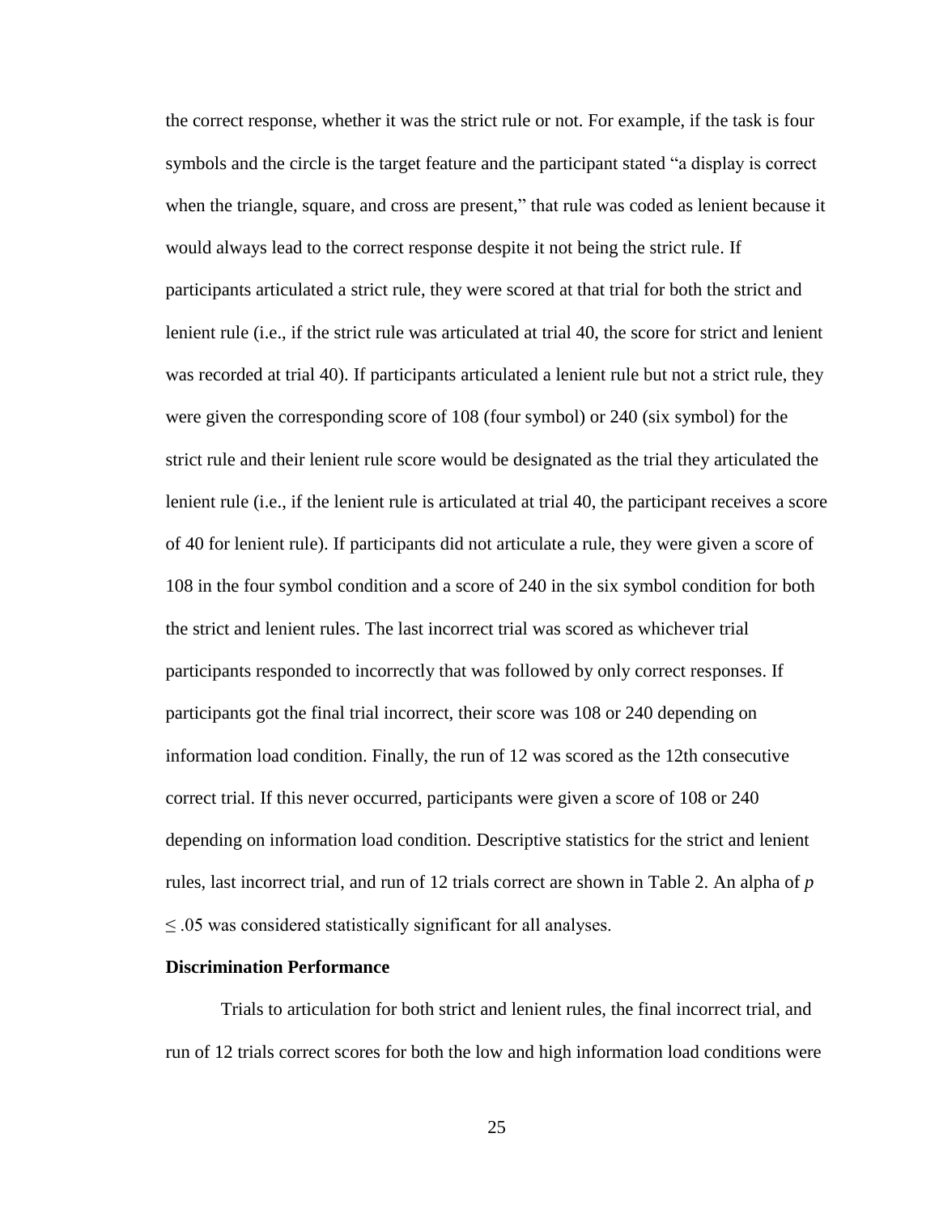the correct response, whether it was the strict rule or not. For example, if the task is four symbols and the circle is the target feature and the participant stated "a display is correct when the triangle, square, and cross are present," that rule was coded as lenient because it would always lead to the correct response despite it not being the strict rule. If participants articulated a strict rule, they were scored at that trial for both the strict and lenient rule (i.e., if the strict rule was articulated at trial 40, the score for strict and lenient was recorded at trial 40). If participants articulated a lenient rule but not a strict rule, they were given the corresponding score of 108 (four symbol) or 240 (six symbol) for the strict rule and their lenient rule score would be designated as the trial they articulated the lenient rule (i.e., if the lenient rule is articulated at trial 40, the participant receives a score of 40 for lenient rule). If participants did not articulate a rule, they were given a score of 108 in the four symbol condition and a score of 240 in the six symbol condition for both the strict and lenient rules. The last incorrect trial was scored as whichever trial participants responded to incorrectly that was followed by only correct responses. If participants got the final trial incorrect, their score was 108 or 240 depending on information load condition. Finally, the run of 12 was scored as the 12th consecutive correct trial. If this never occurred, participants were given a score of 108 or 240 depending on information load condition. Descriptive statistics for the strict and lenient rules, last incorrect trial, and run of 12 trials correct are shown in Table 2. An alpha of $p \leq .05$ was considered statistically significant for all analyses.

**Discrimination Performance**

Trials to articulation for both strict and lenient rules, the final incorrect trial, and run of 12 trials correct scores for both the low and high information load conditions were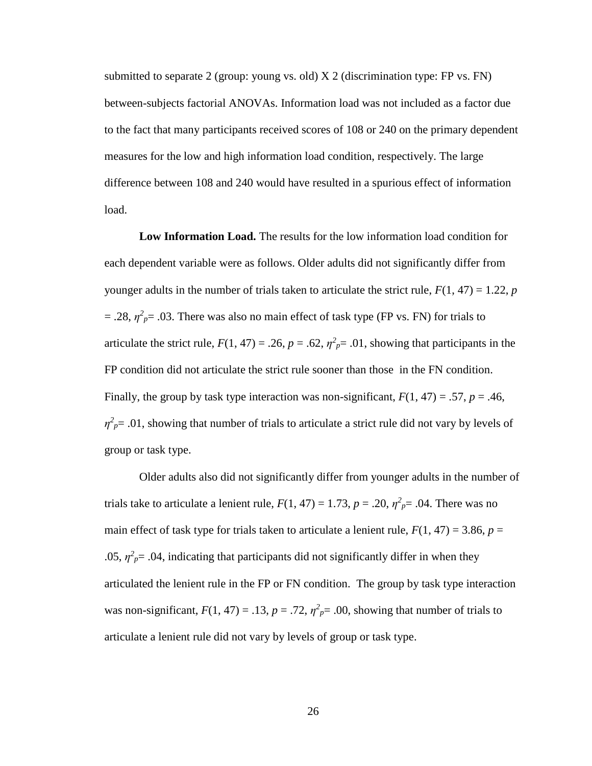submitted to separate 2 (group: young vs. old) X 2 (discrimination type: FP vs. FN) between-subjects factorial ANOVAs. Information load was not included as a factor due to the fact that many participants received scores of 108 or 240 on the primary dependent measures for the low and high information load condition, respectively. The large difference between 108 and 240 would have resulted in a spurious effect of information load.

**Low Information Load.** The results for the low information load condition for each dependent variable were as follows. Older adults did not significantly differ from younger adults in the number of trials taken to articulate the strict rule, $F(1, 47) = 1.22$, $p = .28$, $\eta^2_p = .03$. There was also no main effect of task type (FP vs. FN) for trials to articulate the strict rule, $F(1, 47) = .26$, $p = .62$, $\eta^2_p = .01$, showing that participants in the FP condition did not articulate the strict rule sooner than those in the FN condition. Finally, the group by task type interaction was non-significant, $F(1, 47) = .57$, $p = .46$, $\eta^2_p = .01$, showing that number of trials to articulate a strict rule did not vary by levels of group or task type.

Older adults also did not significantly differ from younger adults in the number of trials take to articulate a lenient rule, $F(1, 47) = 1.73$, $p = .20$, $\eta^2_p = .04$. There was no main effect of task type for trials taken to articulate a lenient rule, $F(1, 47) = 3.86$, $p = .05$, $\eta^2_p = .04$, indicating that participants did not significantly differ in when they articulated the lenient rule in the FP or FN condition. The group by task type interaction was non-significant, $F(1, 47) = .13$, $p = .72$, $\eta^2_p = .00$, showing that number of trials to articulate a lenient rule did not vary by levels of group or task type.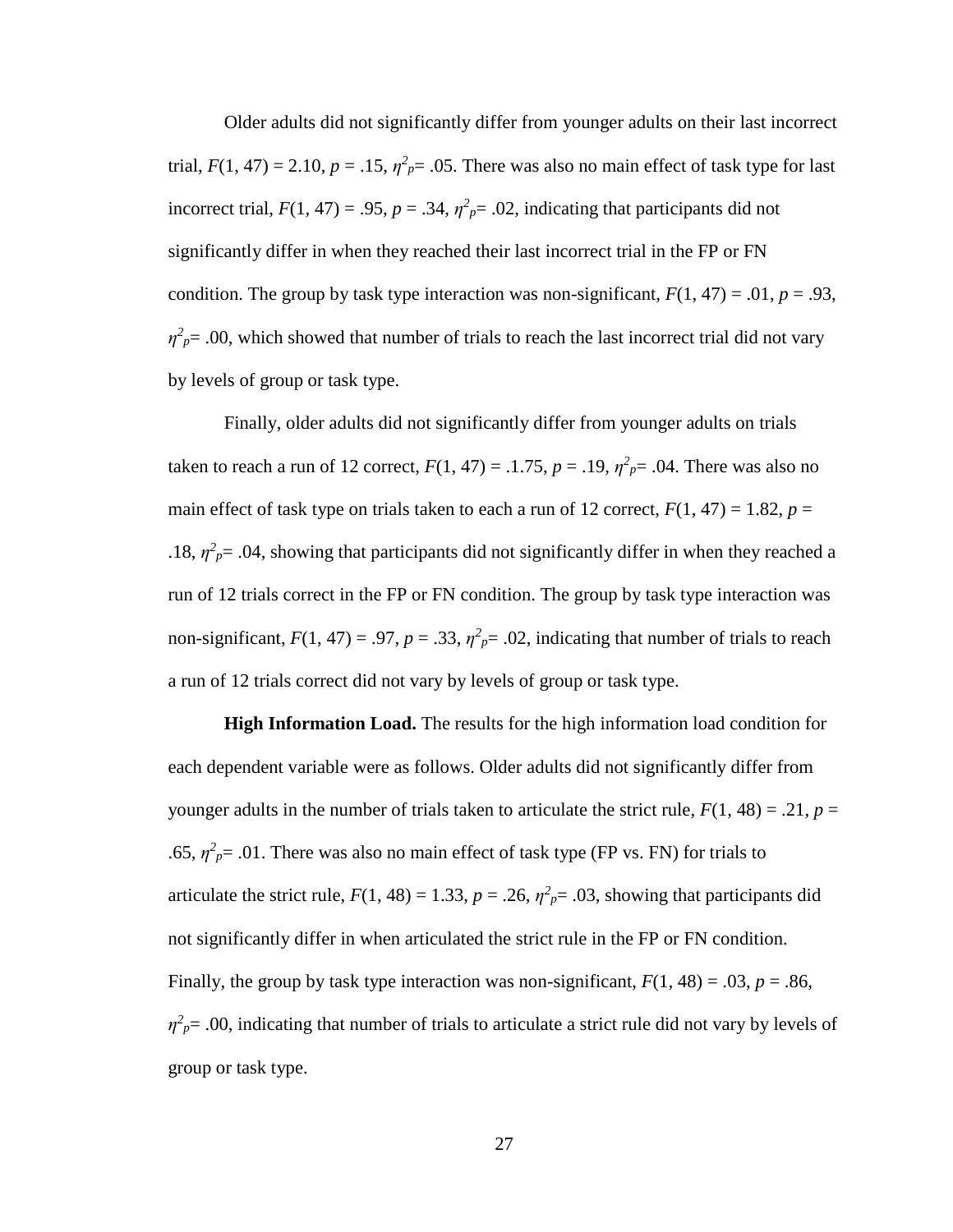Older adults did not significantly differ from younger adults on their last incorrect trial, $F(1, 47) = 2.10$, $p = .15$, $\eta^2_p = .05$. There was also no main effect of task type for last incorrect trial, $F(1, 47) = .95$, $p = .34$, $\eta^2_p = .02$, indicating that participants did not significantly differ in when they reached their last incorrect trial in the FP or FN condition. The group by task type interaction was non-significant, $F(1, 47) = .01$, $p = .93$, $\eta^2_p = .00$, which showed that number of trials to reach the last incorrect trial did not vary by levels of group or task type.

Finally, older adults did not significantly differ from younger adults on trials taken to reach a run of 12 correct, $F(1, 47) = .1.75$, $p = .19$, $\eta^2_p = .04$. There was also no main effect of task type on trials taken to each a run of 12 correct, $F(1, 47) = 1.82$, $p = .18$, $\eta^2_p = .04$, showing that participants did not significantly differ in when they reached a run of 12 trials correct in the FP or FN condition. The group by task type interaction was non-significant, $F(1, 47) = .97$, $p = .33$, $\eta^2_p = .02$, indicating that number of trials to reach a run of 12 trials correct did not vary by levels of group or task type.

**High Information Load.** The results for the high information load condition for each dependent variable were as follows. Older adults did not significantly differ from younger adults in the number of trials taken to articulate the strict rule, $F(1, 48) = .21$, $p = .65$, $\eta^2_p = .01$. There was also no main effect of task type (FP vs. FN) for trials to articulate the strict rule, $F(1, 48) = 1.33$, $p = .26$, $\eta^2_p = .03$, showing that participants did not significantly differ in when articulated the strict rule in the FP or FN condition. Finally, the group by task type interaction was non-significant, $F(1, 48) = .03$, $p = .86$, $\eta^2_p = .00$, indicating that number of trials to articulate a strict rule did not vary by levels of group or task type.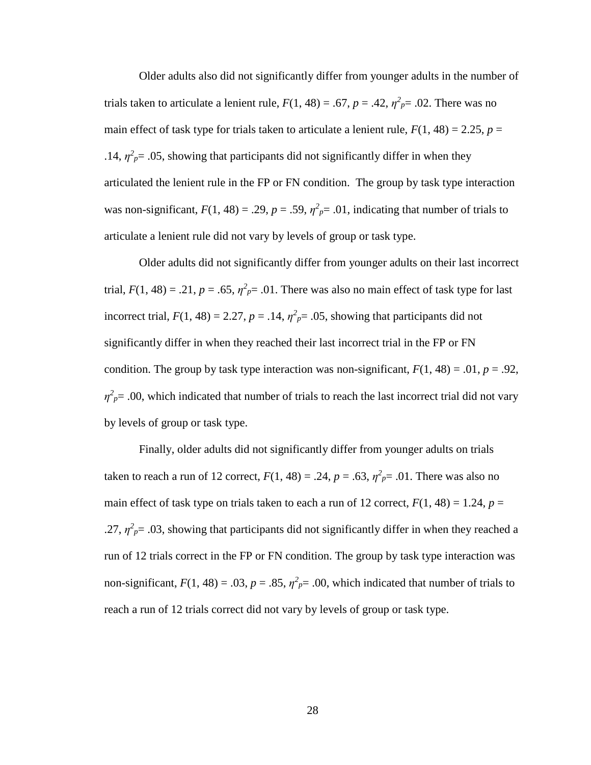Older adults also did not significantly differ from younger adults in the number of trials taken to articulate a lenient rule, $F(1, 48) = .67$, $p = .42$, $\eta^2_p = .02$. There was no main effect of task type for trials taken to articulate a lenient rule, $F(1, 48) = 2.25$, $p = .14$, $\eta^2_p = .05$, showing that participants did not significantly differ in when they articulated the lenient rule in the FP or FN condition. The group by task type interaction was non-significant, $F(1, 48) = .29$, $p = .59$, $\eta^2_p = .01$, indicating that number of trials to articulate a lenient rule did not vary by levels of group or task type.

Older adults did not significantly differ from younger adults on their last incorrect trial, $F(1, 48) = .21$, $p = .65$, $\eta^2_p = .01$. There was also no main effect of task type for last incorrect trial, $F(1, 48) = 2.27$, $p = .14$, $\eta^2_p = .05$, showing that participants did not significantly differ in when they reached their last incorrect trial in the FP or FN condition. The group by task type interaction was non-significant, $F(1, 48) = .01$, $p = .92$, $\eta^2_p = .00$, which indicated that number of trials to reach the last incorrect trial did not vary by levels of group or task type.

Finally, older adults did not significantly differ from younger adults on trials taken to reach a run of 12 correct, $F(1, 48) = .24$, $p = .63$, $\eta^2_p = .01$. There was also no main effect of task type on trials taken to each a run of 12 correct, $F(1, 48) = 1.24$, $p = .27$, $\eta^2_p = .03$, showing that participants did not significantly differ in when they reached a run of 12 trials correct in the FP or FN condition. The group by task type interaction was non-significant, $F(1, 48) = .03$, $p = .85$, $\eta^2_p = .00$, which indicated that number of trials to reach a run of 12 trials correct did not vary by levels of group or task type.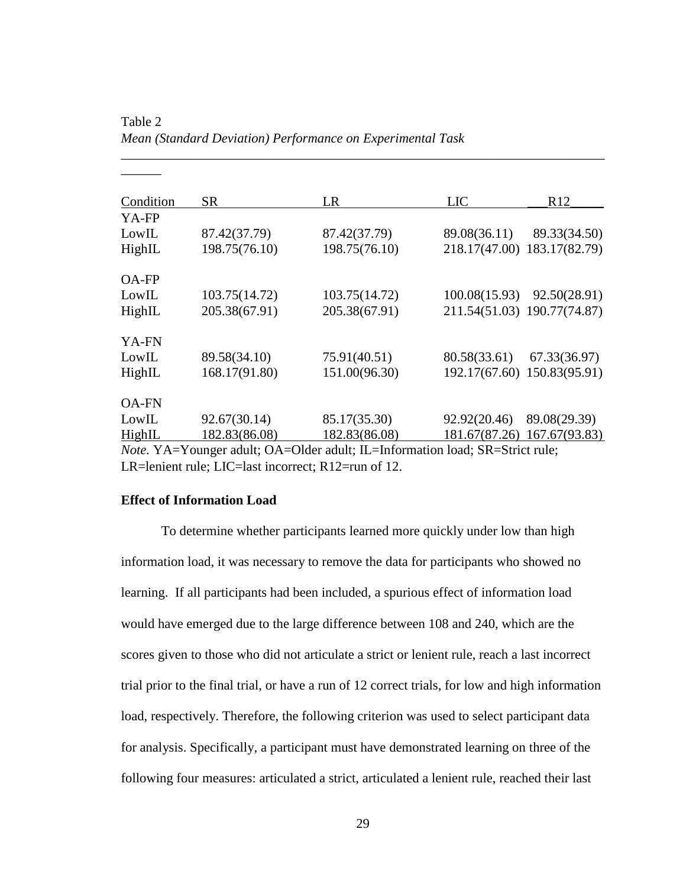Table 2

*Mean (Standard Deviation) Performance on Experimental Task*

| Condition | SR | LR | LIC | R12 |
|---|---|---|---|---|
| YA-FP | | | | |
| LowIL | 87.42(37.79) | 87.42(37.79) | 89.08(36.11) | 89.33(34.50) |
| HighIL | 198.75(76.10) | 198.75(76.10) | 218.17(47.00) | 183.17(82.79) |
| OA-FP | | | | |
| LowIL | 103.75(14.72) | 103.75(14.72) | 100.08(15.93) | 92.50(28.91) |
| HighIL | 205.38(67.91) | 205.38(67.91) | 211.54(51.03) | 190.77(74.87) |
| YA-FN | | | | |
| LowIL | 89.58(34.10) | 75.91(40.51) | 80.58(33.61) | 67.33(36.97) |
| HighIL | 168.17(91.80) | 151.00(96.30) | 192.17(67.60) | 150.83(95.91) |
| OA-FN | | | | |
| LowIL | 92.67(30.14) | 85.17(35.30) | 92.92(20.46) | 89.08(29.39) |
| HighIL | 182.83(86.08) | 182.83(86.08) | 181.67(87.26) | 167.67(93.83) |

*Note.* YA=Younger adult; OA=Older adult; IL=Information load; SR=Strict rule; LR=lenient rule; LIC=last incorrect; R12=run of 12.

**Effect of Information Load**

To determine whether participants learned more quickly under low than high information load, it was necessary to remove the data for participants who showed no learning. If all participants had been included, a spurious effect of information load would have emerged due to the large difference between 108 and 240, which are the scores given to those who did not articulate a strict or lenient rule, reach a last incorrect trial prior to the final trial, or have a run of 12 correct trials, for low and high information load, respectively. Therefore, the following criterion was used to select participant data for analysis. Specifically, a participant must have demonstrated learning on three of the following four measures: articulated a strict, articulated a lenient rule, reached their last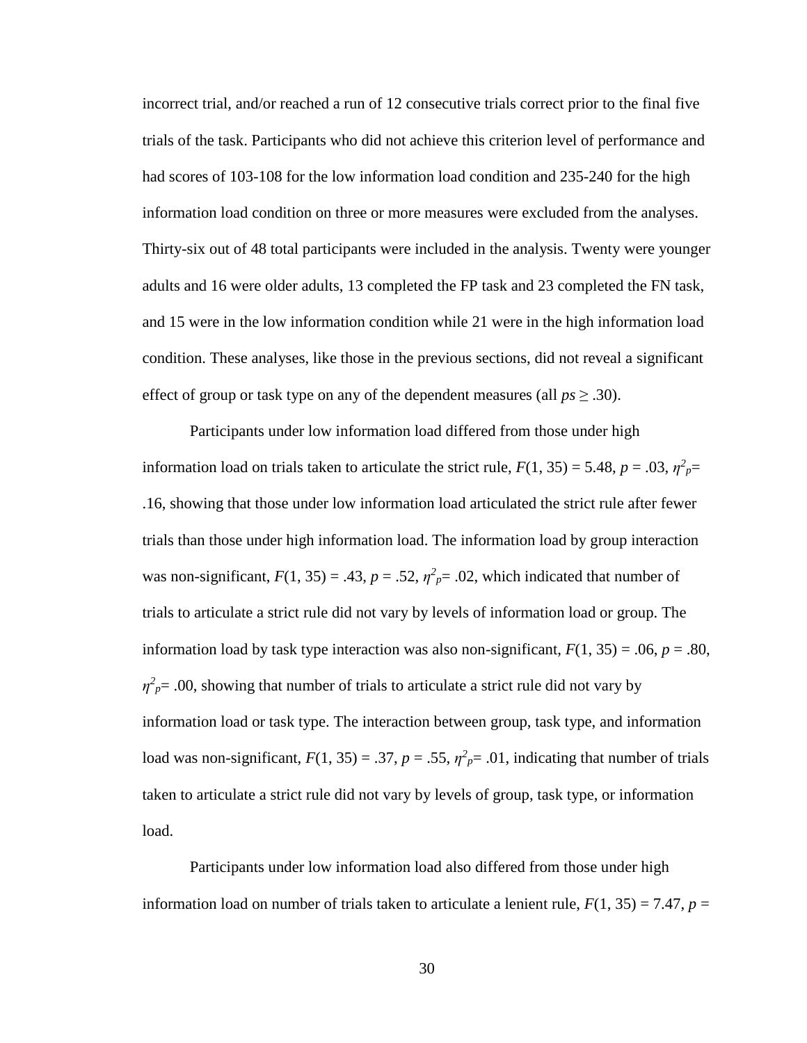incorrect trial, and/or reached a run of 12 consecutive trials correct prior to the final five trials of the task. Participants who did not achieve this criterion level of performance and had scores of 103-108 for the low information load condition and 235-240 for the high information load condition on three or more measures were excluded from the analyses. Thirty-six out of 48 total participants were included in the analysis. Twenty were younger adults and 16 were older adults, 13 completed the FP task and 23 completed the FN task, and 15 were in the low information condition while 21 were in the high information load condition. These analyses, like those in the previous sections, did not reveal a significant effect of group or task type on any of the dependent measures (all $ps \geq .30$).

Participants under low information load differed from those under high information load on trials taken to articulate the strict rule, $F(1, 35) = 5.48$, $p = .03$, $\eta^2_p = .16$, showing that those under low information load articulated the strict rule after fewer trials than those under high information load. The information load by group interaction was non-significant, $F(1, 35) = .43$, $p = .52$, $\eta^2_p = .02$, which indicated that number of trials to articulate a strict rule did not vary by levels of information load or group. The information load by task type interaction was also non-significant, $F(1, 35) = .06$, $p = .80$, $\eta^2_p = .00$, showing that number of trials to articulate a strict rule did not vary by information load or task type. The interaction between group, task type, and information load was non-significant, $F(1, 35) = .37$, $p = .55$, $\eta^2_p = .01$, indicating that number of trials taken to articulate a strict rule did not vary by levels of group, task type, or information load.

Participants under low information load also differed from those under high information load on number of trials taken to articulate a lenient rule, $F(1, 35) = 7.47$, $p =$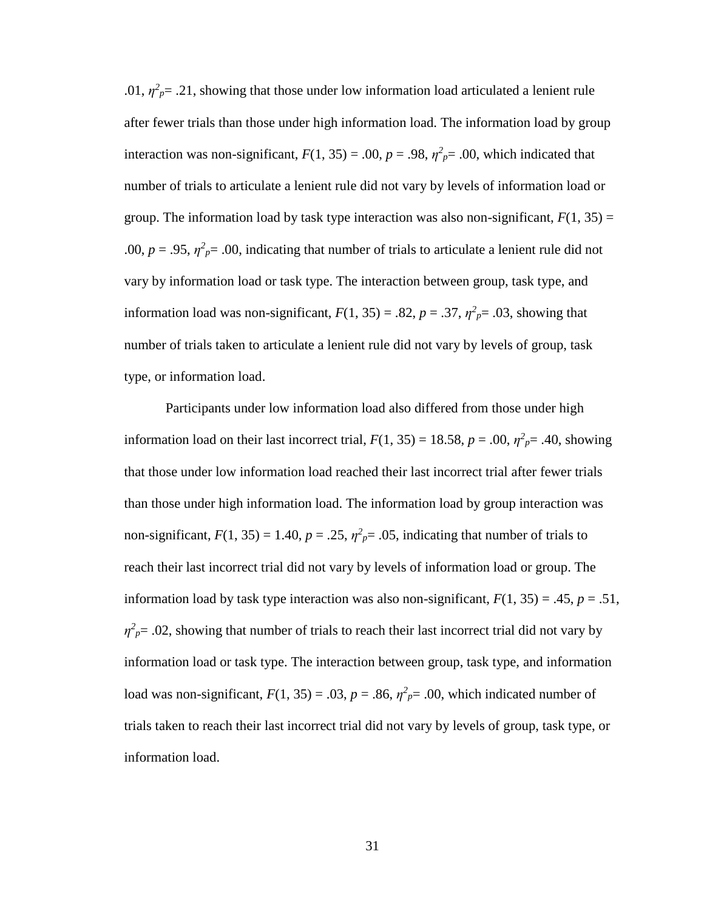.01, $\eta^2_p$= .21, showing that those under low information load articulated a lenient rule after fewer trials than those under high information load. The information load by group interaction was non-significant, $F(1, 35) = .00$, $p = .98$, $\eta^2_p$= .00, which indicated that number of trials to articulate a lenient rule did not vary by levels of information load or group. The information load by task type interaction was also non-significant, $F(1, 35) = .00$, $p = .95$, $\eta^2_p$= .00, indicating that number of trials to articulate a lenient rule did not vary by information load or task type. The interaction between group, task type, and information load was non-significant, $F(1, 35) = .82$, $p = .37$, $\eta^2_p$= .03, showing that number of trials taken to articulate a lenient rule did not vary by levels of group, task type, or information load.

Participants under low information load also differed from those under high information load on their last incorrect trial, $F(1, 35) = 18.58$, $p = .00$, $\eta^2_p$= .40, showing that those under low information load reached their last incorrect trial after fewer trials than those under high information load. The information load by group interaction was non-significant, $F(1, 35) = 1.40$, $p = .25$, $\eta^2_p$= .05, indicating that number of trials to reach their last incorrect trial did not vary by levels of information load or group. The information load by task type interaction was also non-significant, $F(1, 35) = .45$, $p = .51$, $\eta^2_p$= .02, showing that number of trials to reach their last incorrect trial did not vary by information load or task type. The interaction between group, task type, and information load was non-significant, $F(1, 35) = .03$, $p = .86$, $\eta^2_p$= .00, which indicated number of trials taken to reach their last incorrect trial did not vary by levels of group, task type, or information load.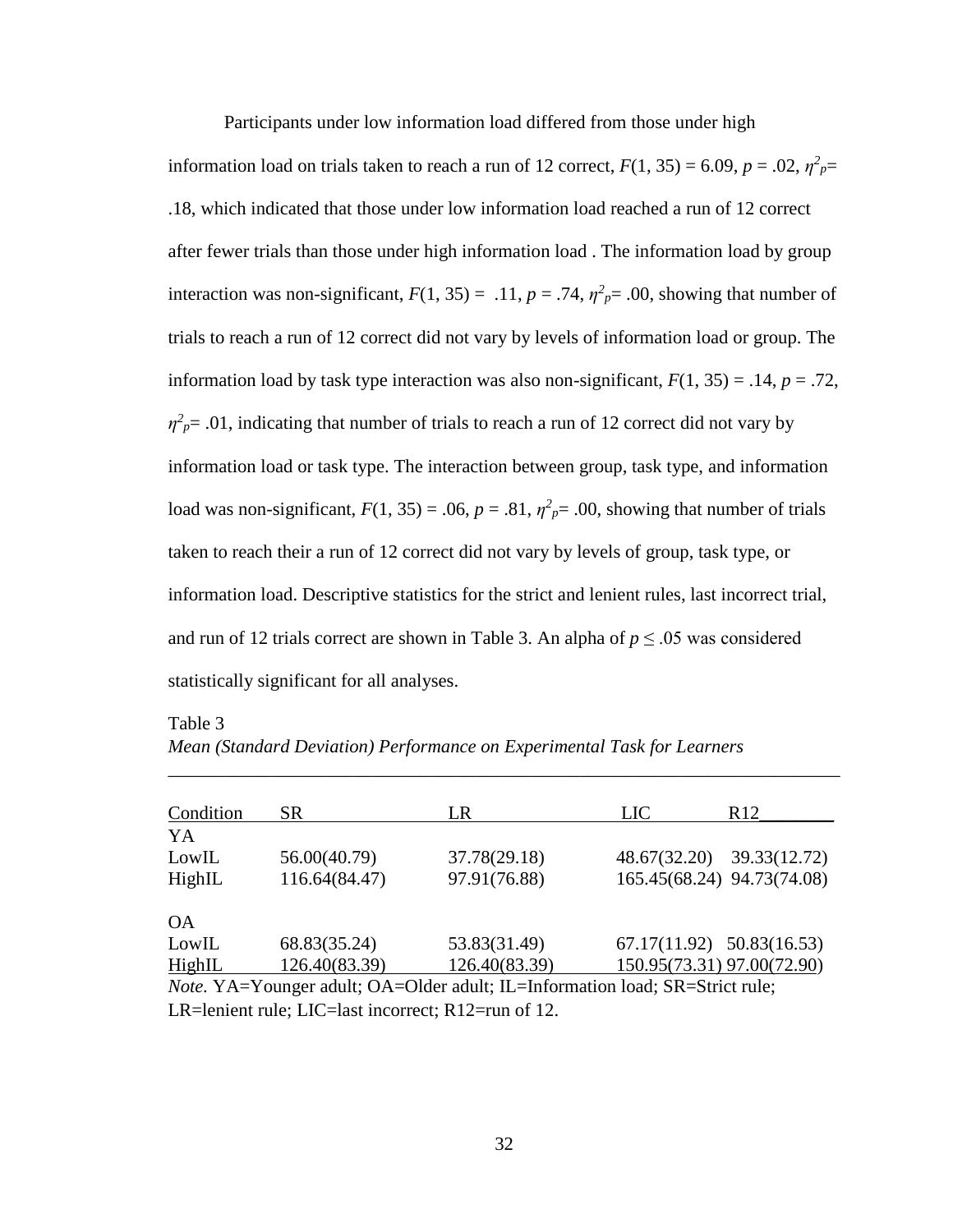Participants under low information load differed from those under high information load on trials taken to reach a run of 12 correct, $F(1, 35) = 6.09$, $p = .02$, $\eta^2_p = .18$, which indicated that those under low information load reached a run of 12 correct after fewer trials than those under high information load . The information load by group interaction was non-significant, $F(1, 35) = .11$, $p = .74$, $\eta^2_p = .00$, showing that number of trials to reach a run of 12 correct did not vary by levels of information load or group. The information load by task type interaction was also non-significant, $F(1, 35) = .14$, $p = .72$, $\eta^2_p = .01$, indicating that number of trials to reach a run of 12 correct did not vary by information load or task type. The interaction between group, task type, and information load was non-significant, $F(1, 35) = .06$, $p = .81$, $\eta^2_p = .00$, showing that number of trials taken to reach their a run of 12 correct did not vary by levels of group, task type, or information load. Descriptive statistics for the strict and lenient rules, last incorrect trial, and run of 12 trials correct are shown in Table 3. An alpha of $p \leq .05$ was considered statistically significant for all analyses.

Table 3

*Mean (Standard Deviation) Performance on Experimental Task for Learners*

| Condition | SR | LR | LIC | R12 |
|---|---|---|---|---|
| YA | | | | |
| LowIL | 56.00(40.79) | 37.78(29.18) | 48.67(32.20) | 39.33(12.72) |
| HighIL | 116.64(84.47) | 97.91(76.88) | 165.45(68.24) | 94.73(74.08) |
| OA | | | | |
| LowIL | 68.83(35.24) | 53.83(31.49) | 67.17(11.92) | 50.83(16.53) |
| HighIL | 126.40(83.39) | 126.40(83.39) | 150.95(73.31) | 97.00(72.90) |

*Note.* YA=Younger adult; OA=Older adult; IL=Information load; SR=Strict rule; LR=lenient rule; LIC=last incorrect; R12=run of 12.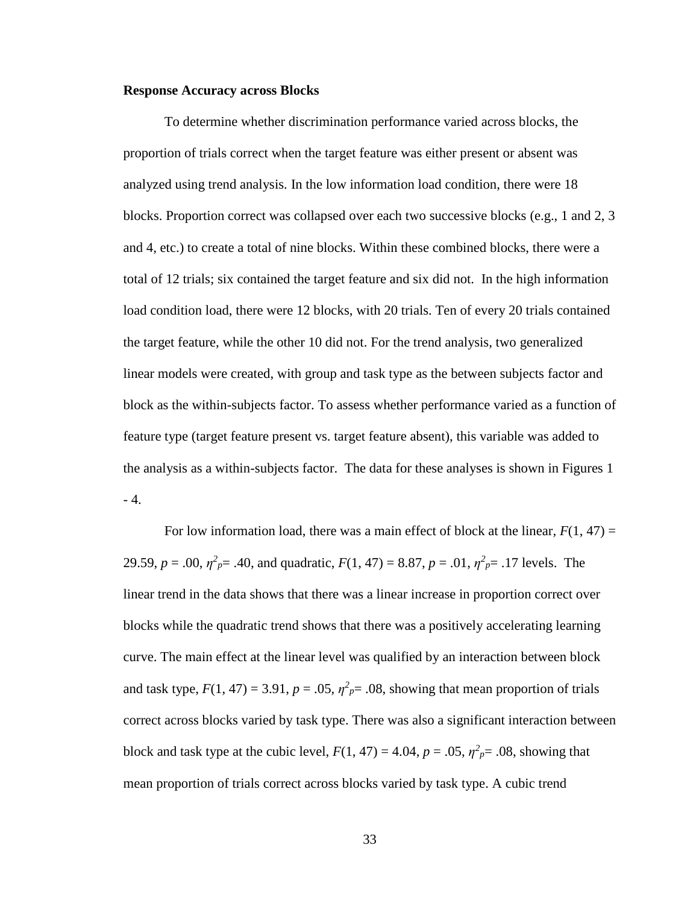**Response Accuracy across Blocks**

To determine whether discrimination performance varied across blocks, the proportion of trials correct when the target feature was either present or absent was analyzed using trend analysis. In the low information load condition, there were 18 blocks. Proportion correct was collapsed over each two successive blocks (e.g., 1 and 2, 3 and 4, etc.) to create a total of nine blocks. Within these combined blocks, there were a total of 12 trials; six contained the target feature and six did not. In the high information load condition load, there were 12 blocks, with 20 trials. Ten of every 20 trials contained the target feature, while the other 10 did not. For the trend analysis, two generalized linear models were created, with group and task type as the between subjects factor and block as the within-subjects factor. To assess whether performance varied as a function of feature type (target feature present vs. target feature absent), this variable was added to the analysis as a within-subjects factor. The data for these analyses is shown in Figures 1 - 4.

For low information load, there was a main effect of block at the linear, $F(1, 47) = 29.59$, $p = .00$, $\eta^2_p = .40$, and quadratic, $F(1, 47) = 8.87$, $p = .01$, $\eta^2_p = .17$ levels. The linear trend in the data shows that there was a linear increase in proportion correct over blocks while the quadratic trend shows that there was a positively accelerating learning curve. The main effect at the linear level was qualified by an interaction between block and task type, $F(1, 47) = 3.91$, $p = .05$, $\eta^2_p = .08$, showing that mean proportion of trials correct across blocks varied by task type. There was also a significant interaction between block and task type at the cubic level, $F(1, 47) = 4.04$, $p = .05$, $\eta^2_p = .08$, showing that mean proportion of trials correct across blocks varied by task type. A cubic trend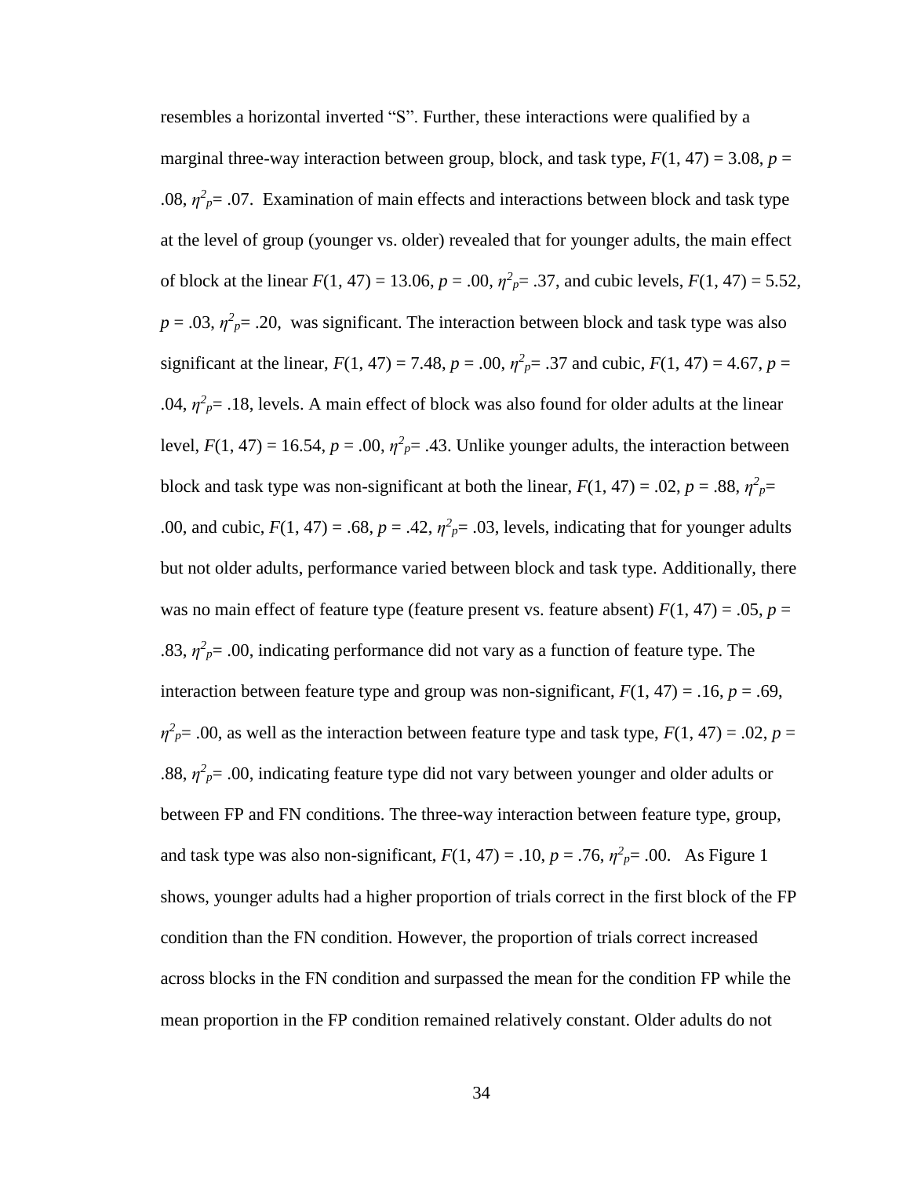resembles a horizontal inverted "S". Further, these interactions were qualified by a marginal three-way interaction between group, block, and task type, $F(1, 47) = 3.08$, $p = .08$, $\eta^2_p = .07$. Examination of main effects and interactions between block and task type at the level of group (younger vs. older) revealed that for younger adults, the main effect of block at the linear $F(1, 47) = 13.06$, $p = .00$, $\eta^2_p = .37$, and cubic levels, $F(1, 47) = 5.52$, $p = .03$, $\eta^2_p = .20$, was significant. The interaction between block and task type was also significant at the linear, $F(1, 47) = 7.48$, $p = .00$, $\eta^2_p = .37$ and cubic, $F(1, 47) = 4.67$, $p = .04$, $\eta^2_p = .18$, levels. A main effect of block was also found for older adults at the linear level, $F(1, 47) = 16.54$, $p = .00$, $\eta^2_p = .43$. Unlike younger adults, the interaction between block and task type was non-significant at both the linear, $F(1, 47) = .02$, $p = .88$, $\eta^2_p = .00$, and cubic, $F(1, 47) = .68$, $p = .42$, $\eta^2_p = .03$, levels, indicating that for younger adults but not older adults, performance varied between block and task type. Additionally, there was no main effect of feature type (feature present vs. feature absent) $F(1, 47) = .05$, $p = .83$, $\eta^2_p = .00$, indicating performance did not vary as a function of feature type. The interaction between feature type and group was non-significant, $F(1, 47) = .16$, $p = .69$, $\eta^2_p = .00$, as well as the interaction between feature type and task type, $F(1, 47) = .02$, $p = .88$, $\eta^2_p = .00$, indicating feature type did not vary between younger and older adults or between FP and FN conditions. The three-way interaction between feature type, group, and task type was also non-significant, $F(1, 47) = .10$, $p = .76$, $\eta^2_p = .00$. As Figure 1 shows, younger adults had a higher proportion of trials correct in the first block of the FP condition than the FN condition. However, the proportion of trials correct increased across blocks in the FN condition and surpassed the mean for the condition FP while the mean proportion in the FP condition remained relatively constant. Older adults do not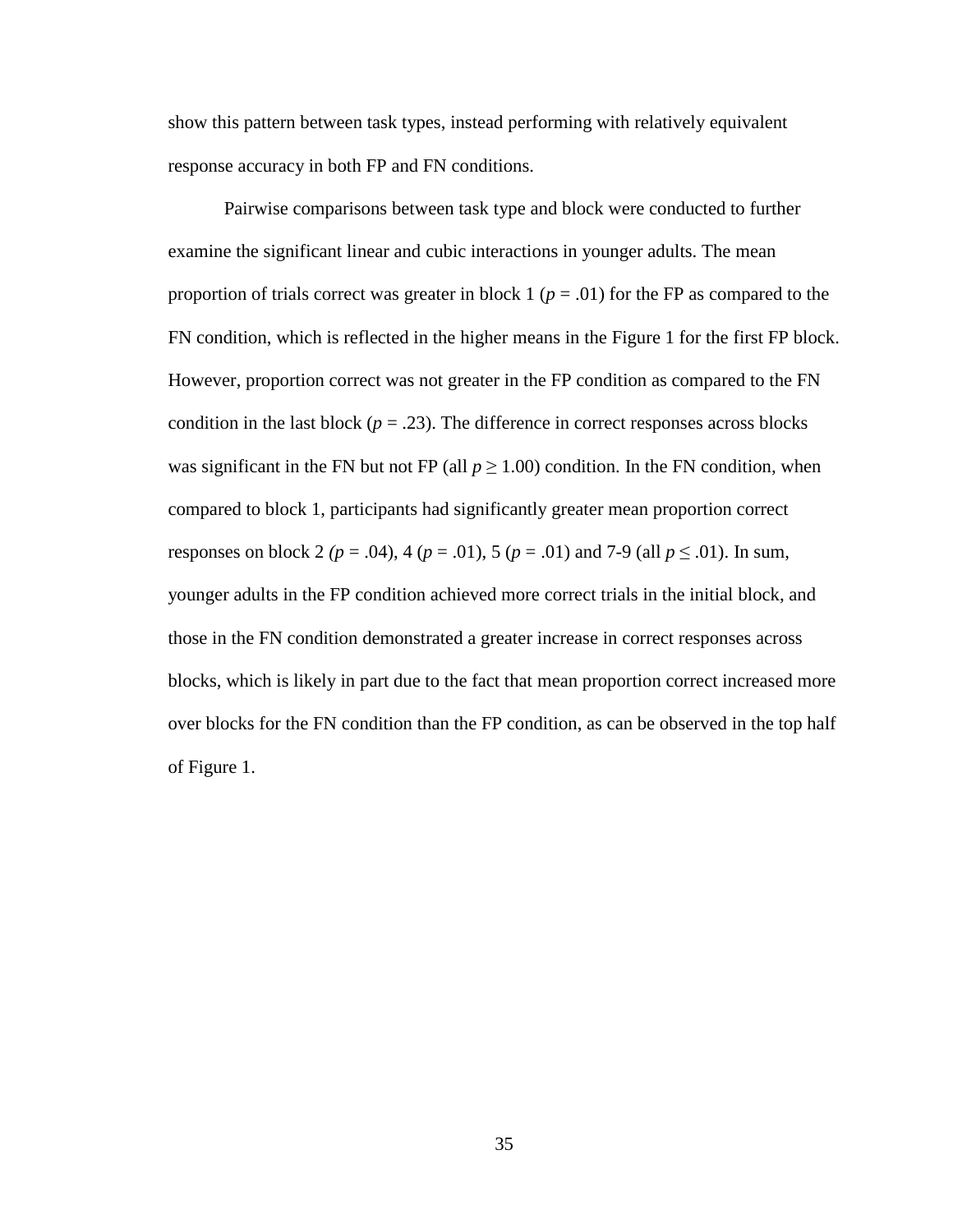show this pattern between task types, instead performing with relatively equivalent response accuracy in both FP and FN conditions.

Pairwise comparisons between task type and block were conducted to further examine the significant linear and cubic interactions in younger adults. The mean proportion of trials correct was greater in block 1 ($p = .01$) for the FP as compared to the FN condition, which is reflected in the higher means in the Figure 1 for the first FP block. However, proportion correct was not greater in the FP condition as compared to the FN condition in the last block ($p = .23$). The difference in correct responses across blocks was significant in the FN but not FP (all $p \geq 1.00$) condition. In the FN condition, when compared to block 1, participants had significantly greater mean proportion correct responses on block 2 ($p = .04$), 4 ($p = .01$), 5 ($p = .01$) and 7-9 (all $p \leq .01$). In sum, younger adults in the FP condition achieved more correct trials in the initial block, and those in the FN condition demonstrated a greater increase in correct responses across blocks, which is likely in part due to the fact that mean proportion correct increased more over blocks for the FN condition than the FP condition, as can be observed in the top half of Figure 1.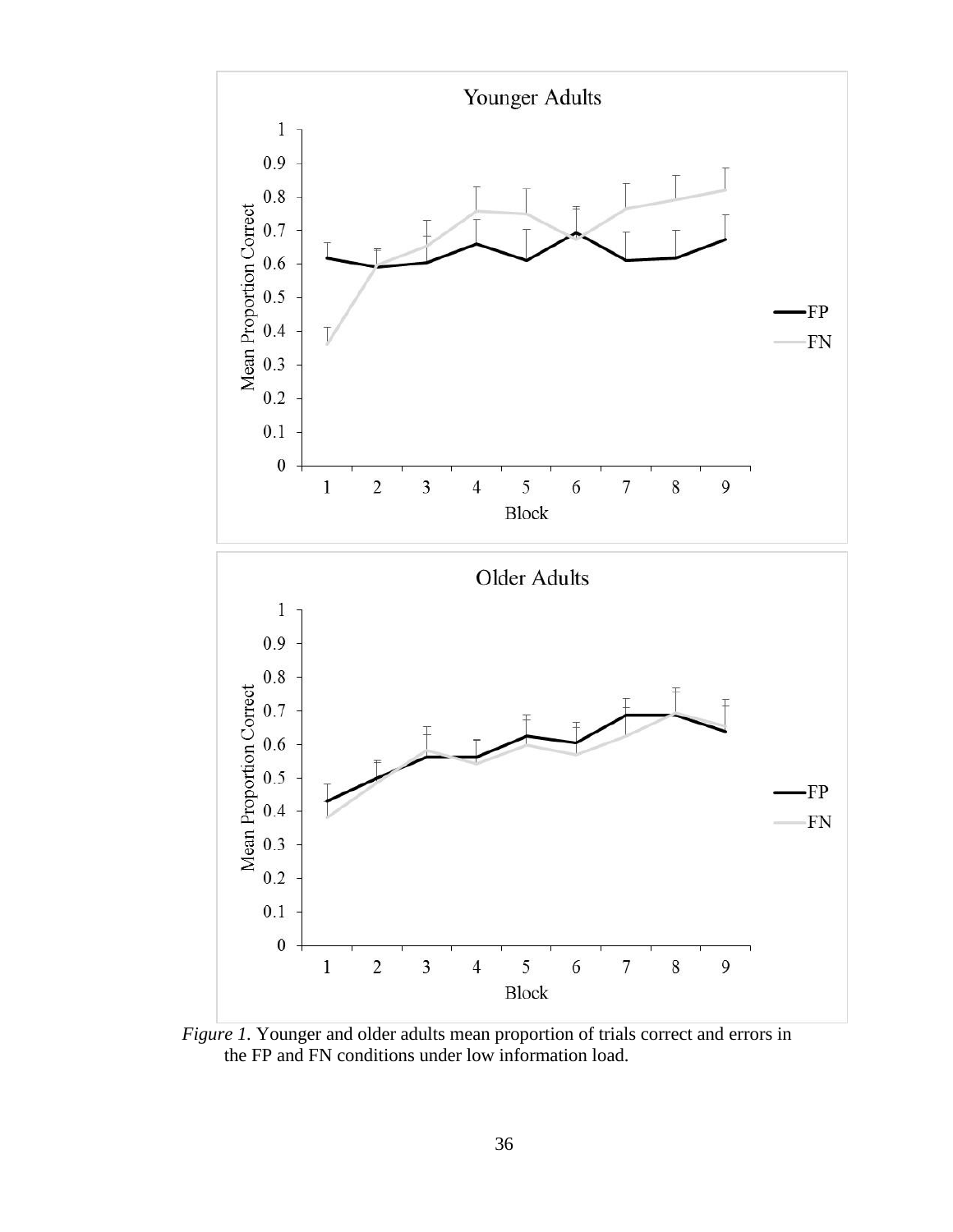*Figure 1.* Younger and older adults mean proportion of trials correct and errors in the FP and FN conditions under low information load.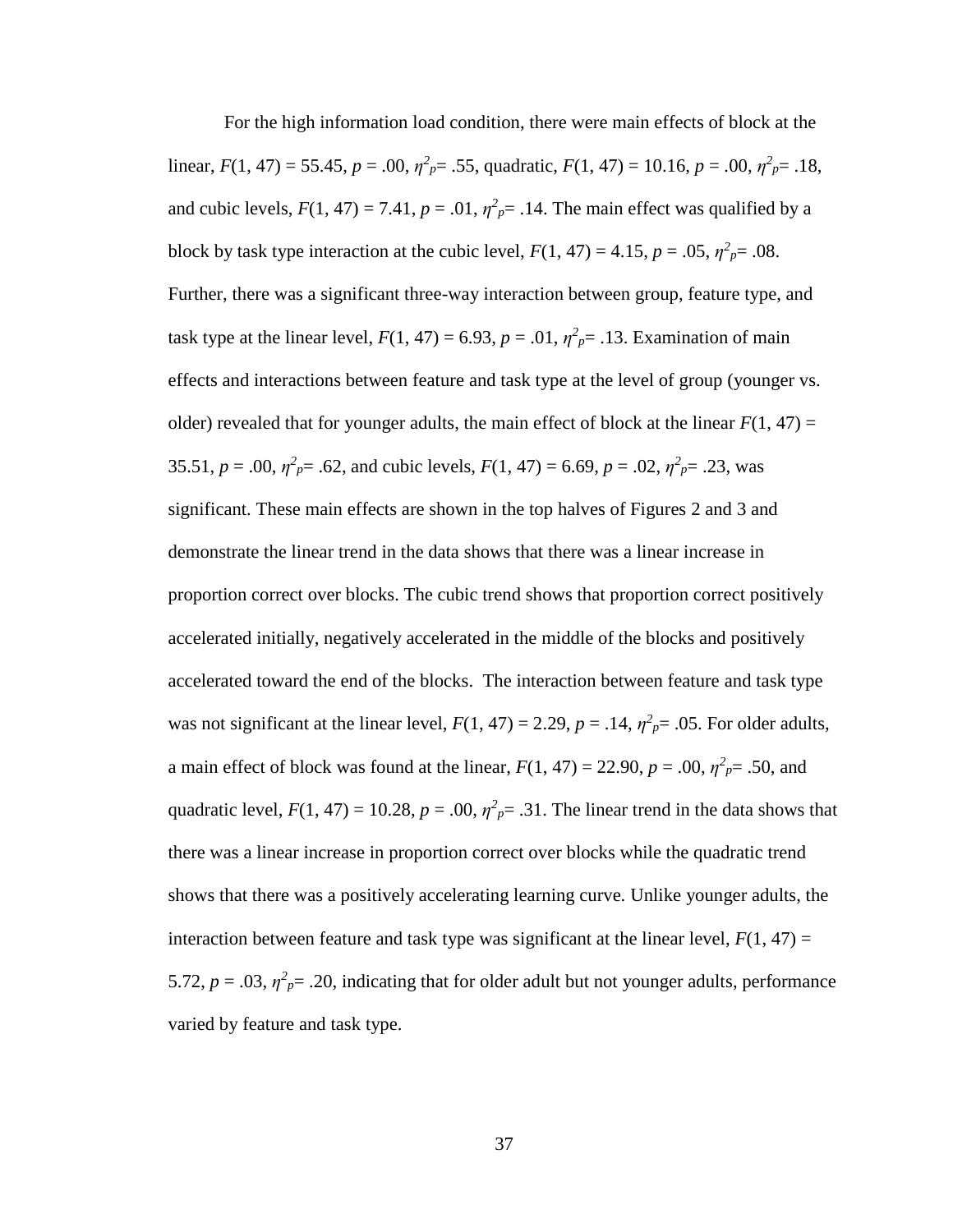For the high information load condition, there were main effects of block at the linear, $F(1, 47) = 55.45$, $p = .00$, $\eta^2_p = .55$, quadratic, $F(1, 47) = 10.16$, $p = .00$, $\eta^2_p = .18$, and cubic levels, $F(1, 47) = 7.41$, $p = .01$, $\eta^2_p = .14$. The main effect was qualified by a block by task type interaction at the cubic level, $F(1, 47) = 4.15$, $p = .05$, $\eta^2_p = .08$. Further, there was a significant three-way interaction between group, feature type, and task type at the linear level, $F(1, 47) = 6.93$, $p = .01$, $\eta^2_p = .13$. Examination of main effects and interactions between feature and task type at the level of group (younger vs. older) revealed that for younger adults, the main effect of block at the linear $F(1, 47) = 35.51$, $p = .00$, $\eta^2_p = .62$, and cubic levels, $F(1, 47) = 6.69$, $p = .02$, $\eta^2_p = .23$, was significant. These main effects are shown in the top halves of Figures 2 and 3 and demonstrate the linear trend in the data shows that there was a linear increase in proportion correct over blocks. The cubic trend shows that proportion correct positively accelerated initially, negatively accelerated in the middle of the blocks and positively accelerated toward the end of the blocks. The interaction between feature and task type was not significant at the linear level, $F(1, 47) = 2.29$, $p = .14$, $\eta^2_p = .05$. For older adults, a main effect of block was found at the linear, $F(1, 47) = 22.90$, $p = .00$, $\eta^2_p = .50$, and quadratic level, $F(1, 47) = 10.28$, $p = .00$, $\eta^2_p = .31$. The linear trend in the data shows that there was a linear increase in proportion correct over blocks while the quadratic trend shows that there was a positively accelerating learning curve. Unlike younger adults, the interaction between feature and task type was significant at the linear level, $F(1, 47) = 5.72$, $p = .03$, $\eta^2_p = .20$, indicating that for older adult but not younger adults, performance varied by feature and task type.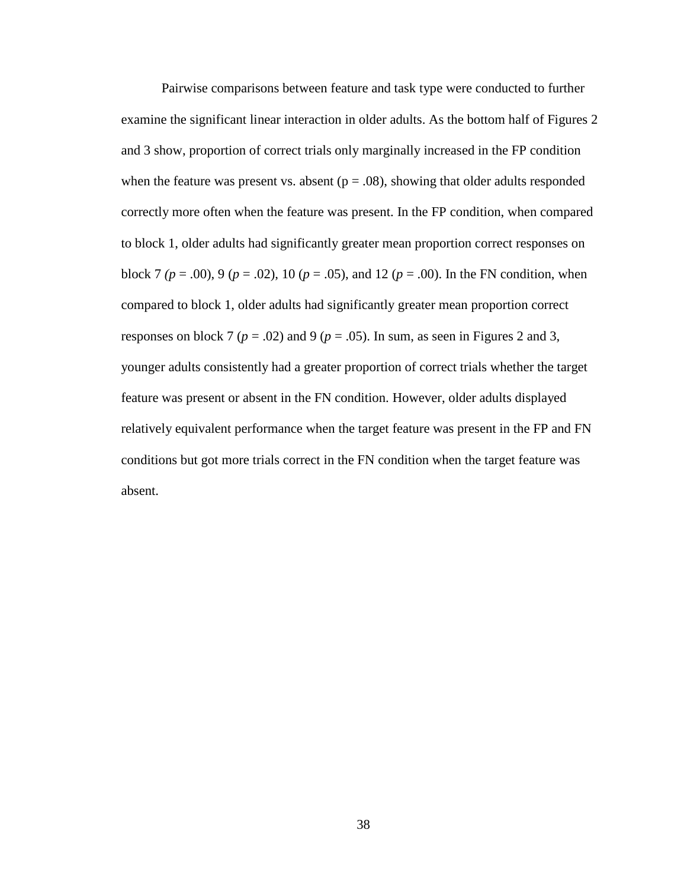Pairwise comparisons between feature and task type were conducted to further examine the significant linear interaction in older adults. As the bottom half of Figures 2 and 3 show, proportion of correct trials only marginally increased in the FP condition when the feature was present vs. absent ($p = .08$), showing that older adults responded correctly more often when the feature was present. In the FP condition, when compared to block 1, older adults had significantly greater mean proportion correct responses on block 7 ($p = .00$), 9 ($p = .02$), 10 ($p = .05$), and 12 ($p = .00$). In the FN condition, when compared to block 1, older adults had significantly greater mean proportion correct responses on block 7 ($p = .02$) and 9 ($p = .05$). In sum, as seen in Figures 2 and 3, younger adults consistently had a greater proportion of correct trials whether the target feature was present or absent in the FN condition. However, older adults displayed relatively equivalent performance when the target feature was present in the FP and FN conditions but got more trials correct in the FN condition when the target feature was absent.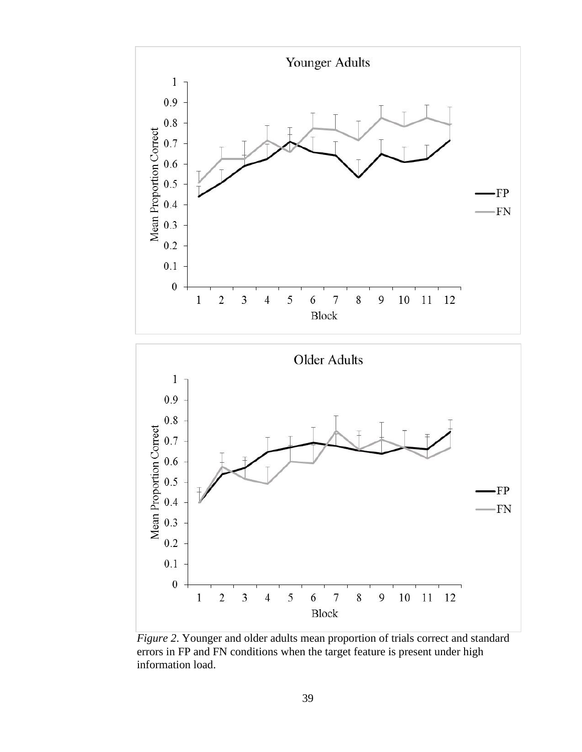*Figure 2*. Younger and older adults mean proportion of trials correct and standard errors in FP and FN conditions when the target feature is present under high information load.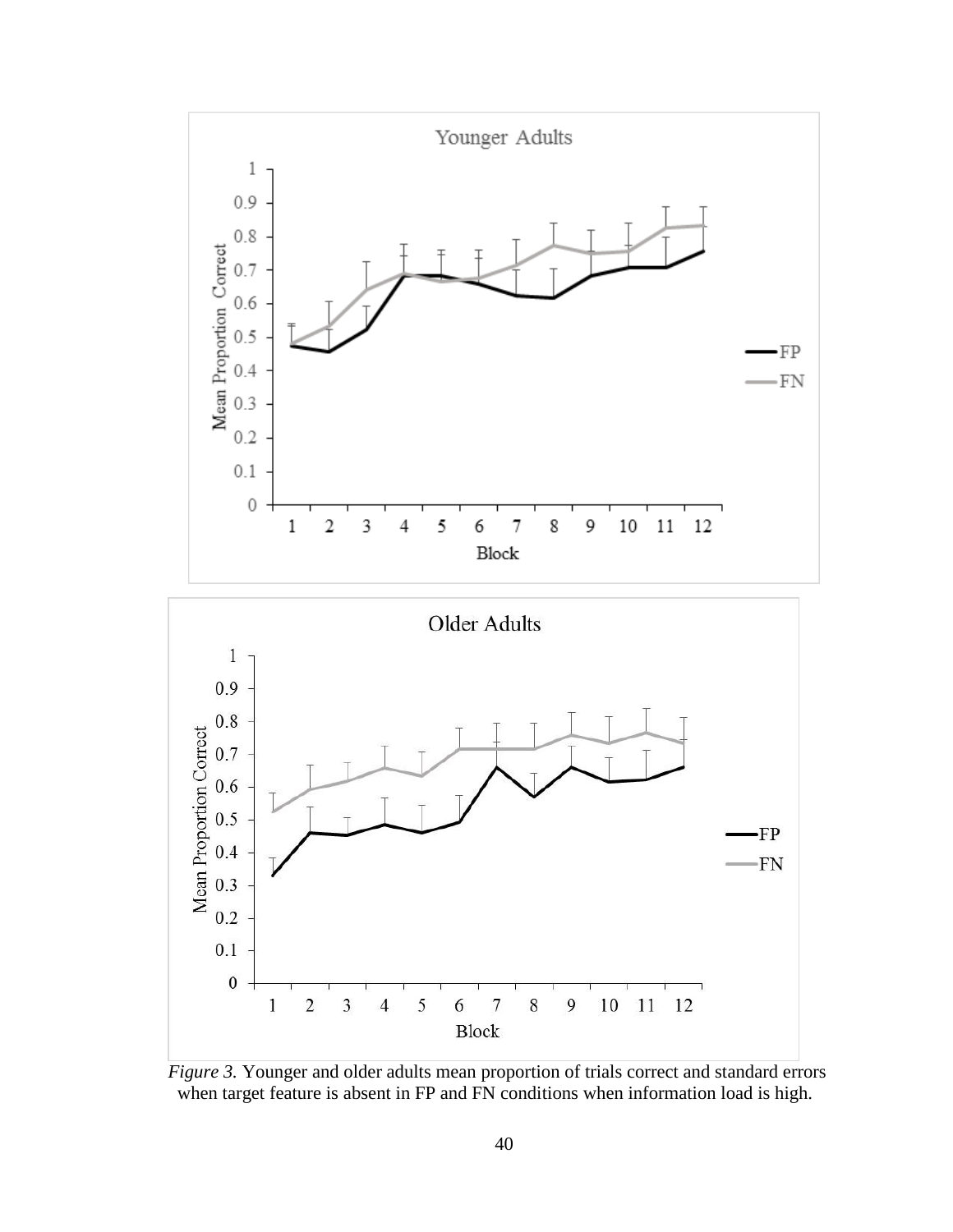*Figure 3.* Younger and older adults mean proportion of trials correct and standard errors when target feature is absent in FP and FN conditions when information load is high.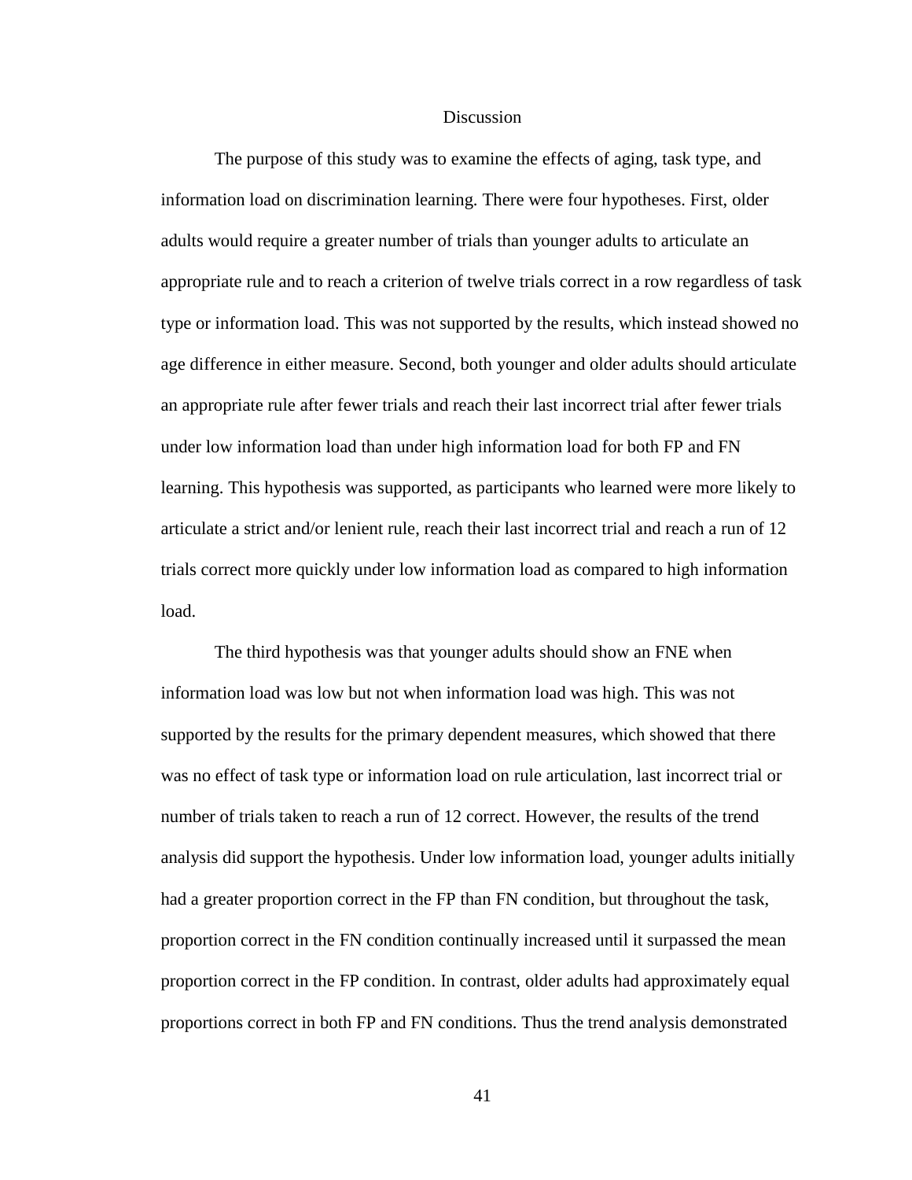# Discussion

The purpose of this study was to examine the effects of aging, task type, and information load on discrimination learning. There were four hypotheses. First, older adults would require a greater number of trials than younger adults to articulate an appropriate rule and to reach a criterion of twelve trials correct in a row regardless of task type or information load. This was not supported by the results, which instead showed no age difference in either measure. Second, both younger and older adults should articulate an appropriate rule after fewer trials and reach their last incorrect trial after fewer trials under low information load than under high information load for both FP and FN learning. This hypothesis was supported, as participants who learned were more likely to articulate a strict and/or lenient rule, reach their last incorrect trial and reach a run of 12 trials correct more quickly under low information load as compared to high information load.

The third hypothesis was that younger adults should show an FNE when information load was low but not when information load was high. This was not supported by the results for the primary dependent measures, which showed that there was no effect of task type or information load on rule articulation, last incorrect trial or number of trials taken to reach a run of 12 correct. However, the results of the trend analysis did support the hypothesis. Under low information load, younger adults initially had a greater proportion correct in the FP than FN condition, but throughout the task, proportion correct in the FN condition continually increased until it surpassed the mean proportion correct in the FP condition. In contrast, older adults had approximately equal proportions correct in both FP and FN conditions. Thus the trend analysis demonstrated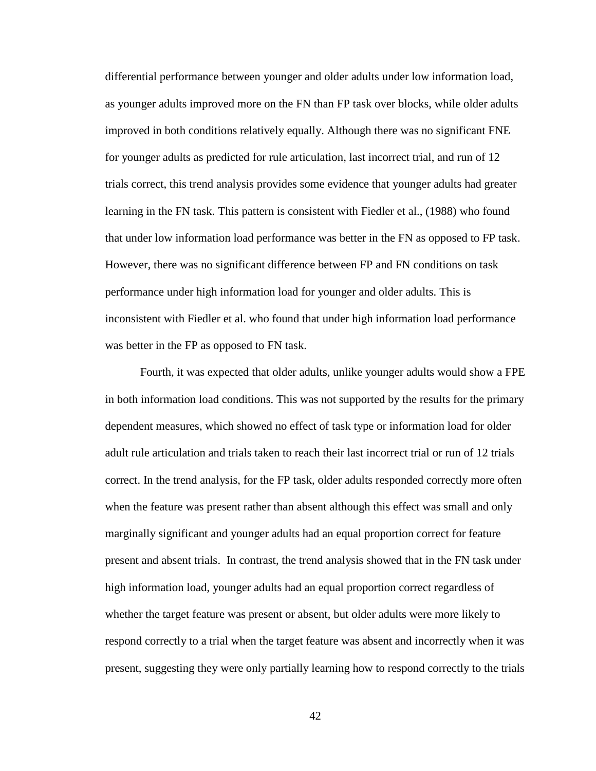differential performance between younger and older adults under low information load, as younger adults improved more on the FN than FP task over blocks, while older adults improved in both conditions relatively equally. Although there was no significant FNE for younger adults as predicted for rule articulation, last incorrect trial, and run of 12 trials correct, this trend analysis provides some evidence that younger adults had greater learning in the FN task. This pattern is consistent with Fiedler et al., (1988) who found that under low information load performance was better in the FN as opposed to FP task. However, there was no significant difference between FP and FN conditions on task performance under high information load for younger and older adults. This is inconsistent with Fiedler et al. who found that under high information load performance was better in the FP as opposed to FN task.

Fourth, it was expected that older adults, unlike younger adults would show a FPE in both information load conditions. This was not supported by the results for the primary dependent measures, which showed no effect of task type or information load for older adult rule articulation and trials taken to reach their last incorrect trial or run of 12 trials correct. In the trend analysis, for the FP task, older adults responded correctly more often when the feature was present rather than absent although this effect was small and only marginally significant and younger adults had an equal proportion correct for feature present and absent trials. In contrast, the trend analysis showed that in the FN task under high information load, younger adults had an equal proportion correct regardless of whether the target feature was present or absent, but older adults were more likely to respond correctly to a trial when the target feature was absent and incorrectly when it was present, suggesting they were only partially learning how to respond correctly to the trials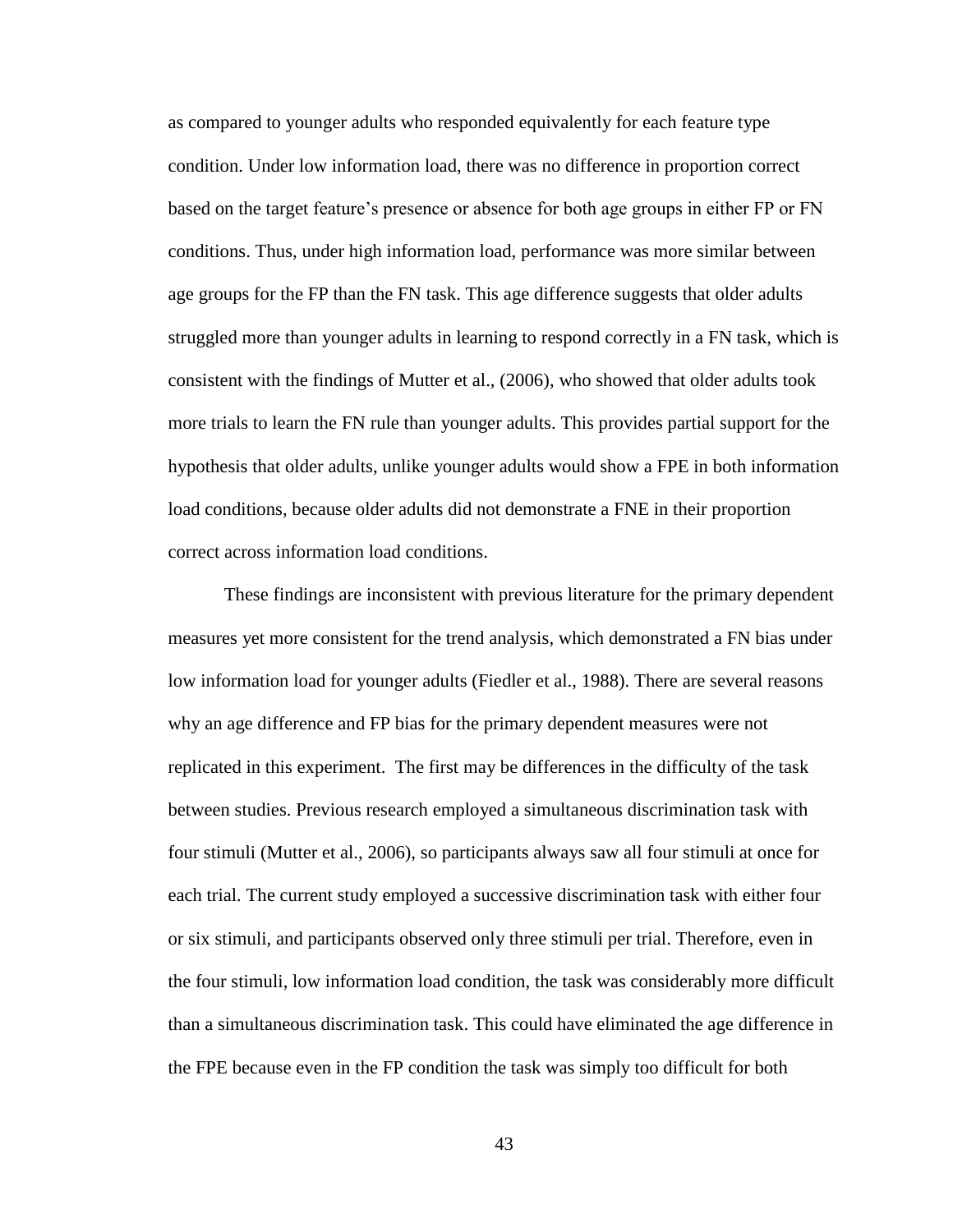as compared to younger adults who responded equivalently for each feature type condition. Under low information load, there was no difference in proportion correct based on the target feature's presence or absence for both age groups in either FP or FN conditions. Thus, under high information load, performance was more similar between age groups for the FP than the FN task. This age difference suggests that older adults struggled more than younger adults in learning to respond correctly in a FN task, which is consistent with the findings of Mutter et al., (2006), who showed that older adults took more trials to learn the FN rule than younger adults. This provides partial support for the hypothesis that older adults, unlike younger adults would show a FPE in both information load conditions, because older adults did not demonstrate a FNE in their proportion correct across information load conditions.

These findings are inconsistent with previous literature for the primary dependent measures yet more consistent for the trend analysis, which demonstrated a FN bias under low information load for younger adults (Fiedler et al., 1988). There are several reasons why an age difference and FP bias for the primary dependent measures were not replicated in this experiment. The first may be differences in the difficulty of the task between studies. Previous research employed a simultaneous discrimination task with four stimuli (Mutter et al., 2006), so participants always saw all four stimuli at once for each trial. The current study employed a successive discrimination task with either four or six stimuli, and participants observed only three stimuli per trial. Therefore, even in the four stimuli, low information load condition, the task was considerably more difficult than a simultaneous discrimination task. This could have eliminated the age difference in the FPE because even in the FP condition the task was simply too difficult for both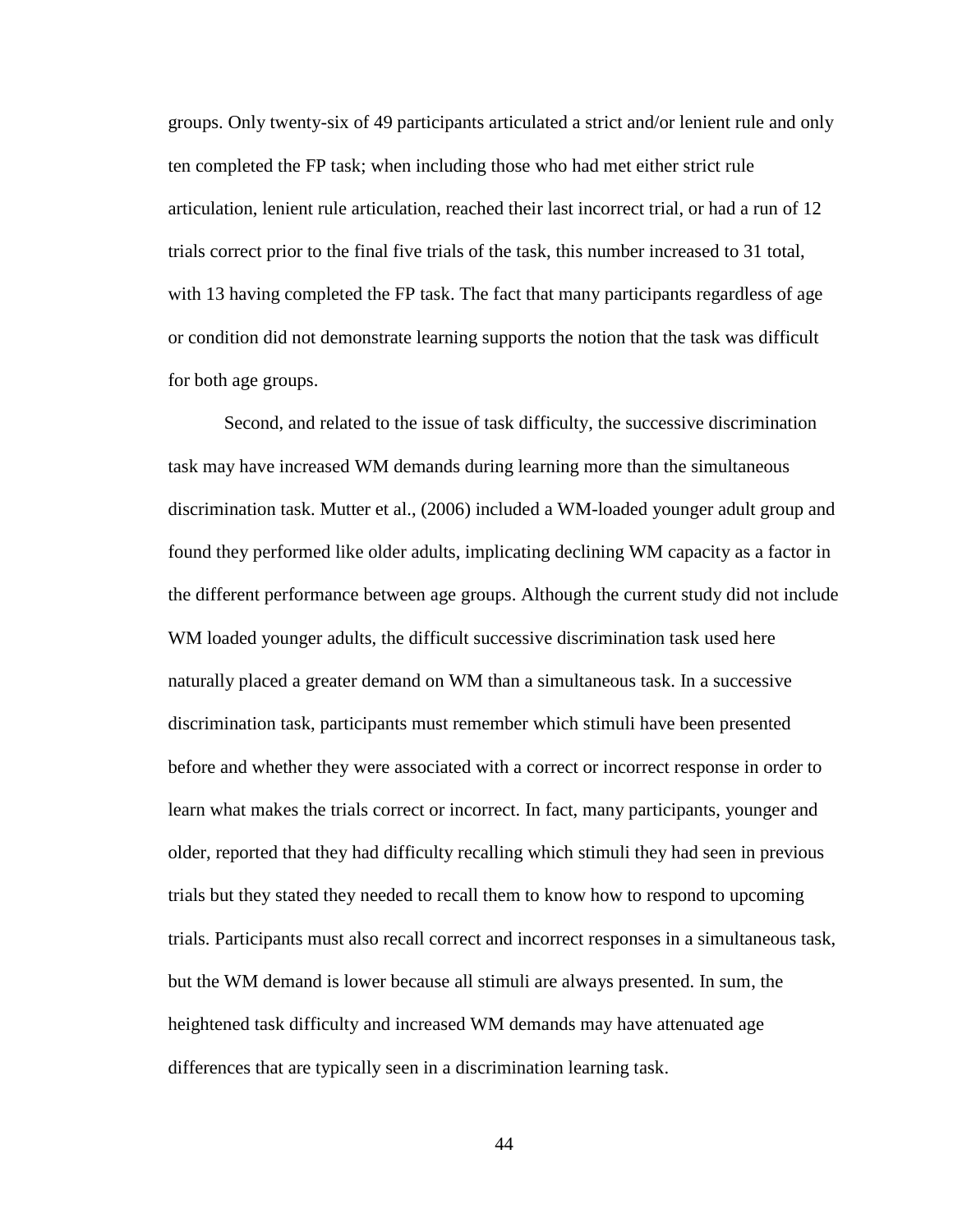groups. Only twenty-six of 49 participants articulated a strict and/or lenient rule and only ten completed the FP task; when including those who had met either strict rule articulation, lenient rule articulation, reached their last incorrect trial, or had a run of 12 trials correct prior to the final five trials of the task, this number increased to 31 total, with 13 having completed the FP task. The fact that many participants regardless of age or condition did not demonstrate learning supports the notion that the task was difficult for both age groups.

Second, and related to the issue of task difficulty, the successive discrimination task may have increased WM demands during learning more than the simultaneous discrimination task. Mutter et al., (2006) included a WM-loaded younger adult group and found they performed like older adults, implicating declining WM capacity as a factor in the different performance between age groups. Although the current study did not include WM loaded younger adults, the difficult successive discrimination task used here naturally placed a greater demand on WM than a simultaneous task. In a successive discrimination task, participants must remember which stimuli have been presented before and whether they were associated with a correct or incorrect response in order to learn what makes the trials correct or incorrect. In fact, many participants, younger and older, reported that they had difficulty recalling which stimuli they had seen in previous trials but they stated they needed to recall them to know how to respond to upcoming trials. Participants must also recall correct and incorrect responses in a simultaneous task, but the WM demand is lower because all stimuli are always presented. In sum, the heightened task difficulty and increased WM demands may have attenuated age differences that are typically seen in a discrimination learning task.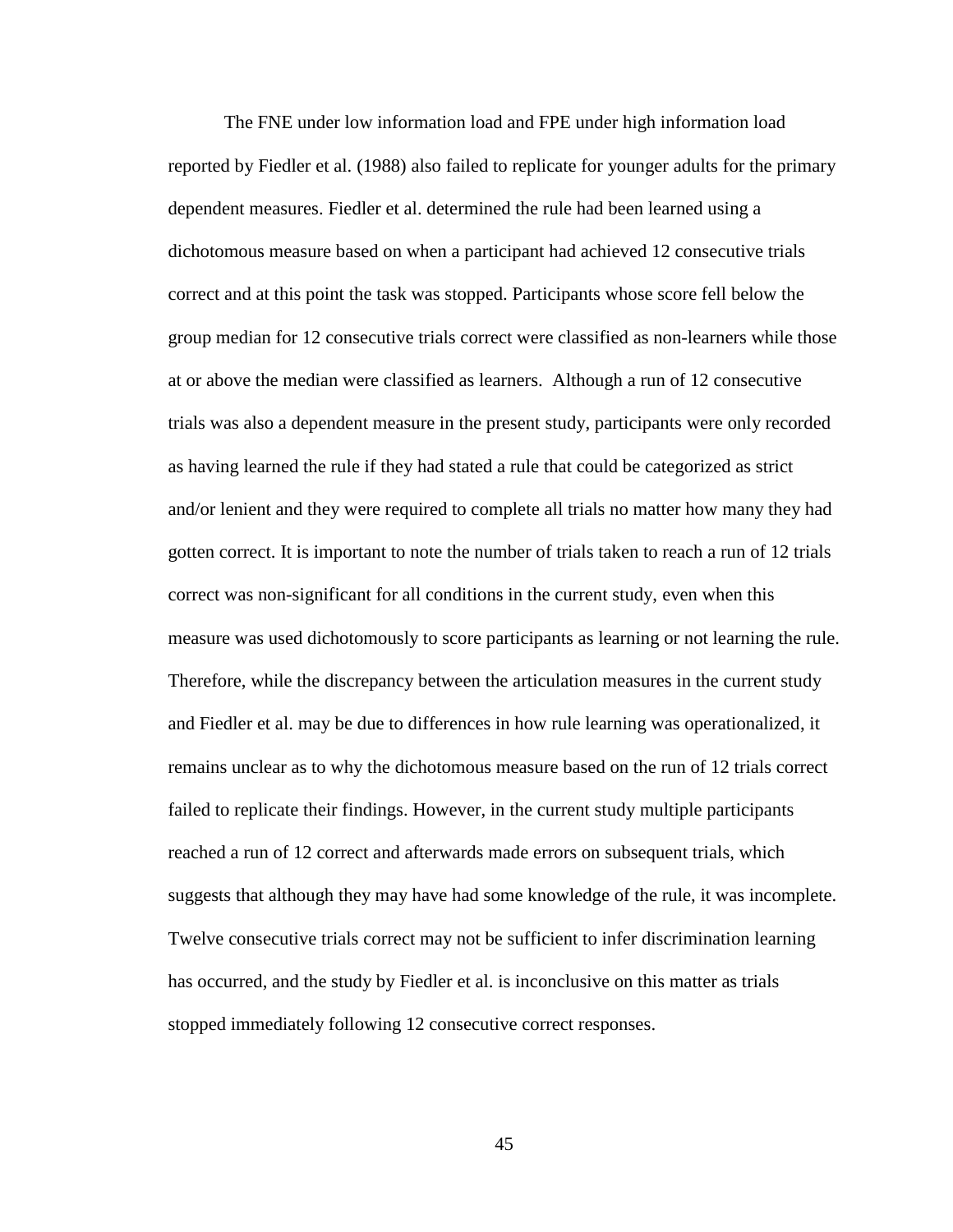The FNE under low information load and FPE under high information load reported by Fiedler et al. (1988) also failed to replicate for younger adults for the primary dependent measures. Fiedler et al. determined the rule had been learned using a dichotomous measure based on when a participant had achieved 12 consecutive trials correct and at this point the task was stopped. Participants whose score fell below the group median for 12 consecutive trials correct were classified as non-learners while those at or above the median were classified as learners. Although a run of 12 consecutive trials was also a dependent measure in the present study, participants were only recorded as having learned the rule if they had stated a rule that could be categorized as strict and/or lenient and they were required to complete all trials no matter how many they had gotten correct. It is important to note the number of trials taken to reach a run of 12 trials correct was non-significant for all conditions in the current study, even when this measure was used dichotomously to score participants as learning or not learning the rule. Therefore, while the discrepancy between the articulation measures in the current study and Fiedler et al. may be due to differences in how rule learning was operationalized, it remains unclear as to why the dichotomous measure based on the run of 12 trials correct failed to replicate their findings. However, in the current study multiple participants reached a run of 12 correct and afterwards made errors on subsequent trials, which suggests that although they may have had some knowledge of the rule, it was incomplete. Twelve consecutive trials correct may not be sufficient to infer discrimination learning has occurred, and the study by Fiedler et al. is inconclusive on this matter as trials stopped immediately following 12 consecutive correct responses.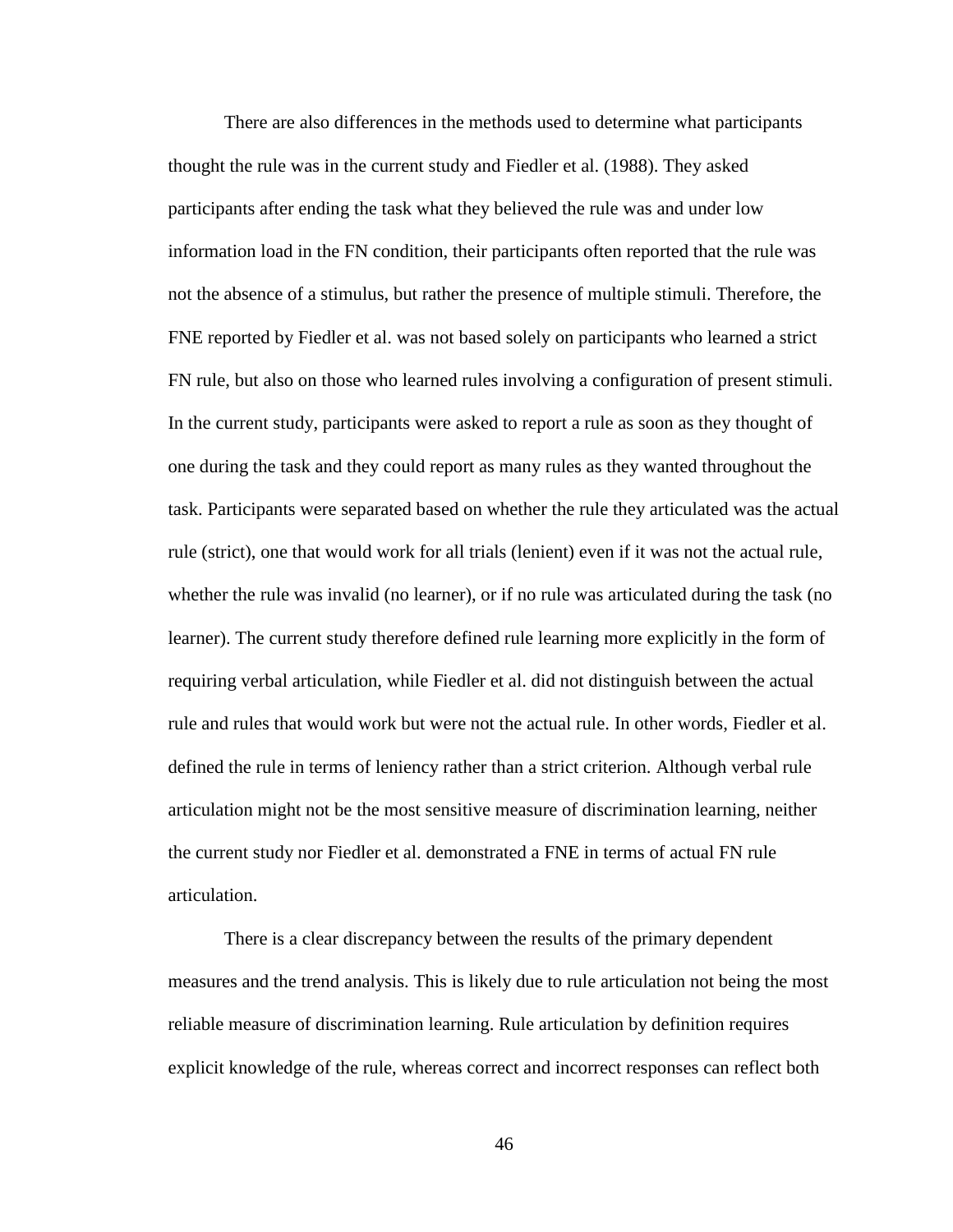There are also differences in the methods used to determine what participants thought the rule was in the current study and Fiedler et al. (1988). They asked participants after ending the task what they believed the rule was and under low information load in the FN condition, their participants often reported that the rule was not the absence of a stimulus, but rather the presence of multiple stimuli. Therefore, the FNE reported by Fiedler et al. was not based solely on participants who learned a strict FN rule, but also on those who learned rules involving a configuration of present stimuli. In the current study, participants were asked to report a rule as soon as they thought of one during the task and they could report as many rules as they wanted throughout the task. Participants were separated based on whether the rule they articulated was the actual rule (strict), one that would work for all trials (lenient) even if it was not the actual rule, whether the rule was invalid (no learner), or if no rule was articulated during the task (no learner). The current study therefore defined rule learning more explicitly in the form of requiring verbal articulation, while Fiedler et al. did not distinguish between the actual rule and rules that would work but were not the actual rule. In other words, Fiedler et al. defined the rule in terms of leniency rather than a strict criterion. Although verbal rule articulation might not be the most sensitive measure of discrimination learning, neither the current study nor Fiedler et al. demonstrated a FNE in terms of actual FN rule articulation.

There is a clear discrepancy between the results of the primary dependent measures and the trend analysis. This is likely due to rule articulation not being the most reliable measure of discrimination learning. Rule articulation by definition requires explicit knowledge of the rule, whereas correct and incorrect responses can reflect both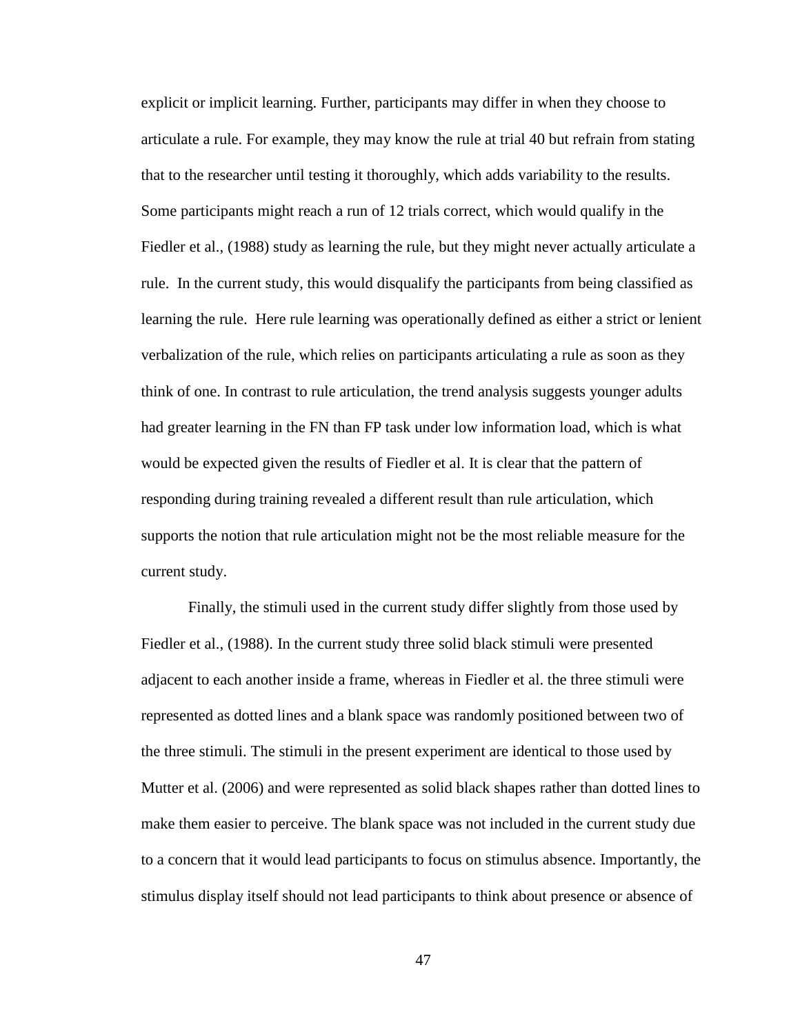explicit or implicit learning. Further, participants may differ in when they choose to articulate a rule. For example, they may know the rule at trial 40 but refrain from stating that to the researcher until testing it thoroughly, which adds variability to the results. Some participants might reach a run of 12 trials correct, which would qualify in the Fiedler et al., (1988) study as learning the rule, but they might never actually articulate a rule. In the current study, this would disqualify the participants from being classified as learning the rule. Here rule learning was operationally defined as either a strict or lenient verbalization of the rule, which relies on participants articulating a rule as soon as they think of one. In contrast to rule articulation, the trend analysis suggests younger adults had greater learning in the FN than FP task under low information load, which is what would be expected given the results of Fiedler et al. It is clear that the pattern of responding during training revealed a different result than rule articulation, which supports the notion that rule articulation might not be the most reliable measure for the current study.

Finally, the stimuli used in the current study differ slightly from those used by Fiedler et al., (1988). In the current study three solid black stimuli were presented adjacent to each another inside a frame, whereas in Fiedler et al. the three stimuli were represented as dotted lines and a blank space was randomly positioned between two of the three stimuli. The stimuli in the present experiment are identical to those used by Mutter et al. (2006) and were represented as solid black shapes rather than dotted lines to make them easier to perceive. The blank space was not included in the current study due to a concern that it would lead participants to focus on stimulus absence. Importantly, the stimulus display itself should not lead participants to think about presence or absence of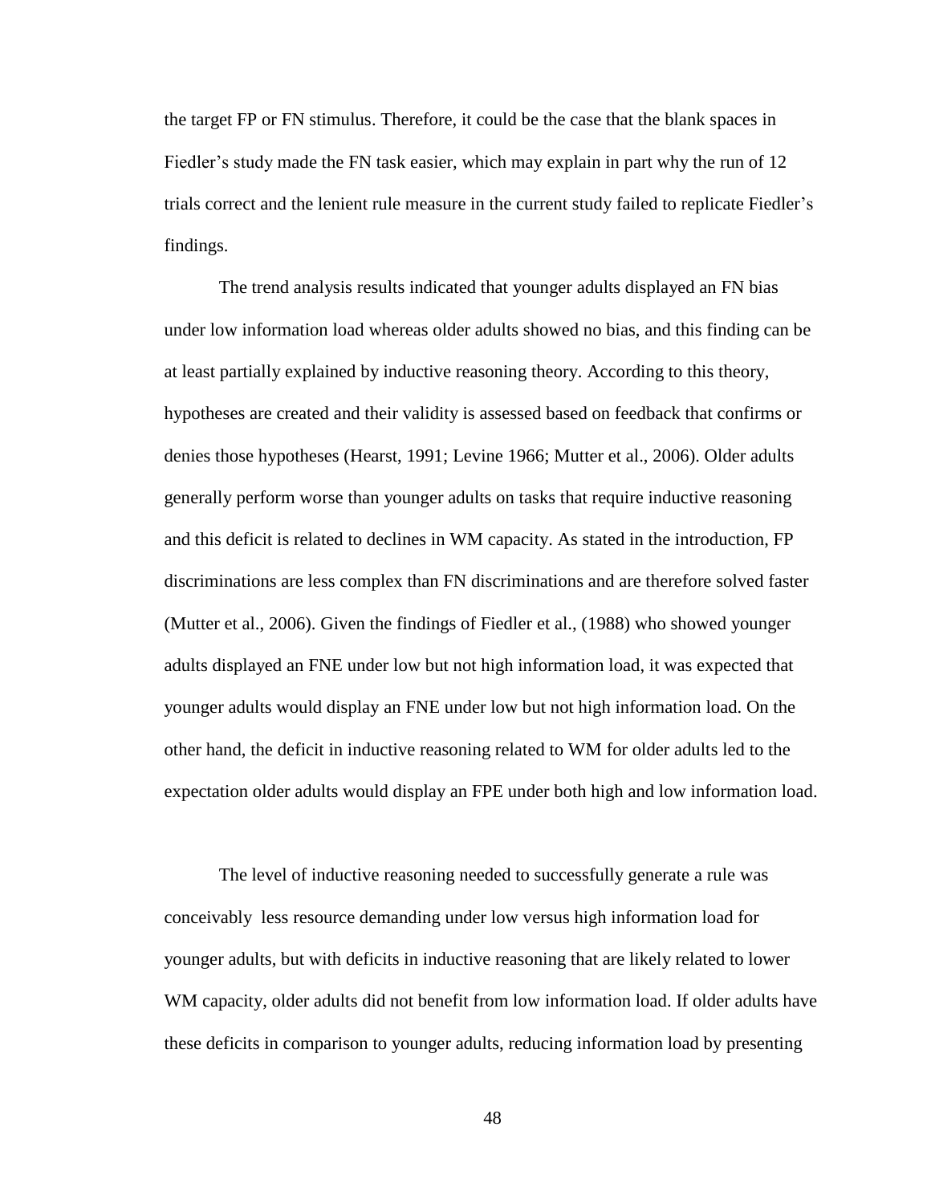the target FP or FN stimulus. Therefore, it could be the case that the blank spaces in Fiedler's study made the FN task easier, which may explain in part why the run of 12 trials correct and the lenient rule measure in the current study failed to replicate Fiedler's findings.

The trend analysis results indicated that younger adults displayed an FN bias under low information load whereas older adults showed no bias, and this finding can be at least partially explained by inductive reasoning theory. According to this theory, hypotheses are created and their validity is assessed based on feedback that confirms or denies those hypotheses (Hearst, 1991; Levine 1966; Mutter et al., 2006). Older adults generally perform worse than younger adults on tasks that require inductive reasoning and this deficit is related to declines in WM capacity. As stated in the introduction, FP discriminations are less complex than FN discriminations and are therefore solved faster (Mutter et al., 2006). Given the findings of Fiedler et al., (1988) who showed younger adults displayed an FNE under low but not high information load, it was expected that younger adults would display an FNE under low but not high information load. On the other hand, the deficit in inductive reasoning related to WM for older adults led to the expectation older adults would display an FPE under both high and low information load.

The level of inductive reasoning needed to successfully generate a rule was conceivably less resource demanding under low versus high information load for younger adults, but with deficits in inductive reasoning that are likely related to lower WM capacity, older adults did not benefit from low information load. If older adults have these deficits in comparison to younger adults, reducing information load by presenting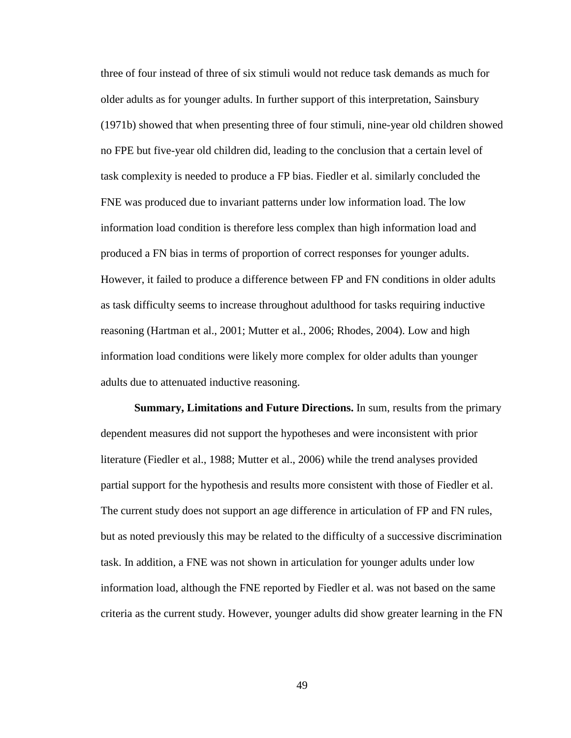three of four instead of three of six stimuli would not reduce task demands as much for older adults as for younger adults. In further support of this interpretation, Sainsbury (1971b) showed that when presenting three of four stimuli, nine-year old children showed no FPE but five-year old children did, leading to the conclusion that a certain level of task complexity is needed to produce a FP bias. Fiedler et al. similarly concluded the FNE was produced due to invariant patterns under low information load. The low information load condition is therefore less complex than high information load and produced a FN bias in terms of proportion of correct responses for younger adults. However, it failed to produce a difference between FP and FN conditions in older adults as task difficulty seems to increase throughout adulthood for tasks requiring inductive reasoning (Hartman et al., 2001; Mutter et al., 2006; Rhodes, 2004). Low and high information load conditions were likely more complex for older adults than younger adults due to attenuated inductive reasoning.

**Summary, Limitations and Future Directions.** In sum, results from the primary dependent measures did not support the hypotheses and were inconsistent with prior literature (Fiedler et al., 1988; Mutter et al., 2006) while the trend analyses provided partial support for the hypothesis and results more consistent with those of Fiedler et al. The current study does not support an age difference in articulation of FP and FN rules, but as noted previously this may be related to the difficulty of a successive discrimination task. In addition, a FNE was not shown in articulation for younger adults under low information load, although the FNE reported by Fiedler et al. was not based on the same criteria as the current study. However, younger adults did show greater learning in the FN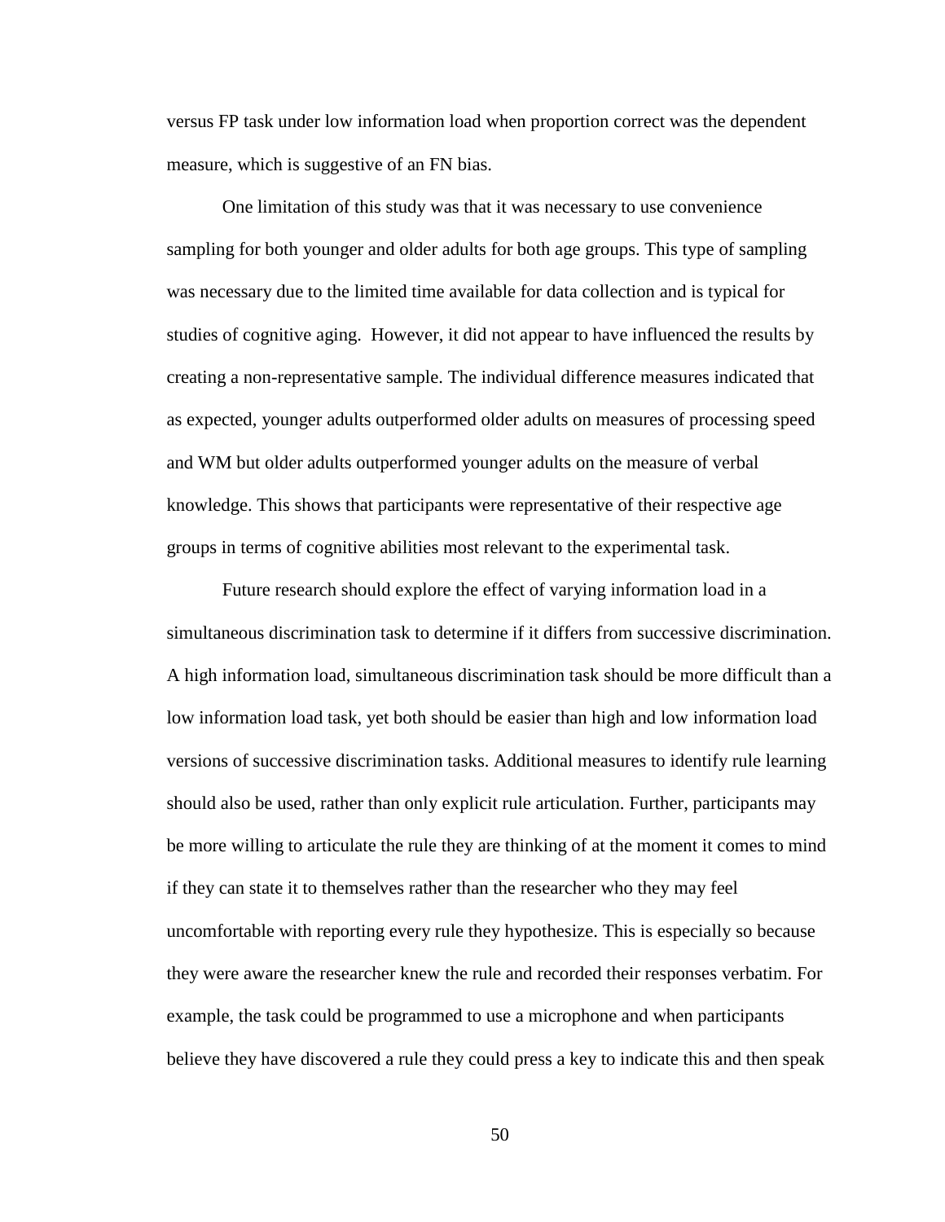versus FP task under low information load when proportion correct was the dependent measure, which is suggestive of an FN bias.

One limitation of this study was that it was necessary to use convenience sampling for both younger and older adults for both age groups. This type of sampling was necessary due to the limited time available for data collection and is typical for studies of cognitive aging.  However, it did not appear to have influenced the results by creating a non-representative sample. The individual difference measures indicated that as expected, younger adults outperformed older adults on measures of processing speed and WM but older adults outperformed younger adults on the measure of verbal knowledge. This shows that participants were representative of their respective age groups in terms of cognitive abilities most relevant to the experimental task.

Future research should explore the effect of varying information load in a simultaneous discrimination task to determine if it differs from successive discrimination. A high information load, simultaneous discrimination task should be more difficult than a low information load task, yet both should be easier than high and low information load versions of successive discrimination tasks. Additional measures to identify rule learning should also be used, rather than only explicit rule articulation. Further, participants may be more willing to articulate the rule they are thinking of at the moment it comes to mind if they can state it to themselves rather than the researcher who they may feel uncomfortable with reporting every rule they hypothesize. This is especially so because they were aware the researcher knew the rule and recorded their responses verbatim. For example, the task could be programmed to use a microphone and when participants believe they have discovered a rule they could press a key to indicate this and then speak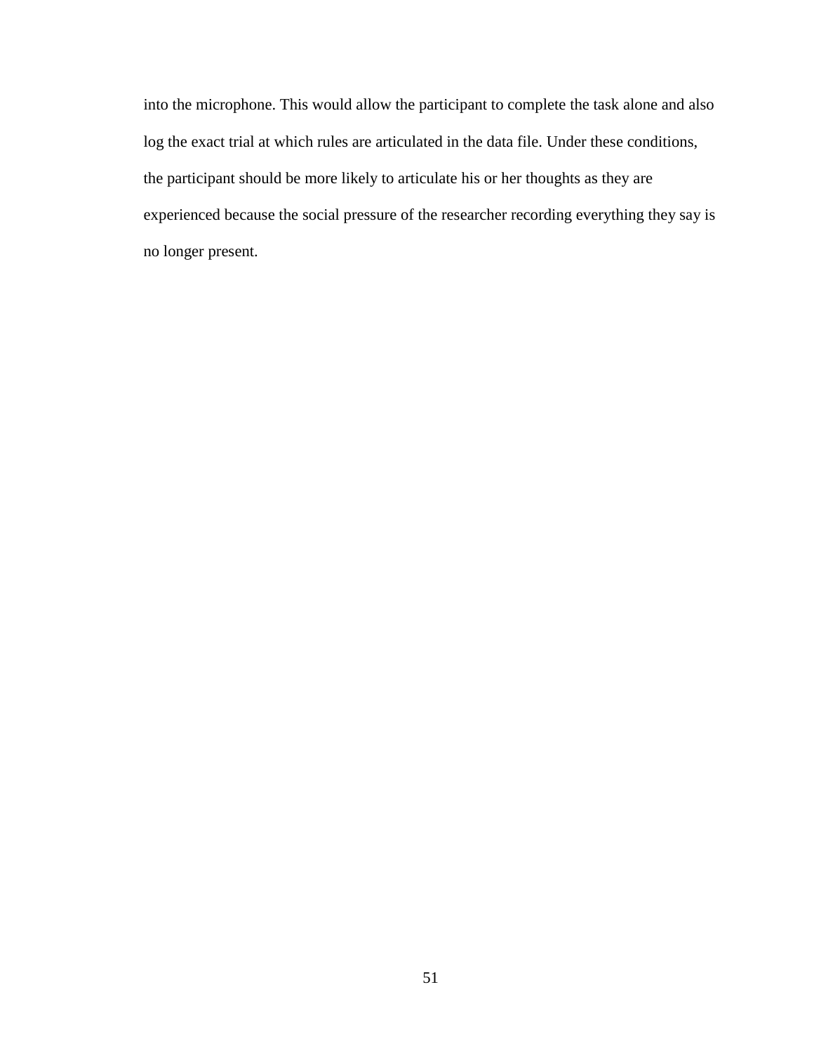into the microphone. This would allow the participant to complete the task alone and also log the exact trial at which rules are articulated in the data file. Under these conditions, the participant should be more likely to articulate his or her thoughts as they are experienced because the social pressure of the researcher recording everything they say is no longer present.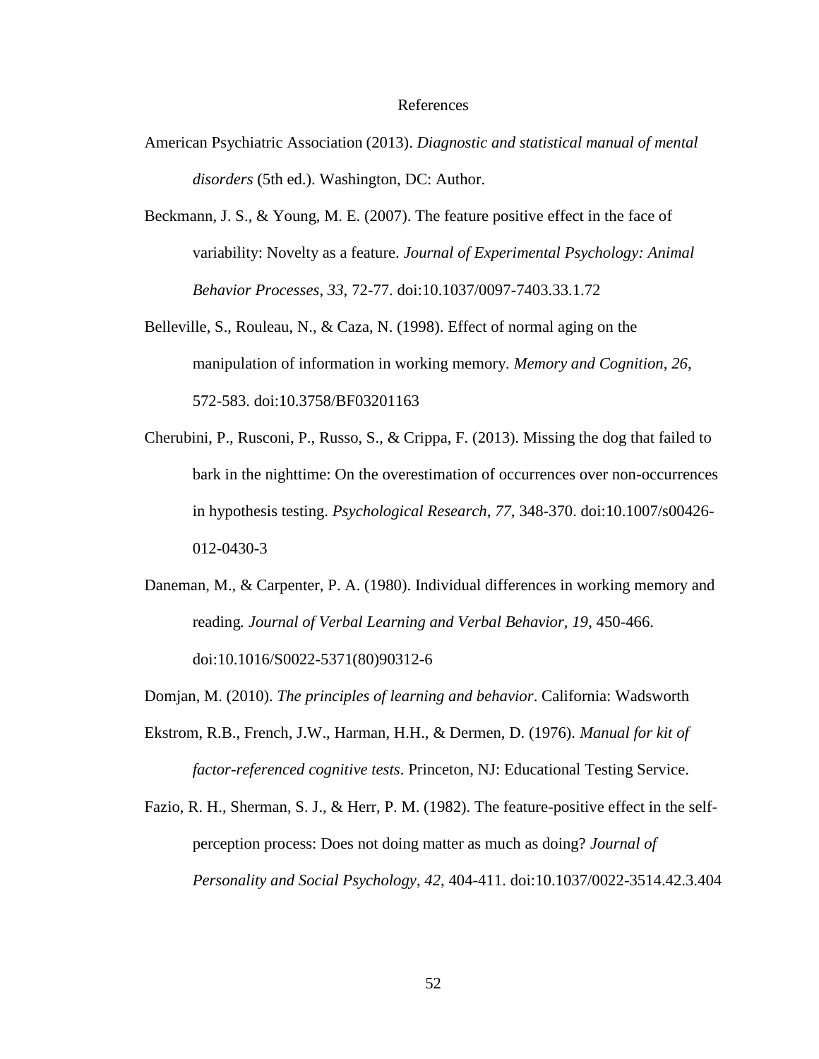# References

American Psychiatric Association (2013). *Diagnostic and statistical manual of mental disorders* (5th ed.). Washington, DC: Author.

Beckmann, J. S., & Young, M. E. (2007). The feature positive effect in the face of variability: Novelty as a feature. *Journal of Experimental Psychology: Animal Behavior Processes*, *33*, 72-77. doi:10.1037/0097-7403.33.1.72

Belleville, S., Rouleau, N., & Caza, N. (1998). Effect of normal aging on the manipulation of information in working memory. *Memory and Cognition*, *26*, 572-583. doi:10.3758/BF03201163

Cherubini, P., Rusconi, P., Russo, S., & Crippa, F. (2013). Missing the dog that failed to bark in the nighttime: On the overestimation of occurrences over non-occurrences in hypothesis testing. *Psychological Research*, *77*, 348-370. doi:10.1007/s00426-012-0430-3

Daneman, M., & Carpenter, P. A. (1980). Individual differences in working memory and reading*.* *Journal of Verbal Learning and Verbal Behavior*, *19*, 450-466. doi:10.1016/S0022-5371(80)90312-6

Domjan, M. (2010). *The principles of learning and behavior*. California: Wadsworth

Ekstrom, R.B., French, J.W., Harman, H.H., & Dermen, D. (1976). *Manual for kit of factor-referenced cognitive tests*. Princeton, NJ: Educational Testing Service.

Fazio, R. H., Sherman, S. J., & Herr, P. M. (1982). The feature-positive effect in the self-perception process: Does not doing matter as much as doing? *Journal of Personality and Social Psychology*, *42*, 404-411. doi:10.1037/0022-3514.42.3.404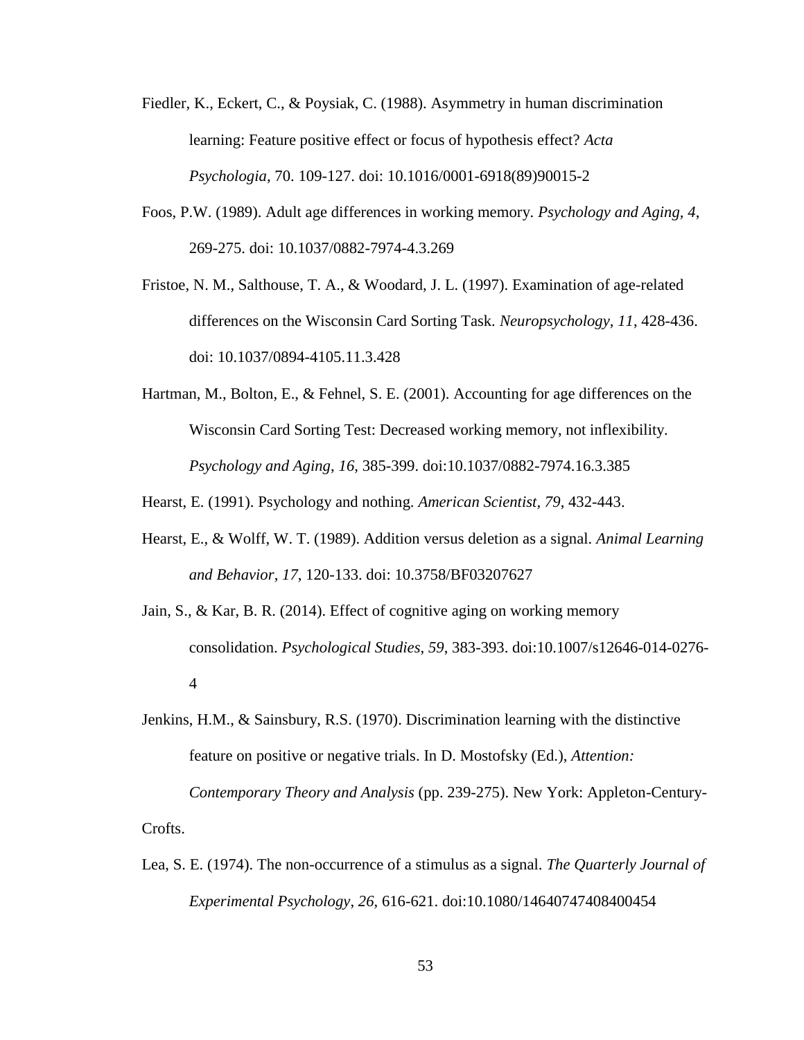Fiedler, K., Eckert, C., & Poysiak, C. (1988). Asymmetry in human discrimination learning: Feature positive effect or focus of hypothesis effect? *Acta Psychologia*, 70. 109-127. doi: 10.1016/0001-6918(89)90015-2

Foos, P.W. (1989). Adult age differences in working memory. *Psychology and Aging*, *4*, 269-275. doi: 10.1037/0882-7974-4.3.269

Fristoe, N. M., Salthouse, T. A., & Woodard, J. L. (1997). Examination of age-related differences on the Wisconsin Card Sorting Task. *Neuropsychology, 11*, 428-436. doi: 10.1037/0894-4105.11.3.428

Hartman, M., Bolton, E., & Fehnel, S. E. (2001). Accounting for age differences on the Wisconsin Card Sorting Test: Decreased working memory, not inflexibility. *Psychology and Aging*, *16*, 385-399. doi:10.1037/0882-7974.16.3.385

Hearst, E. (1991). Psychology and nothing. *American Scientist, 79*, 432-443.

Hearst, E., & Wolff, W. T. (1989). Addition versus deletion as a signal. *Animal Learning and Behavior*, *17*, 120-133. doi: 10.3758/BF03207627

Jain, S., & Kar, B. R. (2014). Effect of cognitive aging on working memory consolidation. *Psychological Studies*, *59*, 383-393. doi:10.1007/s12646-014-0276-4

Jenkins, H.M., & Sainsbury, R.S. (1970). Discrimination learning with the distinctive feature on positive or negative trials. In D. Mostofsky (Ed.), *Attention: Contemporary Theory and Analysis* (pp. 239-275). New York: Appleton-Century-Crofts.

Lea, S. E. (1974). The non-occurrence of a stimulus as a signal. *The Quarterly Journal of Experimental Psychology*, *26*, 616-621. doi:10.1080/14640747408400454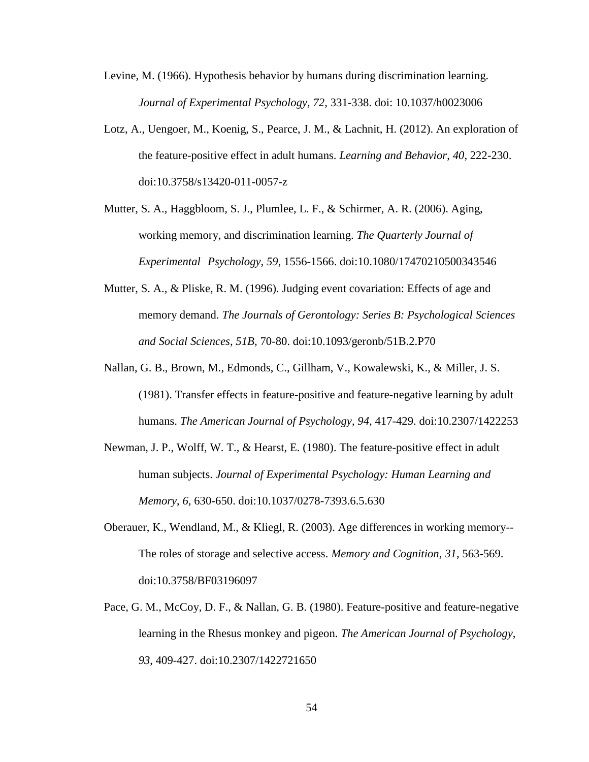Levine, M. (1966). Hypothesis behavior by humans during discrimination learning. *Journal of Experimental Psychology, 72*, 331-338. doi: 10.1037/h0023006

Lotz, A., Uengoer, M., Koenig, S., Pearce, J. M., & Lachnit, H. (2012). An exploration of the feature-positive effect in adult humans. *Learning and Behavior*, *40*, 222-230. doi:10.3758/s13420-011-0057-z

Mutter, S. A., Haggbloom, S. J., Plumlee, L. F., & Schirmer, A. R. (2006). Aging, working memory, and discrimination learning. *The Quarterly Journal of Experimental Psychology*, *59*, 1556-1566. doi:10.1080/17470210500343546

Mutter, S. A., & Pliske, R. M. (1996). Judging event covariation: Effects of age and memory demand. *The Journals of Gerontology: Series B: Psychological Sciences and Social Sciences*, *51B*, 70-80. doi:10.1093/geronb/51B.2.P70

Nallan, G. B., Brown, M., Edmonds, C., Gillham, V., Kowalewski, K., & Miller, J. S. (1981). Transfer effects in feature-positive and feature-negative learning by adult humans. *The American Journal of Psychology*, *94*, 417-429. doi:10.2307/1422253

Newman, J. P., Wolff, W. T., & Hearst, E. (1980). The feature-positive effect in adult human subjects. *Journal of Experimental Psychology: Human Learning and Memory*, *6*, 630-650. doi:10.1037/0278-7393.6.5.630

Oberauer, K., Wendland, M., & Kliegl, R. (2003). Age differences in working memory--The roles of storage and selective access. *Memory and Cognition*, *31*, 563-569. doi:10.3758/BF03196097

Pace, G. M., McCoy, D. F., & Nallan, G. B. (1980). Feature-positive and feature-negative learning in the Rhesus monkey and pigeon. *The American Journal of Psychology*, *93*, 409-427. doi:10.2307/1422721650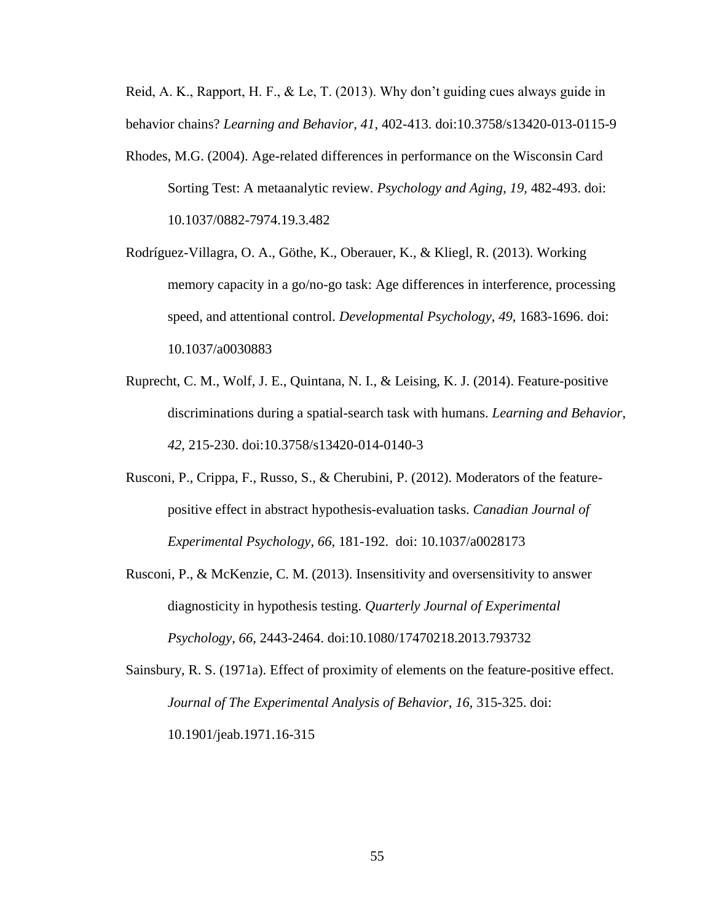Reid, A. K., Rapport, H. F., & Le, T. (2013). Why don't guiding cues always guide in behavior chains? *Learning and Behavior, 41*, 402-413. doi:10.3758/s13420-013-0115-9

Rhodes, M.G. (2004). Age-related differences in performance on the Wisconsin Card Sorting Test: A metaanalytic review. *Psychology and Aging, 19,* 482-493. doi: 10.1037/0882-7974.19.3.482

Rodríguez-Villagra, O. A., Göthe, K., Oberauer, K., & Kliegl, R. (2013). Working memory capacity in a go/no-go task: Age differences in interference, processing speed, and attentional control. *Developmental Psychology*, *49*, 1683-1696. doi: 10.1037/a0030883

Ruprecht, C. M., Wolf, J. E., Quintana, N. I., & Leising, K. J. (2014). Feature-positive discriminations during a spatial-search task with humans. *Learning and Behavior*, *42*, 215-230. doi:10.3758/s13420-014-0140-3

Rusconi, P., Crippa, F., Russo, S., & Cherubini, P. (2012). Moderators of the feature-positive effect in abstract hypothesis-evaluation tasks. *Canadian Journal of Experimental Psychology*, *66*, 181-192. doi: 10.1037/a0028173

Rusconi, P., & McKenzie, C. M. (2013). Insensitivity and oversensitivity to answer diagnosticity in hypothesis testing. *Quarterly Journal of Experimental Psychology*, *66*, 2443-2464. doi:10.1080/17470218.2013.793732

Sainsbury, R. S. (1971a). Effect of proximity of elements on the feature-positive effect. *Journal of The Experimental Analysis of Behavior*, *16*, 315-325. doi: 10.1901/jeab.1971.16-315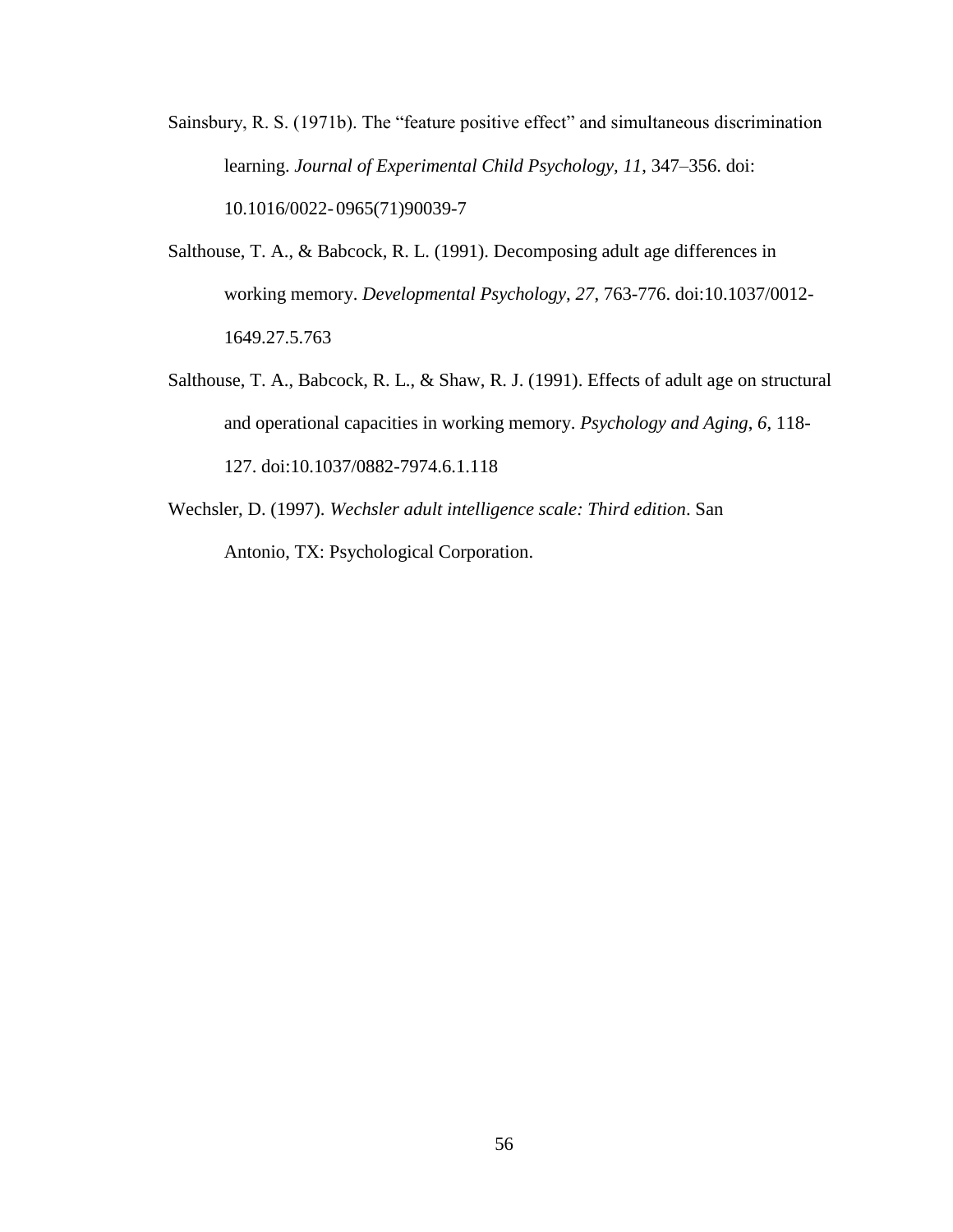Sainsbury, R. S. (1971b). The "feature positive effect" and simultaneous discrimination learning. *Journal of Experimental Child Psychology, 11*, 347–356. doi: 10.1016/0022-0965(71)90039-7

Salthouse, T. A., & Babcock, R. L. (1991). Decomposing adult age differences in working memory. *Developmental Psychology*, *27*, 763-776. doi:10.1037/0012-1649.27.5.763

Salthouse, T. A., Babcock, R. L., & Shaw, R. J. (1991). Effects of adult age on structural and operational capacities in working memory. *Psychology and Aging*, *6*, 118-127. doi:10.1037/0882-7974.6.1.118

Wechsler, D. (1997). *Wechsler adult intelligence scale: Third edition*. San Antonio, TX: Psychological Corporation.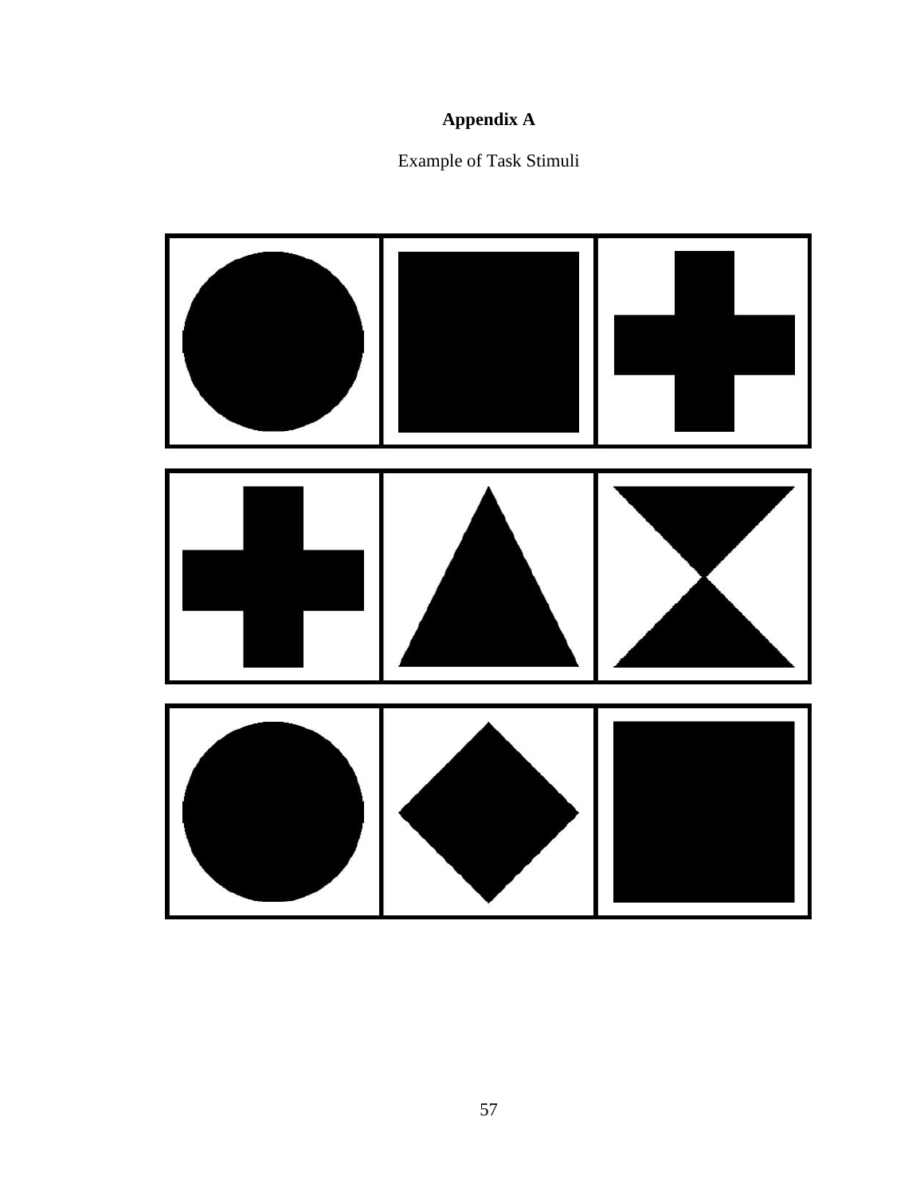# Appendix A

Example of Task Stimuli